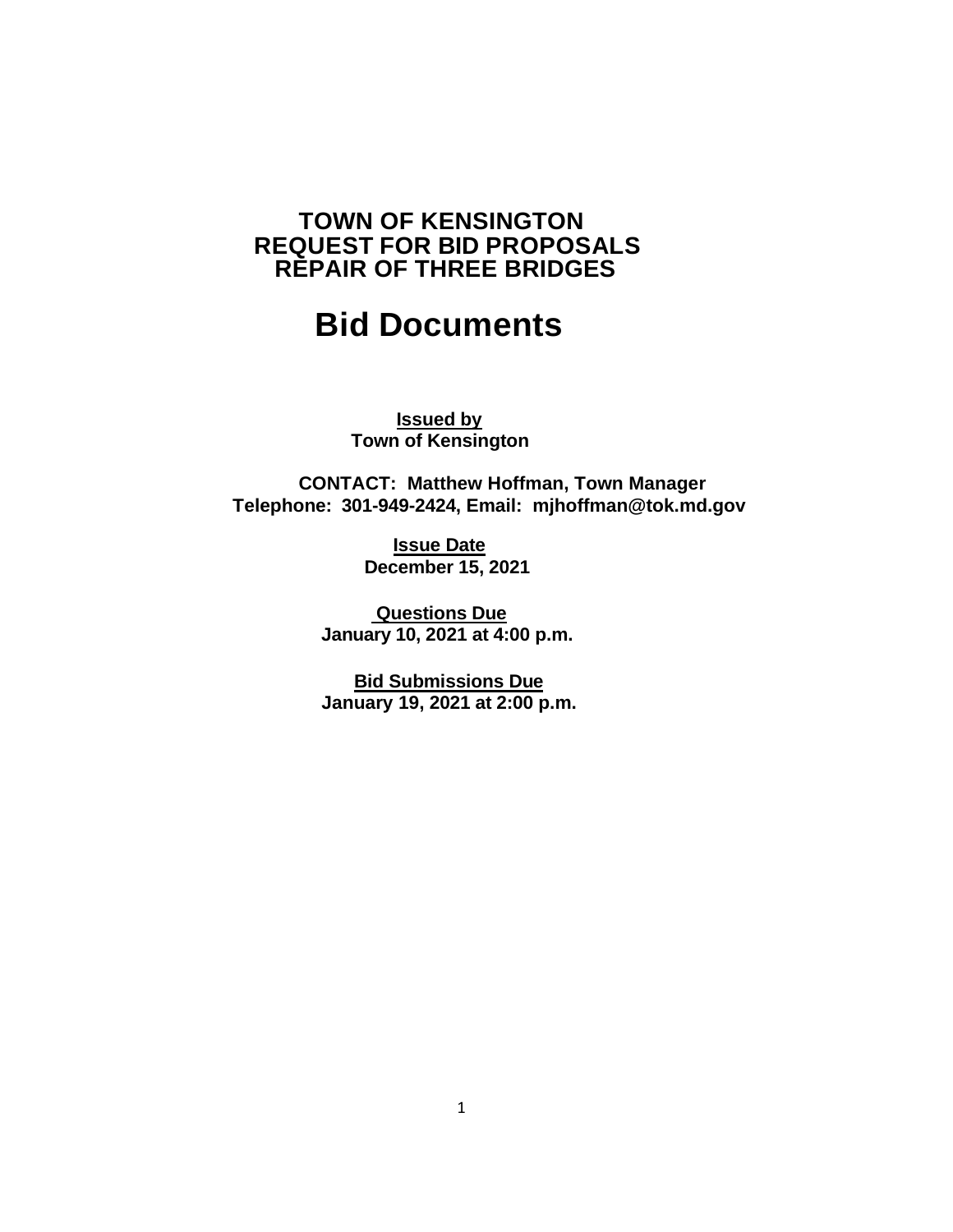# TOWN OF KENSINGTON
# REQUEST FOR BID PROPOSALS
# REPAIR OF THREE BRIDGES

# Bid Documents

**Issued by**
**Town of Kensington**

**CONTACT: Matthew Hoffman, Town Manager**
**Telephone: 301-949-2424, Email: mjhoffman@tok.md.gov**

**Issue Date**
**December 15, 2021**

**Questions Due**
**January 10, 2021 at 4:00 p.m.**

**Bid Submissions Due**
**January 19, 2021 at 2:00 p.m.**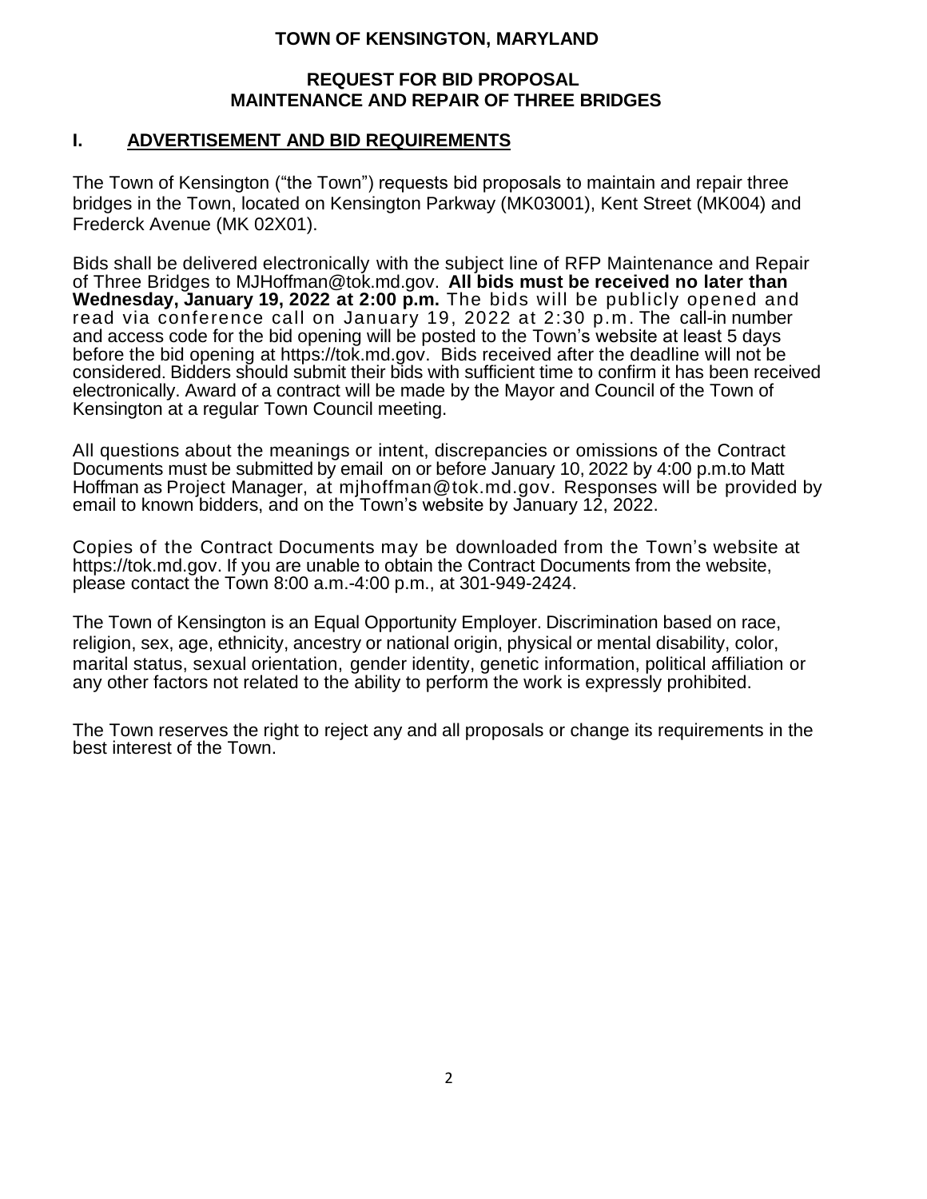# TOWN OF KENSINGTON, MARYLAND

## REQUEST FOR BID PROPOSAL
## MAINTENANCE AND REPAIR OF THREE BRIDGES

## I. ADVERTISEMENT AND BID REQUIREMENTS

The Town of Kensington ("the Town") requests bid proposals to maintain and repair three bridges in the Town, located on Kensington Parkway (MK03001), Kent Street (MK004) and Frederck Avenue (MK 02X01).

Bids shall be delivered electronically with the subject line of RFP Maintenance and Repair of Three Bridges to MJHoffman@tok.md.gov. **All bids must be received no later than Wednesday, January 19, 2022 at 2:00 p.m.** The bids will be publicly opened and read via conference call on January 19, 2022 at 2:30 p.m. The call-in number and access code for the bid opening will be posted to the Town's website at least 5 days before the bid opening at https://tok.md.gov. Bids received after the deadline will not be considered. Bidders should submit their bids with sufficient time to confirm it has been received electronically. Award of a contract will be made by the Mayor and Council of the Town of Kensington at a regular Town Council meeting.

All questions about the meanings or intent, discrepancies or omissions of the Contract Documents must be submitted by email on or before January 10, 2022 by 4:00 p.m.to Matt Hoffman as Project Manager, at mjhoffman@tok.md.gov. Responses will be provided by email to known bidders, and on the Town's website by January 12, 2022.

Copies of the Contract Documents may be downloaded from the Town's website at https://tok.md.gov. If you are unable to obtain the Contract Documents from the website, please contact the Town 8:00 a.m.-4:00 p.m., at 301-949-2424.

The Town of Kensington is an Equal Opportunity Employer. Discrimination based on race, religion, sex, age, ethnicity, ancestry or national origin, physical or mental disability, color, marital status, sexual orientation, gender identity, genetic information, political affiliation or any other factors not related to the ability to perform the work is expressly prohibited.

The Town reserves the right to reject any and all proposals or change its requirements in the best interest of the Town.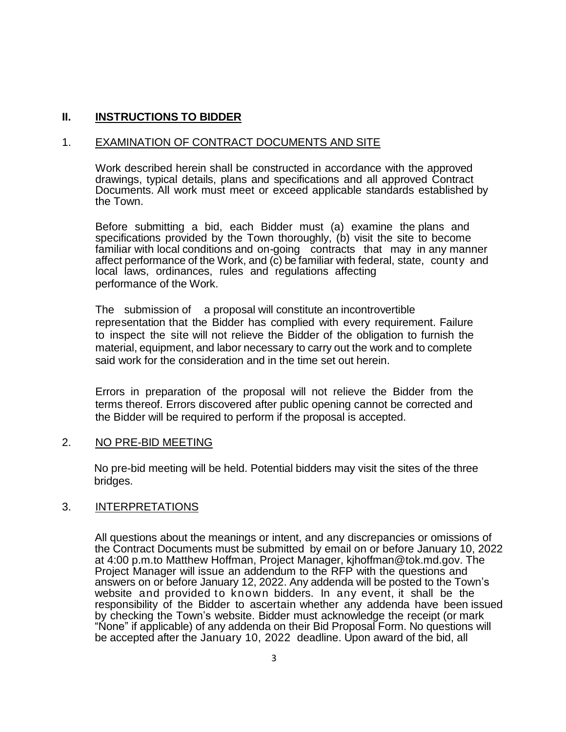## II. INSTRUCTIONS TO BIDDER

### 1. EXAMINATION OF CONTRACT DOCUMENTS AND SITE

Work described herein shall be constructed in accordance with the approved drawings, typical details, plans and specifications and all approved Contract Documents. All work must meet or exceed applicable standards established by the Town.

Before submitting a bid, each Bidder must (a) examine the plans and specifications provided by the Town thoroughly, (b) visit the site to become familiar with local conditions and on-going contracts that may in any manner affect performance of the Work, and (c) be familiar with federal, state, county and local laws, ordinances, rules and regulations affecting performance of the Work.

The submission of a proposal will constitute an incontrovertible representation that the Bidder has complied with every requirement. Failure to inspect the site will not relieve the Bidder of the obligation to furnish the material, equipment, and labor necessary to carry out the work and to complete said work for the consideration and in the time set out herein.

Errors in preparation of the proposal will not relieve the Bidder from the terms thereof. Errors discovered after public opening cannot be corrected and the Bidder will be required to perform if the proposal is accepted.

### 2. NO PRE-BID MEETING

No pre-bid meeting will be held. Potential bidders may visit the sites of the three bridges.

### 3. INTERPRETATIONS

All questions about the meanings or intent, and any discrepancies or omissions of the Contract Documents must be submitted by email on or before January 10, 2022 at 4:00 p.m.to Matthew Hoffman, Project Manager, kjhoffman@tok.md.gov. The Project Manager will issue an addendum to the RFP with the questions and answers on or before January 12, 2022. Any addenda will be posted to the Town's website and provided to known bidders. In any event, it shall be the responsibility of the Bidder to ascertain whether any addenda have been issued by checking the Town's website. Bidder must acknowledge the receipt (or mark "None" if applicable) of any addenda on their Bid Proposal Form. No questions will be accepted after the January 10, 2022 deadline. Upon award of the bid, all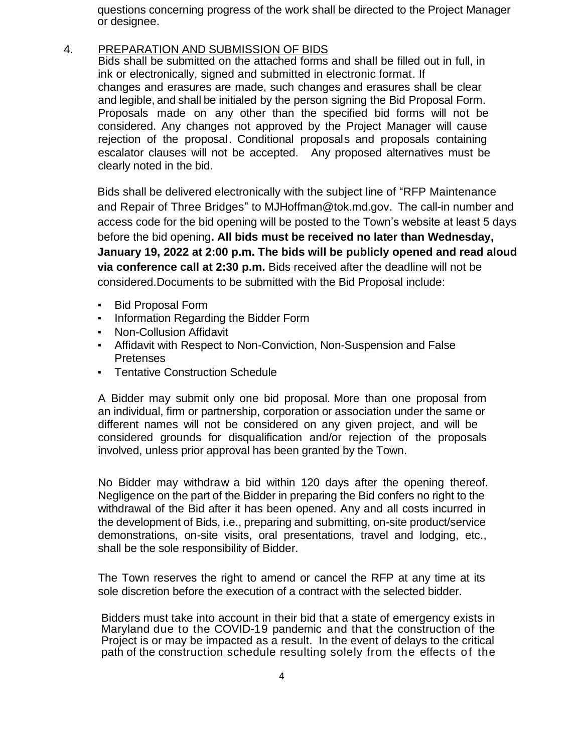questions concerning progress of the work shall be directed to the Project Manager or designee.

4. PREPARATION AND SUBMISSION OF BIDS

Bids shall be submitted on the attached forms and shall be filled out in full, in ink or electronically, signed and submitted in electronic format. If changes and erasures are made, such changes and erasures shall be clear and legible, and shall be initialed by the person signing the Bid Proposal Form. Proposals made on any other than the specified bid forms will not be considered. Any changes not approved by the Project Manager will cause rejection of the proposal. Conditional proposals and proposals containing escalator clauses will not be accepted. Any proposed alternatives must be clearly noted in the bid.

Bids shall be delivered electronically with the subject line of "RFP Maintenance and Repair of Three Bridges" to MJHoffman@tok.md.gov. The call-in number and access code for the bid opening will be posted to the Town's website at least 5 days before the bid opening**. All bids must be received no later than Wednesday, January 19, 2022 at 2:00 p.m. The bids will be publicly opened and read aloud via conference call at 2:30 p.m.** Bids received after the deadline will not be considered.Documents to be submitted with the Bid Proposal include:

- Bid Proposal Form
- Information Regarding the Bidder Form
- Non-Collusion Affidavit
- Affidavit with Respect to Non-Conviction, Non-Suspension and False Pretenses
- Tentative Construction Schedule

A Bidder may submit only one bid proposal. More than one proposal from an individual, firm or partnership, corporation or association under the same or different names will not be considered on any given project, and will be considered grounds for disqualification and/or rejection of the proposals involved, unless prior approval has been granted by the Town.

No Bidder may withdraw a bid within 120 days after the opening thereof. Negligence on the part of the Bidder in preparing the Bid confers no right to the withdrawal of the Bid after it has been opened. Any and all costs incurred in the development of Bids, i.e., preparing and submitting, on-site product/service demonstrations, on-site visits, oral presentations, travel and lodging, etc., shall be the sole responsibility of Bidder.

The Town reserves the right to amend or cancel the RFP at any time at its sole discretion before the execution of a contract with the selected bidder.

Bidders must take into account in their bid that a state of emergency exists in Maryland due to the COVID-19 pandemic and that the construction of the Project is or may be impacted as a result. In the event of delays to the critical path of the construction schedule resulting solely from the effects of the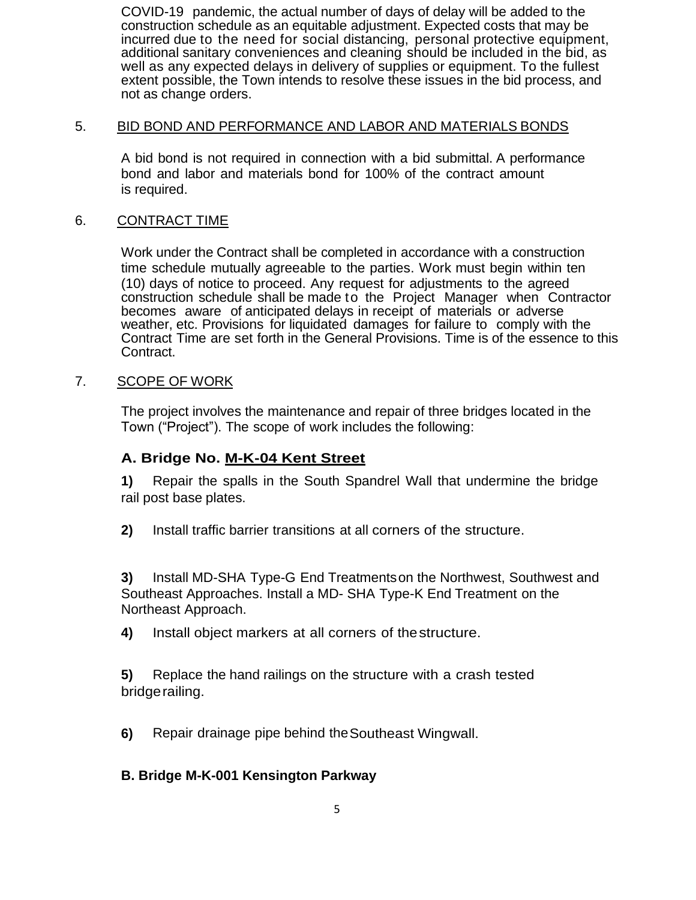COVID-19 pandemic, the actual number of days of delay will be added to the construction schedule as an equitable adjustment. Expected costs that may be incurred due to the need for social distancing, personal protective equipment, additional sanitary conveniences and cleaning should be included in the bid, as well as any expected delays in delivery of supplies or equipment. To the fullest extent possible, the Town intends to resolve these issues in the bid process, and not as change orders.

5. <u>BID BOND AND PERFORMANCE AND LABOR AND MATERIALS BONDS</u>

A bid bond is not required in connection with a bid submittal. A performance bond and labor and materials bond for 100% of the contract amount is required.

6. <u>CONTRACT TIME</u>

Work under the Contract shall be completed in accordance with a construction time schedule mutually agreeable to the parties. Work must begin within ten (10) days of notice to proceed. Any request for adjustments to the agreed construction schedule shall be made to the Project Manager when Contractor becomes aware of anticipated delays in receipt of materials or adverse weather, etc. Provisions for liquidated damages for failure to comply with the Contract Time are set forth in the General Provisions. Time is of the essence to this Contract.

7. <u>SCOPE OF WORK</u>

The project involves the maintenance and repair of three bridges located in the Town ("Project"). The scope of work includes the following:

### A. Bridge No. <u>M-K-04 Kent Street</u>

**1)** Repair the spalls in the South Spandrel Wall that undermine the bridge rail post base plates.

**2)** Install traffic barrier transitions at all corners of the structure.

**3)** Install MD-SHA Type-G End Treatments on the Northwest, Southwest and Southeast Approaches. Install a MD- SHA Type-K End Treatment on the Northeast Approach.

**4)** Install object markers at all corners of the structure.

**5)** Replace the hand railings on the structure with a crash tested bridge railing.

**6)** Repair drainage pipe behind the Southeast Wingwall.

### B. Bridge M-K-001 Kensington Parkway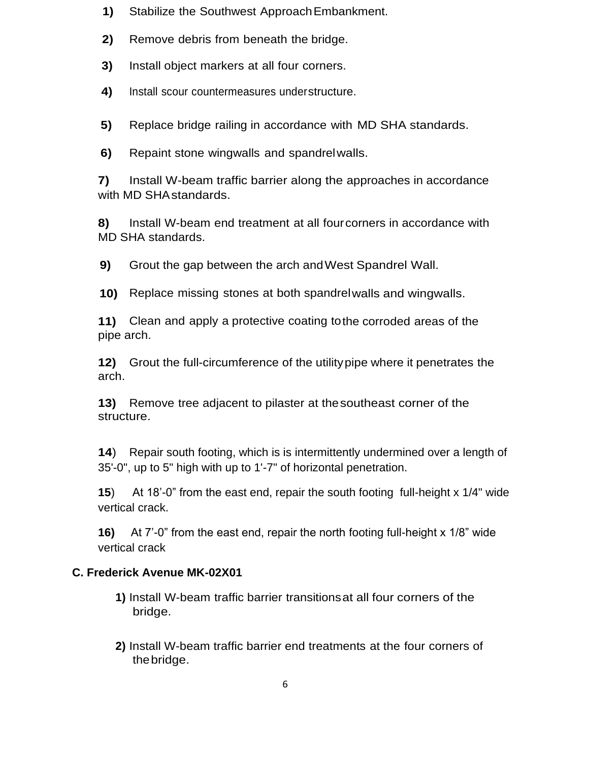**1)** Stabilize the Southwest Approach Embankment.

**2)** Remove debris from beneath the bridge.

**3)** Install object markers at all four corners.

**4)** Install scour countermeasures understructure.

**5)** Replace bridge railing in accordance with MD SHA standards.

**6)** Repaint stone wingwalls and spandrel walls.

**7)** Install W-beam traffic barrier along the approaches in accordance with MD SHA standards.

**8)** Install W-beam end treatment at all four corners in accordance with MD SHA standards.

**9)** Grout the gap between the arch and West Spandrel Wall.

**10)** Replace missing stones at both spandrel walls and wingwalls.

**11)** Clean and apply a protective coating to the corroded areas of the pipe arch.

**12)** Grout the full-circumference of the utility pipe where it penetrates the arch.

**13)** Remove tree adjacent to pilaster at the southeast corner of the structure.

**14**) Repair south footing, which is is intermittently undermined over a length of 35'-0", up to 5" high with up to 1'-7" of horizontal penetration.

**15**) At 18'-0" from the east end, repair the south footing full-height x 1/4" wide vertical crack.

**16)** At 7'-0" from the east end, repair the north footing full-height x 1/8" wide vertical crack

**C. Frederick Avenue MK-02X01**

**1)** Install W-beam traffic barrier transitions at all four corners of the bridge.

**2)** Install W-beam traffic barrier end treatments at the four corners of the bridge.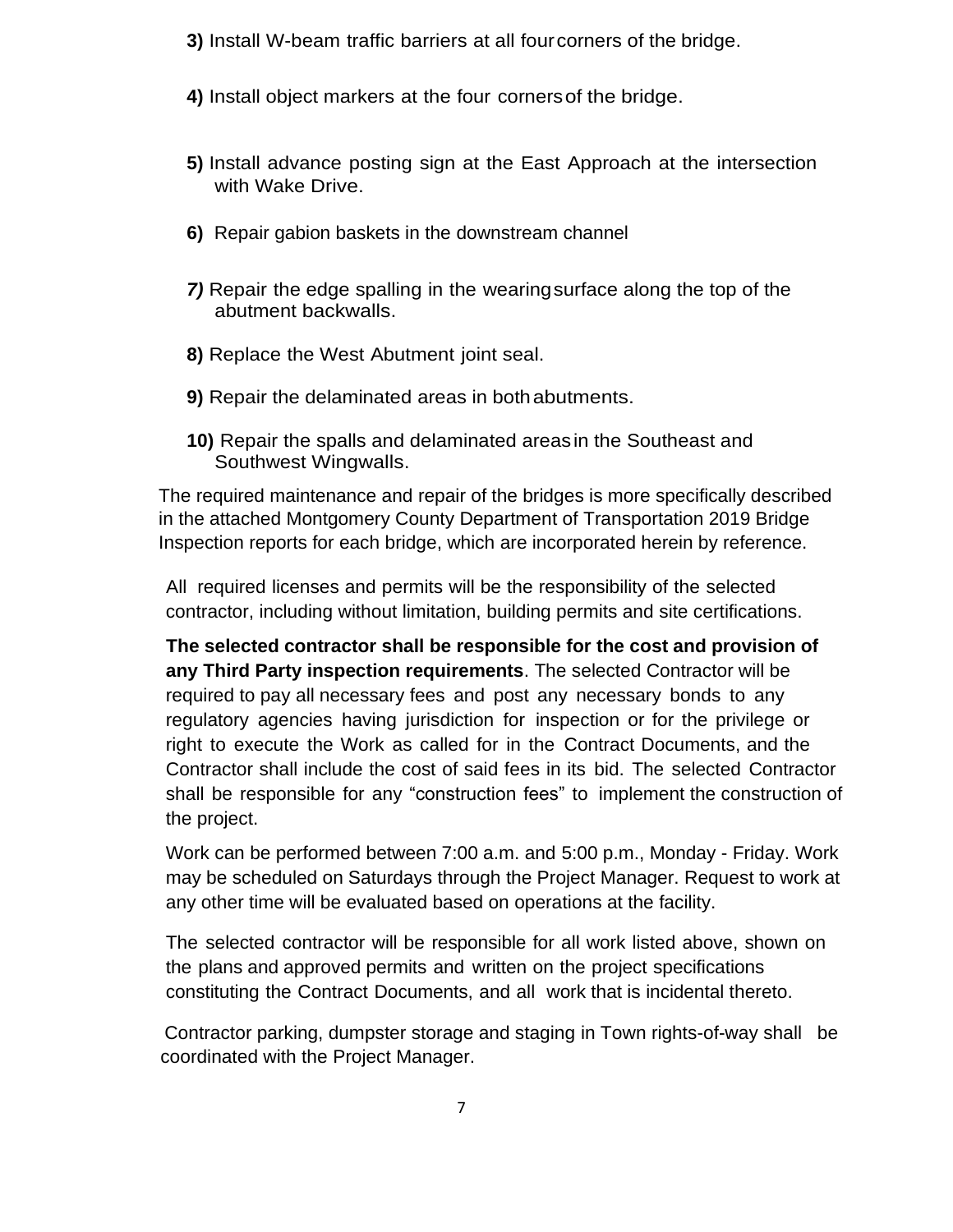**3)** Install W-beam traffic barriers at all four corners of the bridge.

**4)** Install object markers at the four corners of the bridge.

**5)** Install advance posting sign at the East Approach at the intersection with Wake Drive.

**6)** Repair gabion baskets in the downstream channel

***7)*** Repair the edge spalling in the wearing surface along the top of the abutment backwalls.

**8)** Replace the West Abutment joint seal.

**9)** Repair the delaminated areas in both abutments.

**10)** Repair the spalls and delaminated areas in the Southeast and Southwest Wingwalls.

The required maintenance and repair of the bridges is more specifically described in the attached Montgomery County Department of Transportation 2019 Bridge Inspection reports for each bridge, which are incorporated herein by reference.

All required licenses and permits will be the responsibility of the selected contractor, including without limitation, building permits and site certifications.

**The selected contractor shall be responsible for the cost and provision of any Third Party inspection requirements**. The selected Contractor will be required to pay all necessary fees and post any necessary bonds to any regulatory agencies having jurisdiction for inspection or for the privilege or right to execute the Work as called for in the Contract Documents, and the Contractor shall include the cost of said fees in its bid. The selected Contractor shall be responsible for any "construction fees" to implement the construction of the project.

Work can be performed between 7:00 a.m. and 5:00 p.m., Monday - Friday. Work may be scheduled on Saturdays through the Project Manager. Request to work at any other time will be evaluated based on operations at the facility.

The selected contractor will be responsible for all work listed above, shown on the plans and approved permits and written on the project specifications constituting the Contract Documents, and all work that is incidental thereto.

Contractor parking, dumpster storage and staging in Town rights-of-way shall be coordinated with the Project Manager.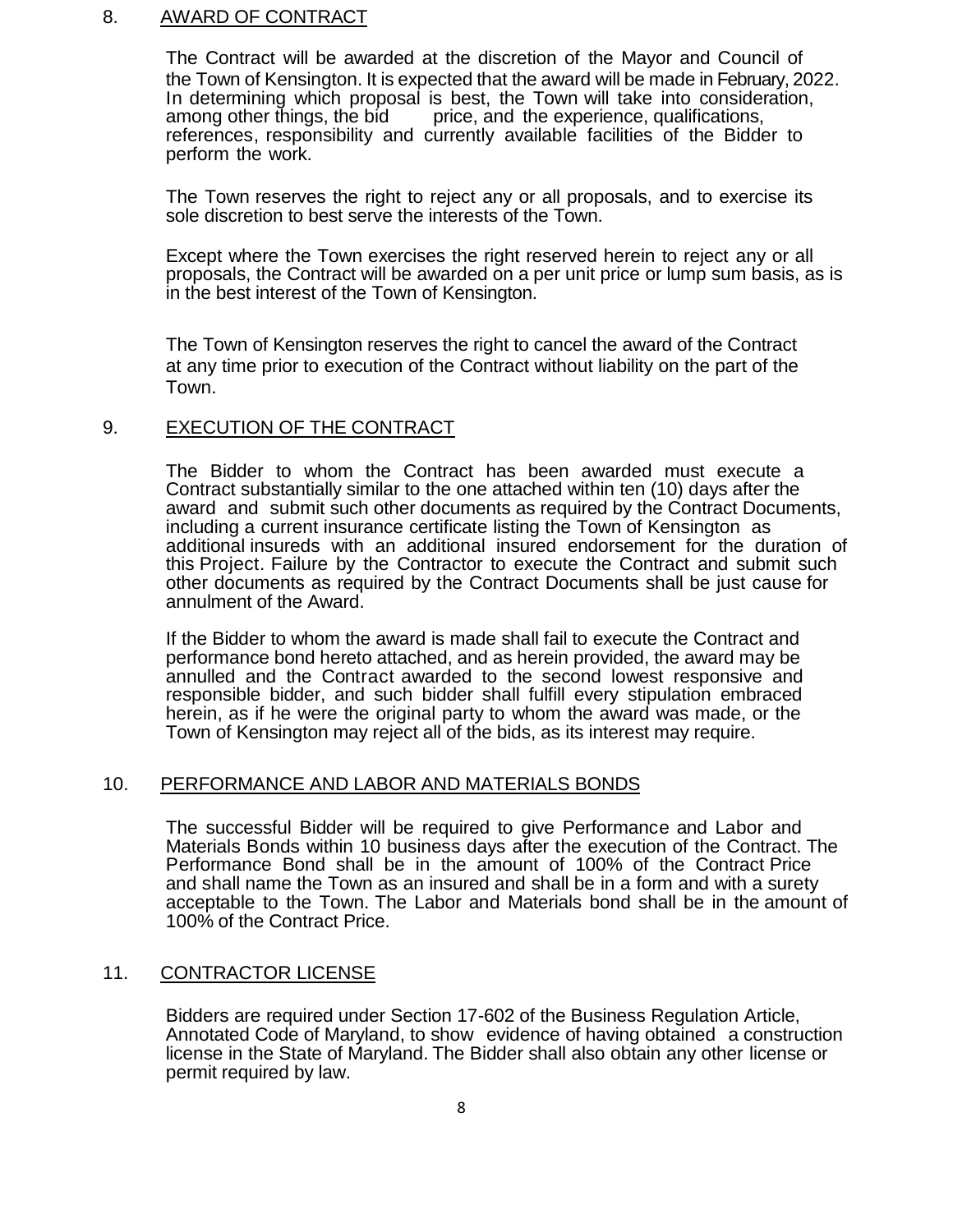## 8. AWARD OF CONTRACT

The Contract will be awarded at the discretion of the Mayor and Council of the Town of Kensington. It is expected that the award will be made in February, 2022. In determining which proposal is best, the Town will take into consideration, among other things, the bid price, and the experience, qualifications, references, responsibility and currently available facilities of the Bidder to perform the work.

The Town reserves the right to reject any or all proposals, and to exercise its sole discretion to best serve the interests of the Town.

Except where the Town exercises the right reserved herein to reject any or all proposals, the Contract will be awarded on a per unit price or lump sum basis, as is in the best interest of the Town of Kensington.

The Town of Kensington reserves the right to cancel the award of the Contract at any time prior to execution of the Contract without liability on the part of the Town.

## 9. EXECUTION OF THE CONTRACT

The Bidder to whom the Contract has been awarded must execute a Contract substantially similar to the one attached within ten (10) days after the award and submit such other documents as required by the Contract Documents, including a current insurance certificate listing the Town of Kensington as additional insureds with an additional insured endorsement for the duration of this Project. Failure by the Contractor to execute the Contract and submit such other documents as required by the Contract Documents shall be just cause for annulment of the Award.

If the Bidder to whom the award is made shall fail to execute the Contract and performance bond hereto attached, and as herein provided, the award may be annulled and the Contract awarded to the second lowest responsive and responsible bidder, and such bidder shall fulfill every stipulation embraced herein, as if he were the original party to whom the award was made, or the Town of Kensington may reject all of the bids, as its interest may require.

## 10. PERFORMANCE AND LABOR AND MATERIALS BONDS

The successful Bidder will be required to give Performance and Labor and Materials Bonds within 10 business days after the execution of the Contract. The Performance Bond shall be in the amount of 100% of the Contract Price and shall name the Town as an insured and shall be in a form and with a surety acceptable to the Town. The Labor and Materials bond shall be in the amount of 100% of the Contract Price.

## 11. CONTRACTOR LICENSE

Bidders are required under Section 17-602 of the Business Regulation Article, Annotated Code of Maryland, to show evidence of having obtained a construction license in the State of Maryland. The Bidder shall also obtain any other license or permit required by law.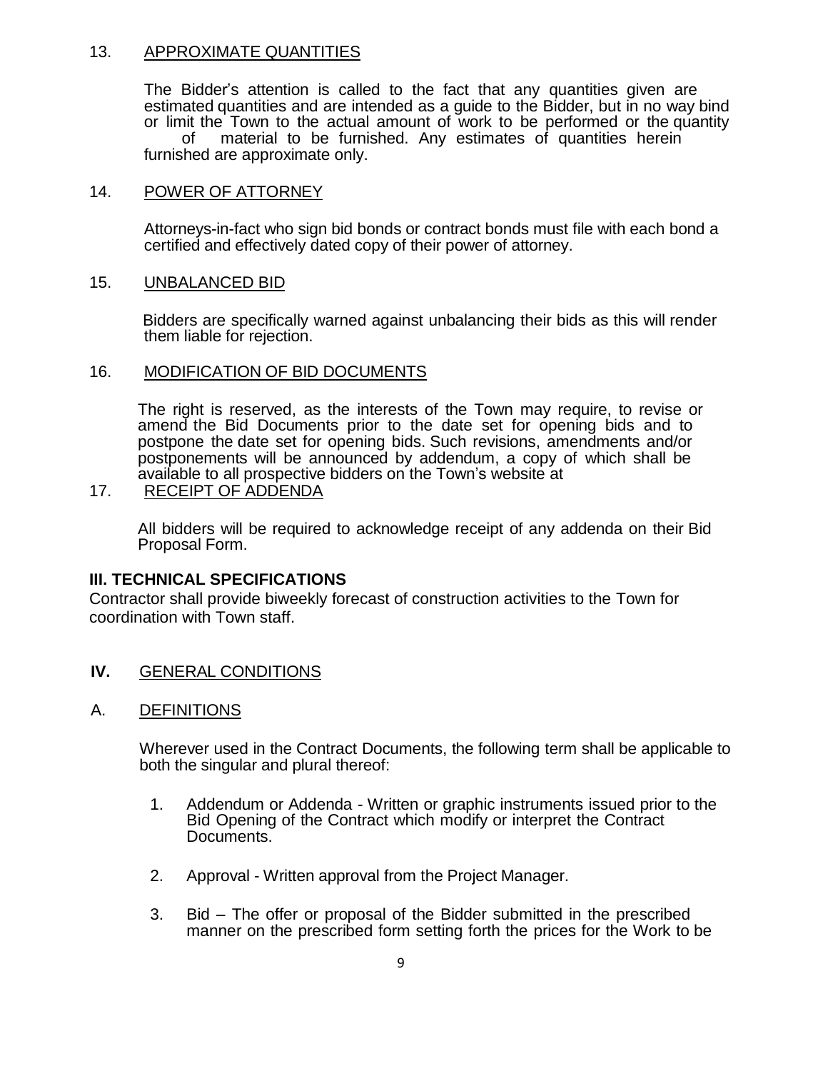13. APPROXIMATE QUANTITIES

The Bidder's attention is called to the fact that any quantities given are estimated quantities and are intended as a guide to the Bidder, but in no way bind or limit the Town to the actual amount of work to be performed or the quantity of material to be furnished. Any estimates of quantities herein furnished are approximate only.

14. POWER OF ATTORNEY

Attorneys-in-fact who sign bid bonds or contract bonds must file with each bond a certified and effectively dated copy of their power of attorney.

15. UNBALANCED BID

Bidders are specifically warned against unbalancing their bids as this will render them liable for rejection.

16. MODIFICATION OF BID DOCUMENTS

The right is reserved, as the interests of the Town may require, to revise or amend the Bid Documents prior to the date set for opening bids and to postpone the date set for opening bids. Such revisions, amendments and/or postponements will be announced by addendum, a copy of which shall be available to all prospective bidders on the Town's website at

17. RECEIPT OF ADDENDA

All bidders will be required to acknowledge receipt of any addenda on their Bid Proposal Form.

## III. TECHNICAL SPECIFICATIONS

Contractor shall provide biweekly forecast of construction activities to the Town for coordination with Town staff.

## IV. GENERAL CONDITIONS

### A. DEFINITIONS

Wherever used in the Contract Documents, the following term shall be applicable to both the singular and plural thereof:

1. Addendum or Addenda - Written or graphic instruments issued prior to the Bid Opening of the Contract which modify or interpret the Contract Documents.

2. Approval - Written approval from the Project Manager.

3. Bid – The offer or proposal of the Bidder submitted in the prescribed manner on the prescribed form setting forth the prices for the Work to be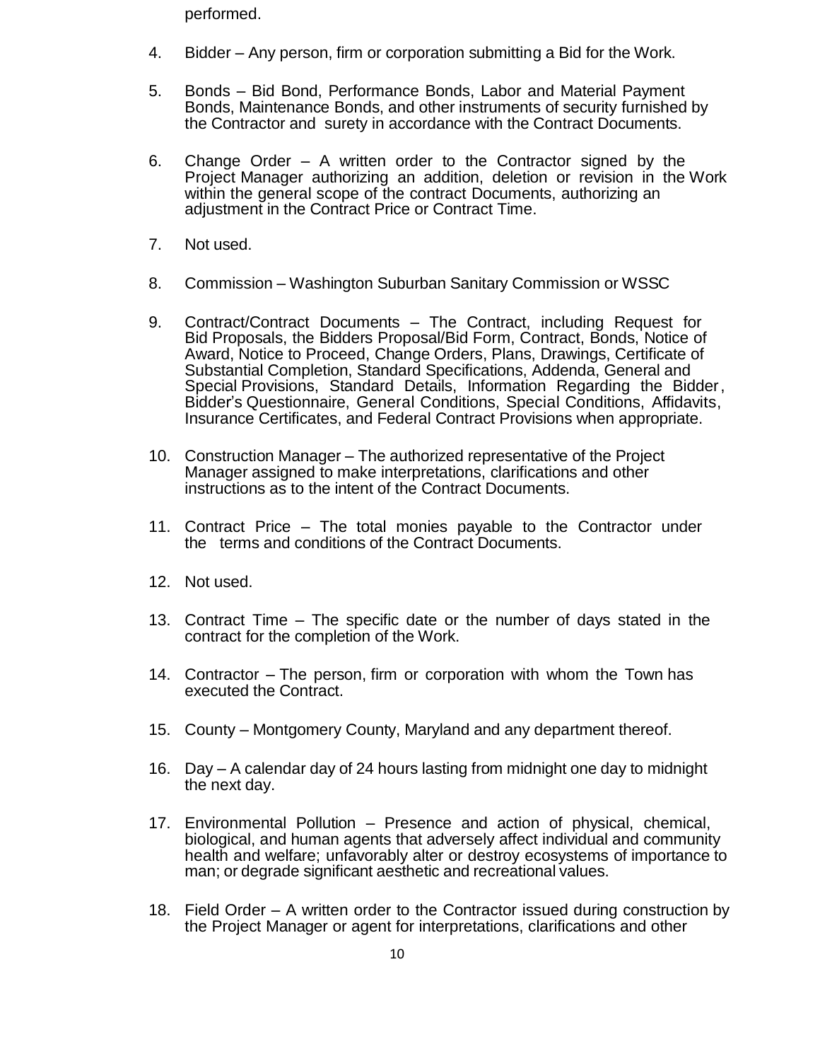performed.

4. Bidder – Any person, firm or corporation submitting a Bid for the Work.

5. Bonds – Bid Bond, Performance Bonds, Labor and Material Payment Bonds, Maintenance Bonds, and other instruments of security furnished by the Contractor and surety in accordance with the Contract Documents.

6. Change Order – A written order to the Contractor signed by the Project Manager authorizing an addition, deletion or revision in the Work within the general scope of the contract Documents, authorizing an adjustment in the Contract Price or Contract Time.

7. Not used.

8. Commission – Washington Suburban Sanitary Commission or WSSC

9. Contract/Contract Documents – The Contract, including Request for Bid Proposals, the Bidders Proposal/Bid Form, Contract, Bonds, Notice of Award, Notice to Proceed, Change Orders, Plans, Drawings, Certificate of Substantial Completion, Standard Specifications, Addenda, General and Special Provisions, Standard Details, Information Regarding the Bidder, Bidder's Questionnaire, General Conditions, Special Conditions, Affidavits, Insurance Certificates, and Federal Contract Provisions when appropriate.

10. Construction Manager – The authorized representative of the Project Manager assigned to make interpretations, clarifications and other instructions as to the intent of the Contract Documents.

11. Contract Price – The total monies payable to the Contractor under the terms and conditions of the Contract Documents.

12. Not used.

13. Contract Time – The specific date or the number of days stated in the contract for the completion of the Work.

14. Contractor – The person, firm or corporation with whom the Town has executed the Contract.

15. County – Montgomery County, Maryland and any department thereof.

16. Day – A calendar day of 24 hours lasting from midnight one day to midnight the next day.

17. Environmental Pollution – Presence and action of physical, chemical, biological, and human agents that adversely affect individual and community health and welfare; unfavorably alter or destroy ecosystems of importance to man; or degrade significant aesthetic and recreational values.

18. Field Order – A written order to the Contractor issued during construction by the Project Manager or agent for interpretations, clarifications and other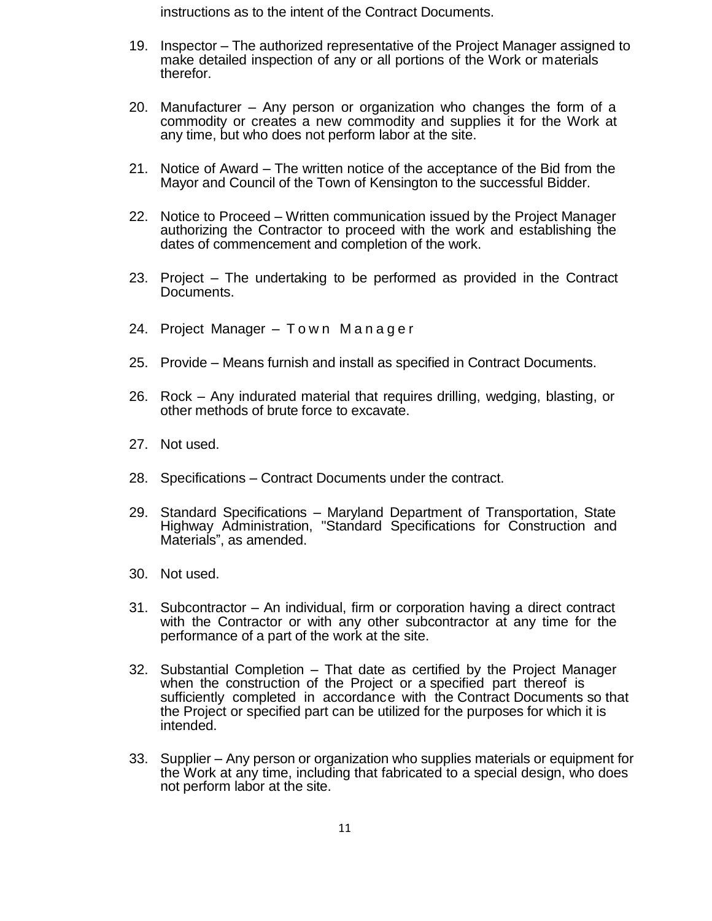instructions as to the intent of the Contract Documents.

19. Inspector – The authorized representative of the Project Manager assigned to make detailed inspection of any or all portions of the Work or materials therefor.

20. Manufacturer – Any person or organization who changes the form of a commodity or creates a new commodity and supplies it for the Work at any time, but who does not perform labor at the site.

21. Notice of Award – The written notice of the acceptance of the Bid from the Mayor and Council of the Town of Kensington to the successful Bidder.

22. Notice to Proceed – Written communication issued by the Project Manager authorizing the Contractor to proceed with the work and establishing the dates of commencement and completion of the work.

23. Project – The undertaking to be performed as provided in the Contract Documents.

24. Project Manager – Town Manager

25. Provide – Means furnish and install as specified in Contract Documents.

26. Rock – Any indurated material that requires drilling, wedging, blasting, or other methods of brute force to excavate.

27. Not used.

28. Specifications – Contract Documents under the contract.

29. Standard Specifications – Maryland Department of Transportation, State Highway Administration, "Standard Specifications for Construction and Materials", as amended.

30. Not used.

31. Subcontractor – An individual, firm or corporation having a direct contract with the Contractor or with any other subcontractor at any time for the performance of a part of the work at the site.

32. Substantial Completion – That date as certified by the Project Manager when the construction of the Project or a specified part thereof is sufficiently completed in accordance with the Contract Documents so that the Project or specified part can be utilized for the purposes for which it is intended.

33. Supplier – Any person or organization who supplies materials or equipment for the Work at any time, including that fabricated to a special design, who does not perform labor at the site.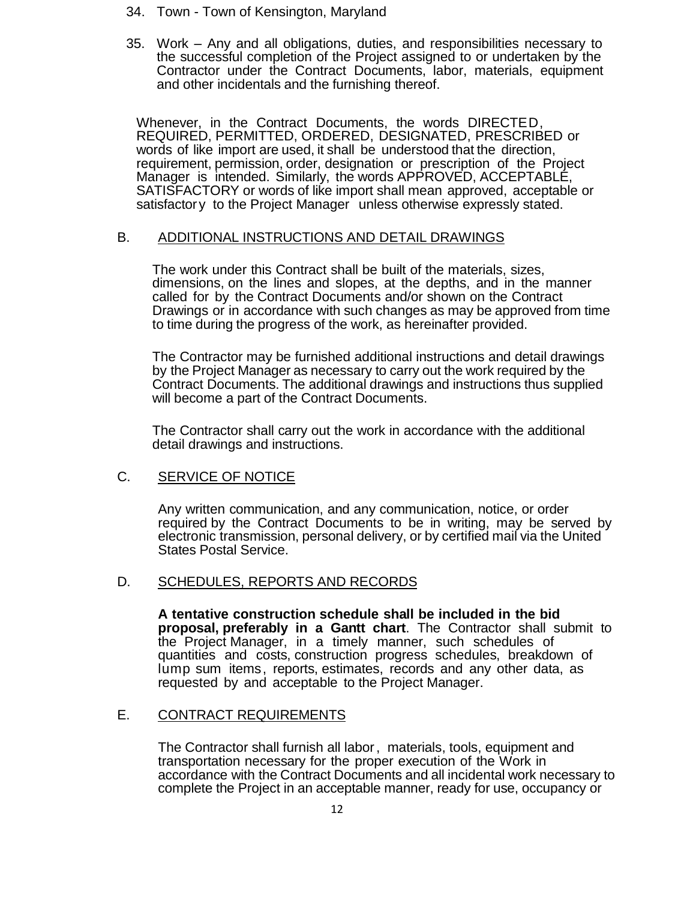34. Town - Town of Kensington, Maryland

35. Work – Any and all obligations, duties, and responsibilities necessary to the successful completion of the Project assigned to or undertaken by the Contractor under the Contract Documents, labor, materials, equipment and other incidentals and the furnishing thereof.

Whenever, in the Contract Documents, the words DIRECTED, REQUIRED, PERMITTED, ORDERED, DESIGNATED, PRESCRIBED or words of like import are used, it shall be understood that the direction, requirement, permission, order, designation or prescription of the Project Manager is intended. Similarly, the words APPROVED, ACCEPTABLE, SATISFACTORY or words of like import shall mean approved, acceptable or satisfactory to the Project Manager unless otherwise expressly stated.

## B. ADDITIONAL INSTRUCTIONS AND DETAIL DRAWINGS

The work under this Contract shall be built of the materials, sizes, dimensions, on the lines and slopes, at the depths, and in the manner called for by the Contract Documents and/or shown on the Contract Drawings or in accordance with such changes as may be approved from time to time during the progress of the work, as hereinafter provided.

The Contractor may be furnished additional instructions and detail drawings by the Project Manager as necessary to carry out the work required by the Contract Documents. The additional drawings and instructions thus supplied will become a part of the Contract Documents.

The Contractor shall carry out the work in accordance with the additional detail drawings and instructions.

## C. SERVICE OF NOTICE

Any written communication, and any communication, notice, or order required by the Contract Documents to be in writing, may be served by electronic transmission, personal delivery, or by certified mail via the United States Postal Service.

## D. SCHEDULES, REPORTS AND RECORDS

**A tentative construction schedule shall be included in the bid proposal, preferably in a Gantt chart**. The Contractor shall submit to the Project Manager, in a timely manner, such schedules of quantities and costs, construction progress schedules, breakdown of lump sum items, reports, estimates, records and any other data, as requested by and acceptable to the Project Manager.

## E. CONTRACT REQUIREMENTS

The Contractor shall furnish all labor, materials, tools, equipment and transportation necessary for the proper execution of the Work in accordance with the Contract Documents and all incidental work necessary to complete the Project in an acceptable manner, ready for use, occupancy or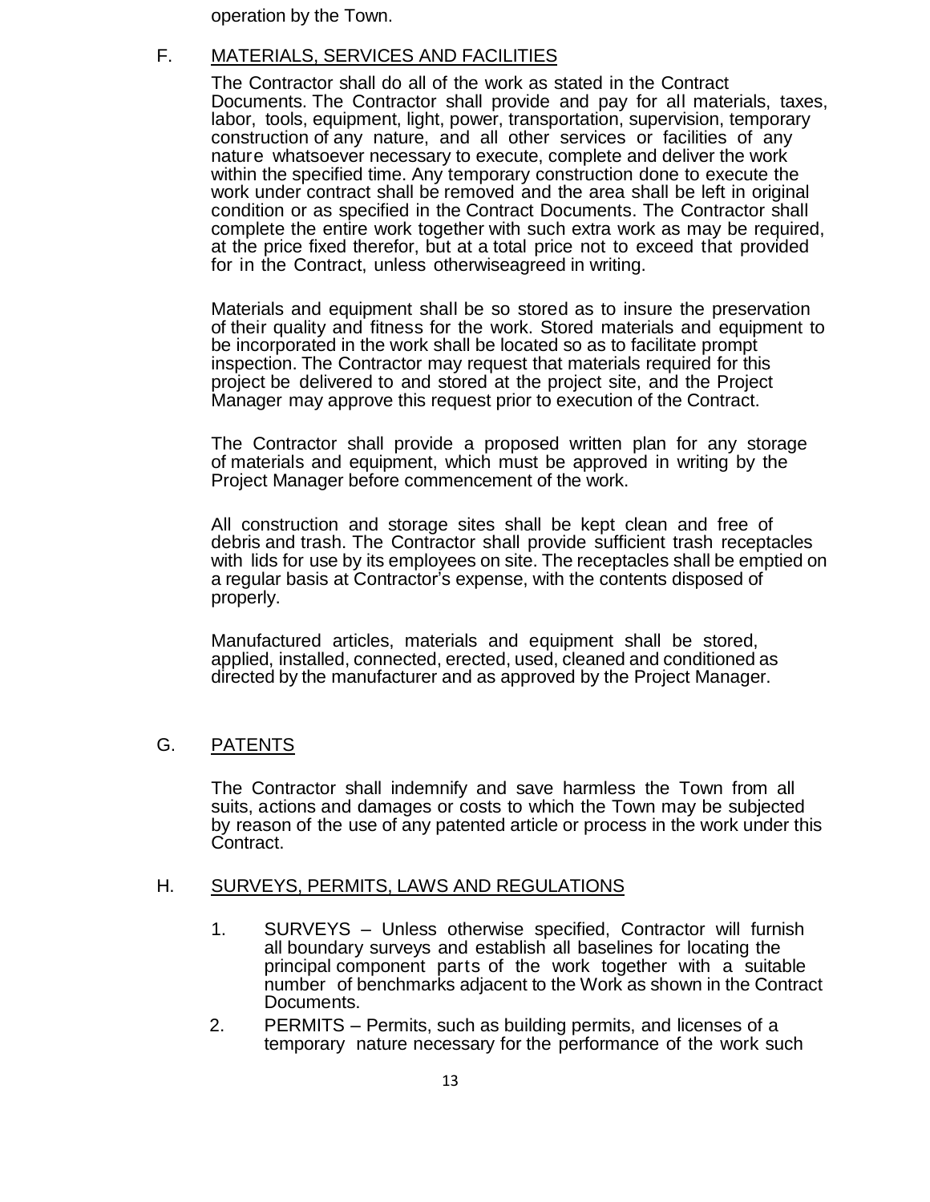operation by the Town.

F. MATERIALS, SERVICES AND FACILITIES

The Contractor shall do all of the work as stated in the Contract Documents. The Contractor shall provide and pay for all materials, taxes, labor, tools, equipment, light, power, transportation, supervision, temporary construction of any nature, and all other services or facilities of any nature whatsoever necessary to execute, complete and deliver the work within the specified time. Any temporary construction done to execute the work under contract shall be removed and the area shall be left in original condition or as specified in the Contract Documents. The Contractor shall complete the entire work together with such extra work as may be required, at the price fixed therefor, but at a total price not to exceed that provided for in the Contract, unless otherwiseagreed in writing.

Materials and equipment shall be so stored as to insure the preservation of their quality and fitness for the work. Stored materials and equipment to be incorporated in the work shall be located so as to facilitate prompt inspection. The Contractor may request that materials required for this project be delivered to and stored at the project site, and the Project Manager may approve this request prior to execution of the Contract.

The Contractor shall provide a proposed written plan for any storage of materials and equipment, which must be approved in writing by the Project Manager before commencement of the work.

All construction and storage sites shall be kept clean and free of debris and trash. The Contractor shall provide sufficient trash receptacles with lids for use by its employees on site. The receptacles shall be emptied on a regular basis at Contractor's expense, with the contents disposed of properly.

Manufactured articles, materials and equipment shall be stored, applied, installed, connected, erected, used, cleaned and conditioned as directed by the manufacturer and as approved by the Project Manager.

G. PATENTS

The Contractor shall indemnify and save harmless the Town from all suits, actions and damages or costs to which the Town may be subjected by reason of the use of any patented article or process in the work under this Contract.

H. SURVEYS, PERMITS, LAWS AND REGULATIONS

1. SURVEYS – Unless otherwise specified, Contractor will furnish all boundary surveys and establish all baselines for locating the principal component parts of the work together with a suitable number of benchmarks adjacent to the Work as shown in the Contract Documents.
2. PERMITS – Permits, such as building permits, and licenses of a temporary nature necessary for the performance of the work such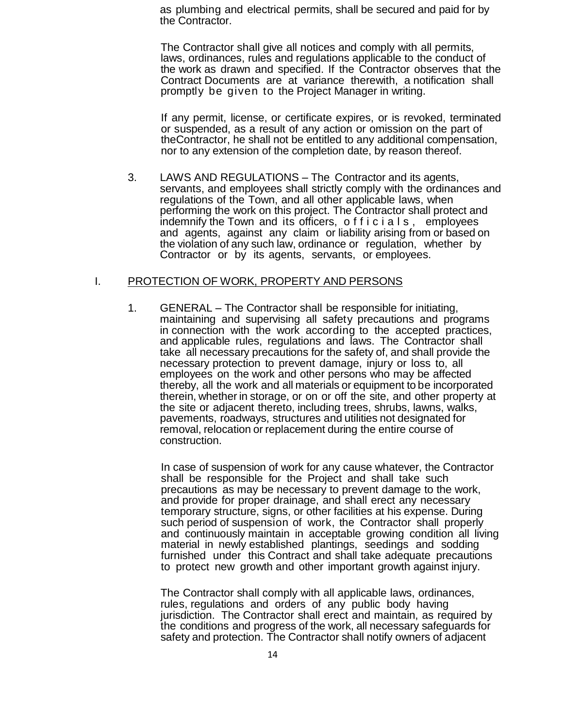as plumbing and electrical permits, shall be secured and paid for by the Contractor.

The Contractor shall give all notices and comply with all permits, laws, ordinances, rules and regulations applicable to the conduct of the work as drawn and specified. If the Contractor observes that the Contract Documents are at variance therewith, a notification shall promptly be given to the Project Manager in writing.

If any permit, license, or certificate expires, or is revoked, terminated or suspended, as a result of any action or omission on the part of theContractor, he shall not be entitled to any additional compensation, nor to any extension of the completion date, by reason thereof.

3. LAWS AND REGULATIONS – The Contractor and its agents, servants, and employees shall strictly comply with the ordinances and regulations of the Town, and all other applicable laws, when performing the work on this project. The Contractor shall protect and indemnify the Town and its officers, officials, employees and agents, against any claim or liability arising from or based on the violation of any such law, ordinance or regulation, whether by Contractor or by its agents, servants, or employees.

## I. PROTECTION OF WORK, PROPERTY AND PERSONS

1. GENERAL – The Contractor shall be responsible for initiating, maintaining and supervising all safety precautions and programs in connection with the work according to the accepted practices, and applicable rules, regulations and laws. The Contractor shall take all necessary precautions for the safety of, and shall provide the necessary protection to prevent damage, injury or loss to, all employees on the work and other persons who may be affected thereby, all the work and all materials or equipment to be incorporated therein, whether in storage, or on or off the site, and other property at the site or adjacent thereto, including trees, shrubs, lawns, walks, pavements, roadways, structures and utilities not designated for removal, relocation or replacement during the entire course of construction.

   In case of suspension of work for any cause whatever, the Contractor shall be responsible for the Project and shall take such precautions as may be necessary to prevent damage to the work, and provide for proper drainage, and shall erect any necessary temporary structure, signs, or other facilities at his expense. During such period of suspension of work, the Contractor shall properly and continuously maintain in acceptable growing condition all living material in newly established plantings, seedings and sodding furnished under this Contract and shall take adequate precautions to protect new growth and other important growth against injury.

   The Contractor shall comply with all applicable laws, ordinances, rules, regulations and orders of any public body having jurisdiction. The Contractor shall erect and maintain, as required by the conditions and progress of the work, all necessary safeguards for safety and protection. The Contractor shall notify owners of adjacent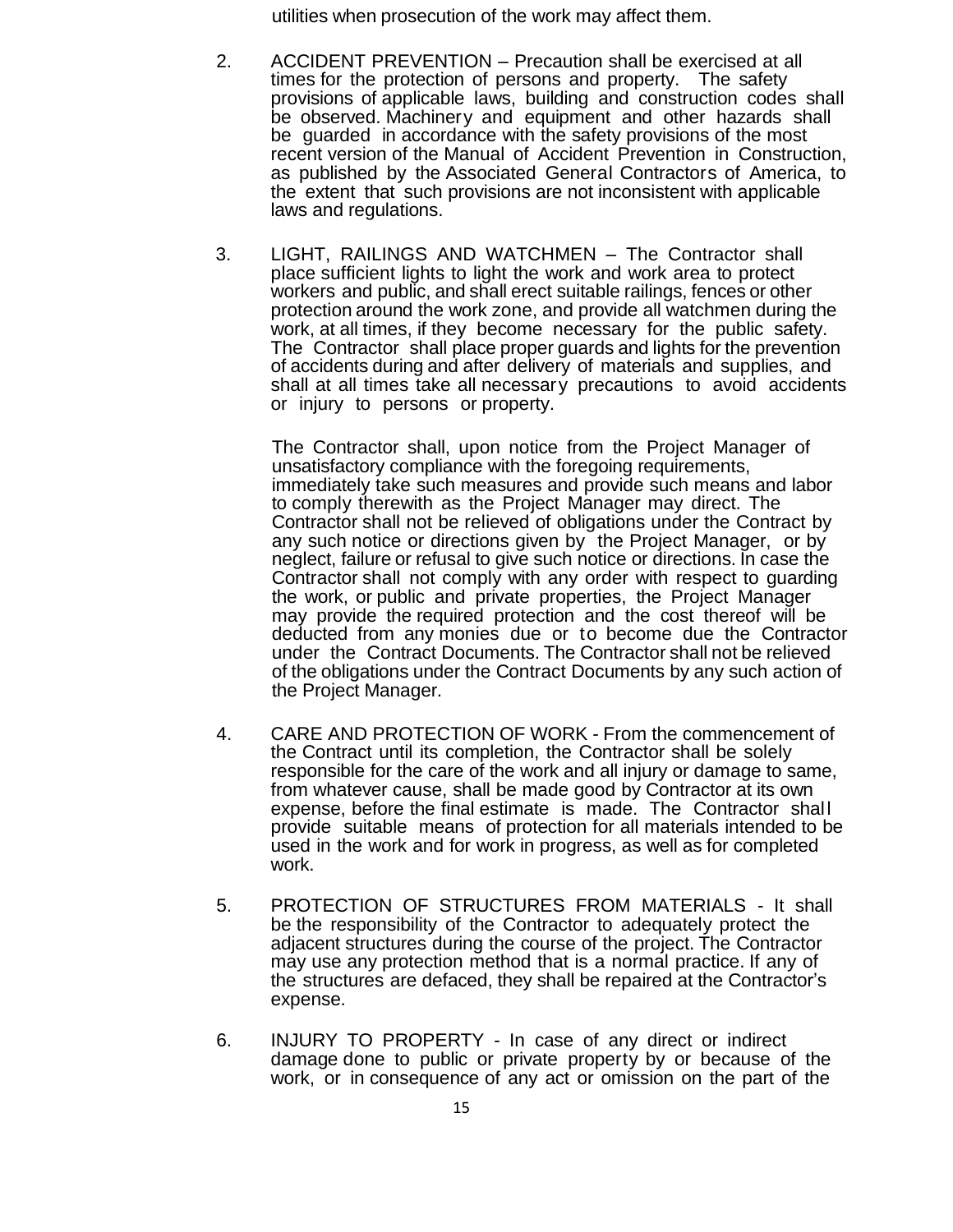utilities when prosecution of the work may affect them.

2. ACCIDENT PREVENTION – Precaution shall be exercised at all times for the protection of persons and property. The safety provisions of applicable laws, building and construction codes shall be observed. Machinery and equipment and other hazards shall be guarded in accordance with the safety provisions of the most recent version of the Manual of Accident Prevention in Construction, as published by the Associated General Contractors of America, to the extent that such provisions are not inconsistent with applicable laws and regulations.

3. LIGHT, RAILINGS AND WATCHMEN – The Contractor shall place sufficient lights to light the work and work area to protect workers and public, and shall erect suitable railings, fences or other protection around the work zone, and provide all watchmen during the work, at all times, if they become necessary for the public safety. The Contractor shall place proper guards and lights for the prevention of accidents during and after delivery of materials and supplies, and shall at all times take all necessary precautions to avoid accidents or injury to persons or property.

   The Contractor shall, upon notice from the Project Manager of unsatisfactory compliance with the foregoing requirements, immediately take such measures and provide such means and labor to comply therewith as the Project Manager may direct. The Contractor shall not be relieved of obligations under the Contract by any such notice or directions given by the Project Manager, or by neglect, failure or refusal to give such notice or directions. In case the Contractor shall not comply with any order with respect to guarding the work, or public and private properties, the Project Manager may provide the required protection and the cost thereof will be deducted from any monies due or to become due the Contractor under the Contract Documents. The Contractor shall not be relieved of the obligations under the Contract Documents by any such action of the Project Manager.

4. CARE AND PROTECTION OF WORK - From the commencement of the Contract until its completion, the Contractor shall be solely responsible for the care of the work and all injury or damage to same, from whatever cause, shall be made good by Contractor at its own expense, before the final estimate is made. The Contractor shall provide suitable means of protection for all materials intended to be used in the work and for work in progress, as well as for completed work.

5. PROTECTION OF STRUCTURES FROM MATERIALS - It shall be the responsibility of the Contractor to adequately protect the adjacent structures during the course of the project. The Contractor may use any protection method that is a normal practice. If any of the structures are defaced, they shall be repaired at the Contractor's expense.

6. INJURY TO PROPERTY - In case of any direct or indirect damage done to public or private property by or because of the work, or in consequence of any act or omission on the part of the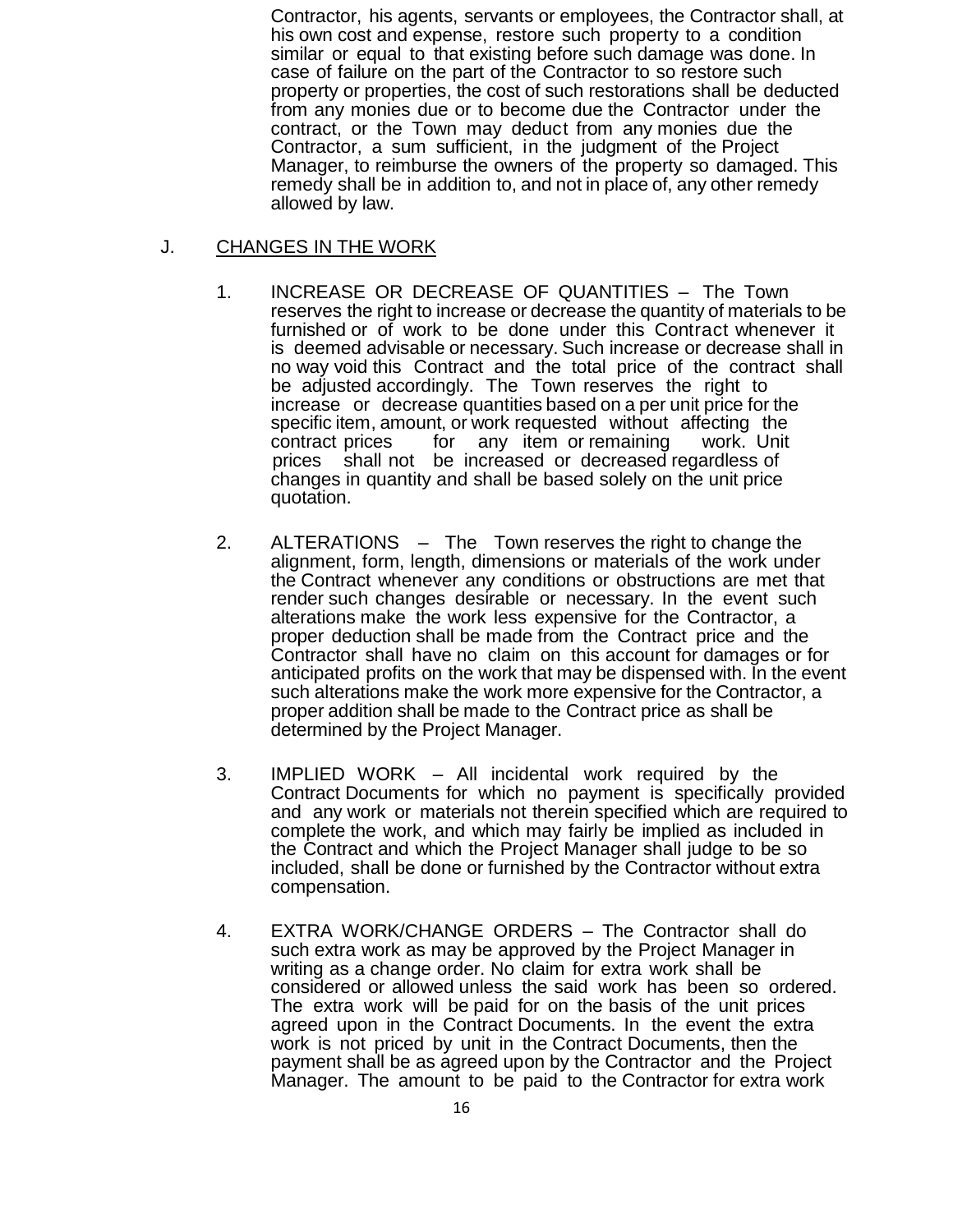Contractor, his agents, servants or employees, the Contractor shall, at his own cost and expense, restore such property to a condition similar or equal to that existing before such damage was done. In case of failure on the part of the Contractor to so restore such property or properties, the cost of such restorations shall be deducted from any monies due or to become due the Contractor under the contract, or the Town may deduct from any monies due the Contractor, a sum sufficient, in the judgment of the Project Manager, to reimburse the owners of the property so damaged. This remedy shall be in addition to, and not in place of, any other remedy allowed by law.

## J. CHANGES IN THE WORK

1. INCREASE OR DECREASE OF QUANTITIES – The Town reserves the right to increase or decrease the quantity of materials to be furnished or of work to be done under this Contract whenever it is deemed advisable or necessary. Such increase or decrease shall in no way void this Contract and the total price of the contract shall be adjusted accordingly. The Town reserves the right to increase or decrease quantities based on a per unit price for the specific item, amount, or work requested without affecting the contract prices for any item or remaining work. Unit prices shall not be increased or decreased regardless of changes in quantity and shall be based solely on the unit price quotation.

2. ALTERATIONS – The Town reserves the right to change the alignment, form, length, dimensions or materials of the work under the Contract whenever any conditions or obstructions are met that render such changes desirable or necessary. In the event such alterations make the work less expensive for the Contractor, a proper deduction shall be made from the Contract price and the Contractor shall have no claim on this account for damages or for anticipated profits on the work that may be dispensed with. In the event such alterations make the work more expensive for the Contractor, a proper addition shall be made to the Contract price as shall be determined by the Project Manager.

3. IMPLIED WORK – All incidental work required by the Contract Documents for which no payment is specifically provided and any work or materials not therein specified which are required to complete the work, and which may fairly be implied as included in the Contract and which the Project Manager shall judge to be so included, shall be done or furnished by the Contractor without extra compensation.

4. EXTRA WORK/CHANGE ORDERS – The Contractor shall do such extra work as may be approved by the Project Manager in writing as a change order. No claim for extra work shall be considered or allowed unless the said work has been so ordered. The extra work will be paid for on the basis of the unit prices agreed upon in the Contract Documents. In the event the extra work is not priced by unit in the Contract Documents, then the payment shall be as agreed upon by the Contractor and the Project Manager. The amount to be paid to the Contractor for extra work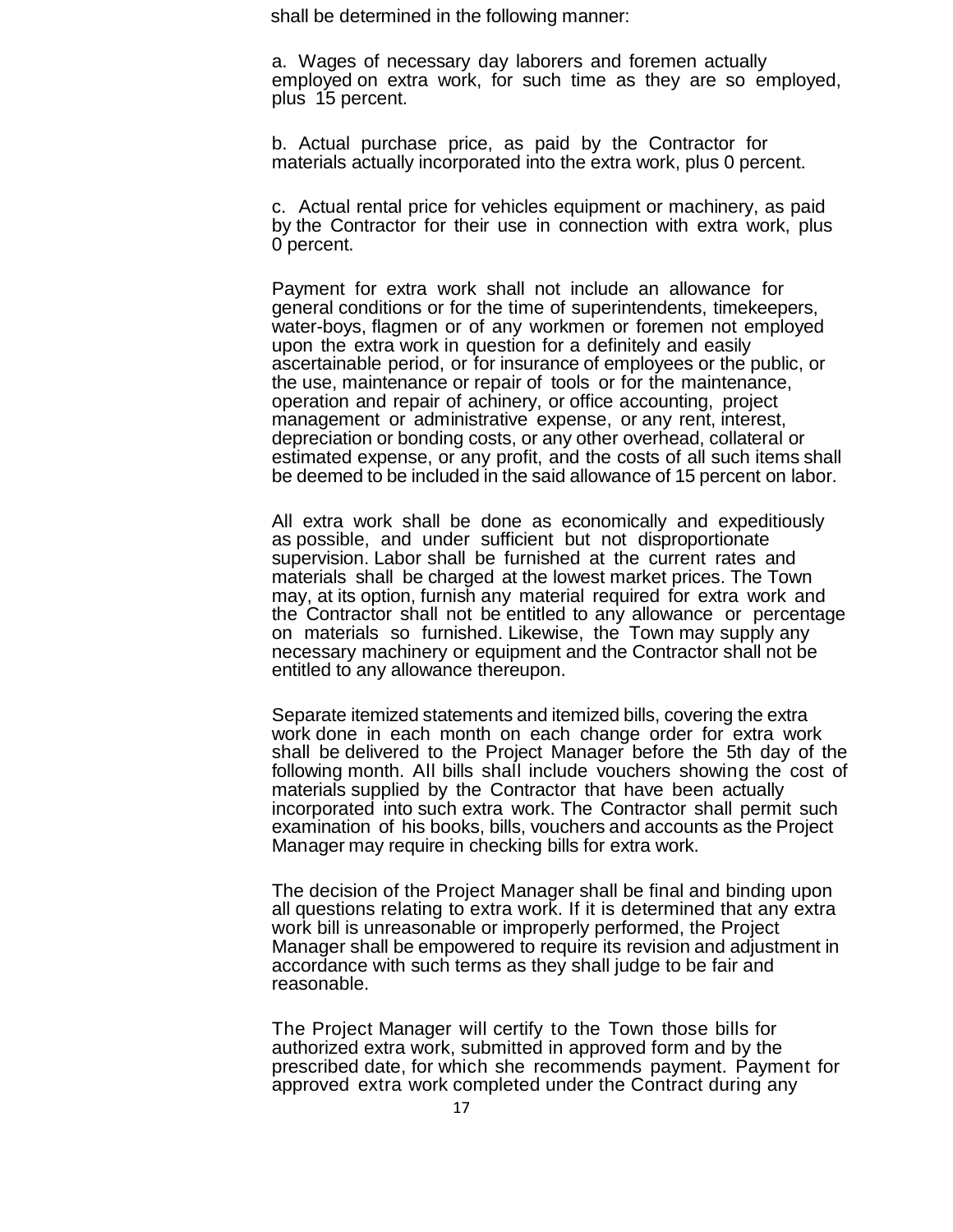shall be determined in the following manner:

a. Wages of necessary day laborers and foremen actually employed on extra work, for such time as they are so employed, plus 15 percent.

b. Actual purchase price, as paid by the Contractor for materials actually incorporated into the extra work, plus 0 percent.

c. Actual rental price for vehicles equipment or machinery, as paid by the Contractor for their use in connection with extra work, plus 0 percent.

Payment for extra work shall not include an allowance for general conditions or for the time of superintendents, timekeepers, water-boys, flagmen or of any workmen or foremen not employed upon the extra work in question for a definitely and easily ascertainable period, or for insurance of employees or the public, or the use, maintenance or repair of tools or for the maintenance, operation and repair of achinery, or office accounting, project management or administrative expense, or any rent, interest, depreciation or bonding costs, or any other overhead, collateral or estimated expense, or any profit, and the costs of all such items shall be deemed to be included in the said allowance of 15 percent on labor.

All extra work shall be done as economically and expeditiously as possible, and under sufficient but not disproportionate supervision. Labor shall be furnished at the current rates and materials shall be charged at the lowest market prices. The Town may, at its option, furnish any material required for extra work and the Contractor shall not be entitled to any allowance or percentage on materials so furnished. Likewise, the Town may supply any necessary machinery or equipment and the Contractor shall not be entitled to any allowance thereupon.

Separate itemized statements and itemized bills, covering the extra work done in each month on each change order for extra work shall be delivered to the Project Manager before the 5th day of the following month. All bills shall include vouchers showing the cost of materials supplied by the Contractor that have been actually incorporated into such extra work. The Contractor shall permit such examination of his books, bills, vouchers and accounts as the Project Manager may require in checking bills for extra work.

The decision of the Project Manager shall be final and binding upon all questions relating to extra work. If it is determined that any extra work bill is unreasonable or improperly performed, the Project Manager shall be empowered to require its revision and adjustment in accordance with such terms as they shall judge to be fair and reasonable.

The Project Manager will certify to the Town those bills for authorized extra work, submitted in approved form and by the prescribed date, for which she recommends payment. Payment for approved extra work completed under the Contract during any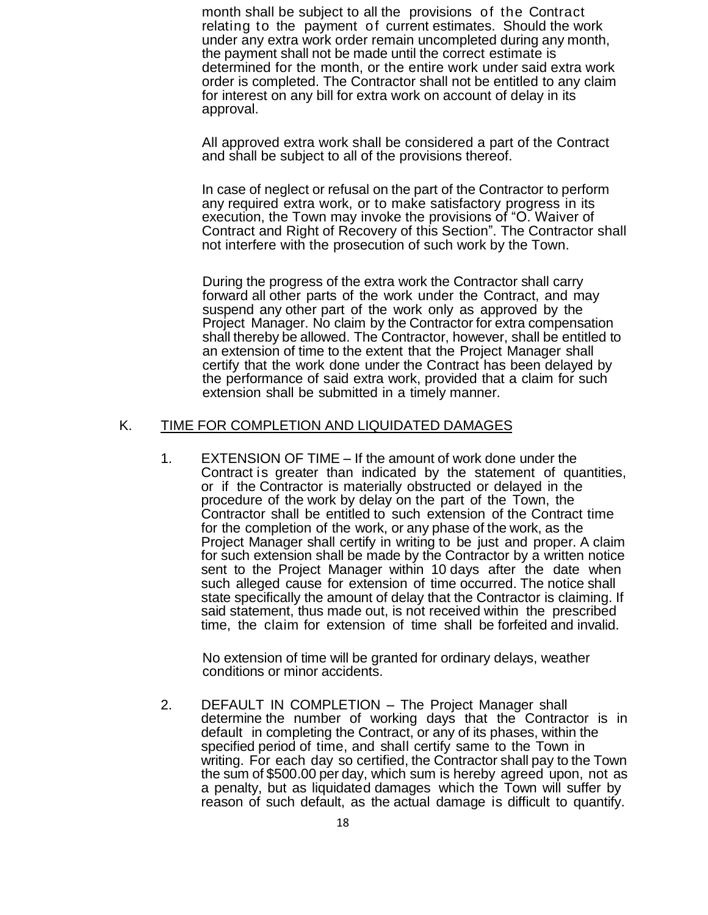month shall be subject to all the provisions of the Contract relating to the payment of current estimates. Should the work under any extra work order remain uncompleted during any month, the payment shall not be made until the correct estimate is determined for the month, or the entire work under said extra work order is completed. The Contractor shall not be entitled to any claim for interest on any bill for extra work on account of delay in its approval.

All approved extra work shall be considered a part of the Contract and shall be subject to all of the provisions thereof.

In case of neglect or refusal on the part of the Contractor to perform any required extra work, or to make satisfactory progress in its execution, the Town may invoke the provisions of "O. Waiver of Contract and Right of Recovery of this Section". The Contractor shall not interfere with the prosecution of such work by the Town.

During the progress of the extra work the Contractor shall carry forward all other parts of the work under the Contract, and may suspend any other part of the work only as approved by the Project Manager. No claim by the Contractor for extra compensation shall thereby be allowed. The Contractor, however, shall be entitled to an extension of time to the extent that the Project Manager shall certify that the work done under the Contract has been delayed by the performance of said extra work, provided that a claim for such extension shall be submitted in a timely manner.

## K. TIME FOR COMPLETION AND LIQUIDATED DAMAGES

1. EXTENSION OF TIME – If the amount of work done under the Contract is greater than indicated by the statement of quantities, or if the Contractor is materially obstructed or delayed in the procedure of the work by delay on the part of the Town, the Contractor shall be entitled to such extension of the Contract time for the completion of the work, or any phase of the work, as the Project Manager shall certify in writing to be just and proper. A claim for such extension shall be made by the Contractor by a written notice sent to the Project Manager within 10 days after the date when such alleged cause for extension of time occurred. The notice shall state specifically the amount of delay that the Contractor is claiming. If said statement, thus made out, is not received within the prescribed time, the claim for extension of time shall be forfeited and invalid.

   No extension of time will be granted for ordinary delays, weather conditions or minor accidents.

2. DEFAULT IN COMPLETION – The Project Manager shall determine the number of working days that the Contractor is in default in completing the Contract, or any of its phases, within the specified period of time, and shall certify same to the Town in writing. For each day so certified, the Contractor shall pay to the Town the sum of $500.00 per day, which sum is hereby agreed upon, not as a penalty, but as liquidated damages which the Town will suffer by reason of such default, as the actual damage is difficult to quantify.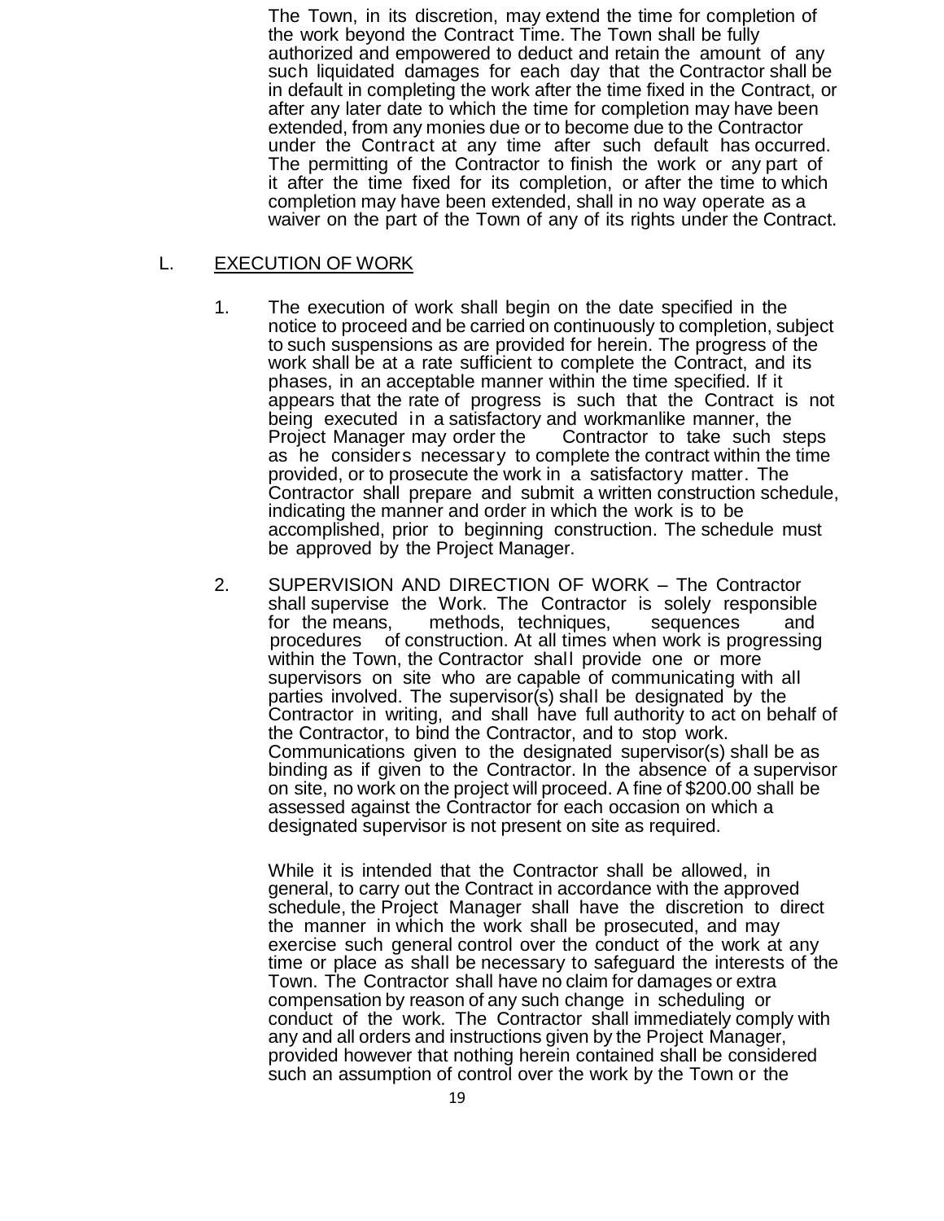The Town, in its discretion, may extend the time for completion of the work beyond the Contract Time. The Town shall be fully authorized and empowered to deduct and retain the amount of any such liquidated damages for each day that the Contractor shall be in default in completing the work after the time fixed in the Contract, or after any later date to which the time for completion may have been extended, from any monies due or to become due to the Contractor under the Contract at any time after such default has occurred. The permitting of the Contractor to finish the work or any part of it after the time fixed for its completion, or after the time to which completion may have been extended, shall in no way operate as a waiver on the part of the Town of any of its rights under the Contract.

## L. <u>EXECUTION OF WORK</u>

1. The execution of work shall begin on the date specified in the notice to proceed and be carried on continuously to completion, subject to such suspensions as are provided for herein. The progress of the work shall be at a rate sufficient to complete the Contract, and its phases, in an acceptable manner within the time specified. If it appears that the rate of progress is such that the Contract is not being executed in a satisfactory and workmanlike manner, the Project Manager may order the Contractor to take such steps as he considers necessary to complete the contract within the time provided, or to prosecute the work in a satisfactory matter. The Contractor shall prepare and submit a written construction schedule, indicating the manner and order in which the work is to be accomplished, prior to beginning construction. The schedule must be approved by the Project Manager.

2. SUPERVISION AND DIRECTION OF WORK – The Contractor shall supervise the Work. The Contractor is solely responsible for the means, methods, techniques, sequences and procedures of construction. At all times when work is progressing within the Town, the Contractor shall provide one or more supervisors on site who are capable of communicating with all parties involved. The supervisor(s) shall be designated by the Contractor in writing, and shall have full authority to act on behalf of the Contractor, to bind the Contractor, and to stop work. Communications given to the designated supervisor(s) shall be as binding as if given to the Contractor. In the absence of a supervisor on site, no work on the project will proceed. A fine of $200.00 shall be assessed against the Contractor for each occasion on which a designated supervisor is not present on site as required.

   While it is intended that the Contractor shall be allowed, in general, to carry out the Contract in accordance with the approved schedule, the Project Manager shall have the discretion to direct the manner in which the work shall be prosecuted, and may exercise such general control over the conduct of the work at any time or place as shall be necessary to safeguard the interests of the Town. The Contractor shall have no claim for damages or extra compensation by reason of any such change in scheduling or conduct of the work. The Contractor shall immediately comply with any and all orders and instructions given by the Project Manager, provided however that nothing herein contained shall be considered such an assumption of control over the work by the Town or the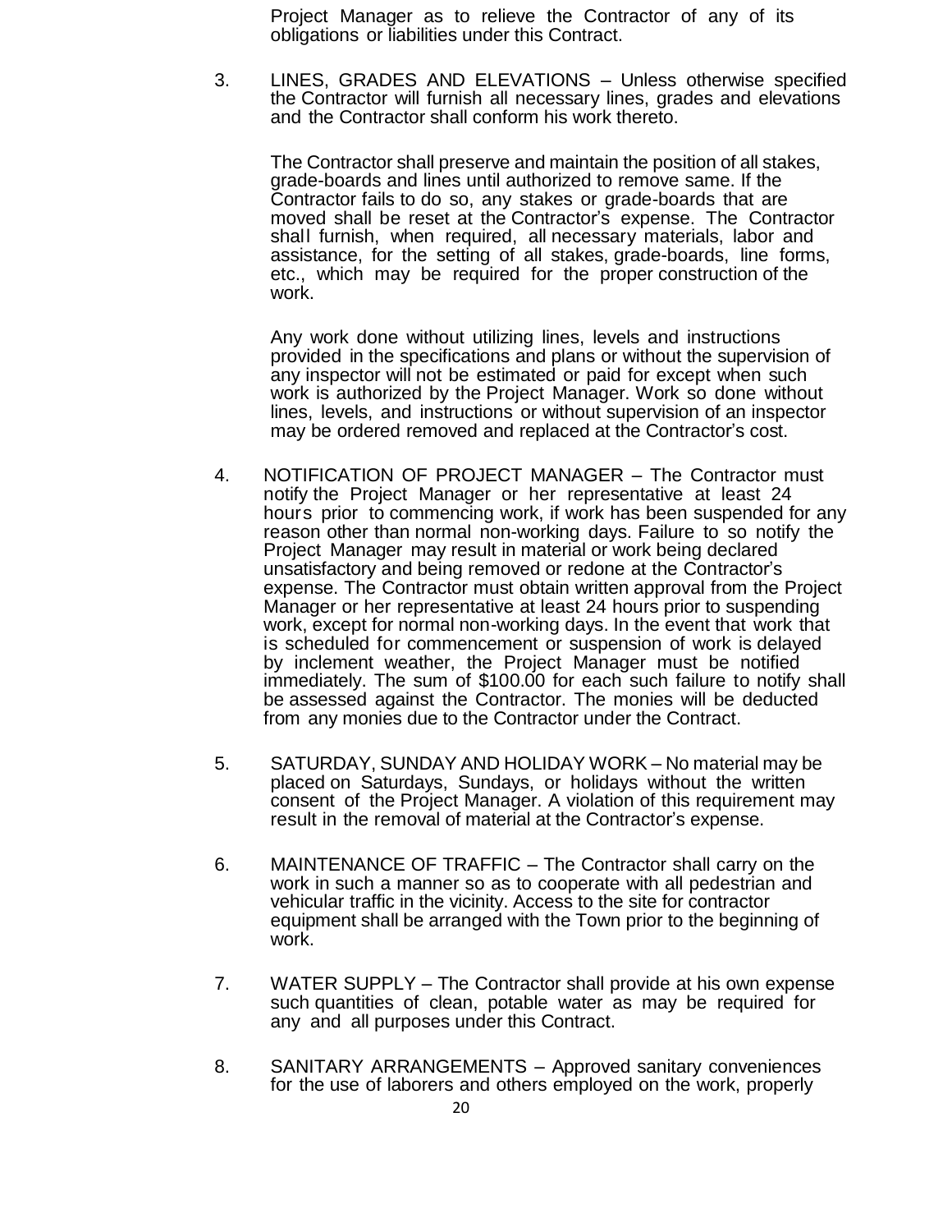Project Manager as to relieve the Contractor of any of its obligations or liabilities under this Contract.

3. LINES, GRADES AND ELEVATIONS – Unless otherwise specified the Contractor will furnish all necessary lines, grades and elevations and the Contractor shall conform his work thereto.

   The Contractor shall preserve and maintain the position of all stakes, grade-boards and lines until authorized to remove same. If the Contractor fails to do so, any stakes or grade-boards that are moved shall be reset at the Contractor's expense. The Contractor shall furnish, when required, all necessary materials, labor and assistance, for the setting of all stakes, grade-boards, line forms, etc., which may be required for the proper construction of the work.

   Any work done without utilizing lines, levels and instructions provided in the specifications and plans or without the supervision of any inspector will not be estimated or paid for except when such work is authorized by the Project Manager. Work so done without lines, levels, and instructions or without supervision of an inspector may be ordered removed and replaced at the Contractor's cost.

4. NOTIFICATION OF PROJECT MANAGER – The Contractor must notify the Project Manager or her representative at least 24 hours prior to commencing work, if work has been suspended for any reason other than normal non-working days. Failure to so notify the Project Manager may result in material or work being declared unsatisfactory and being removed or redone at the Contractor's expense. The Contractor must obtain written approval from the Project Manager or her representative at least 24 hours prior to suspending work, except for normal non-working days. In the event that work that is scheduled for commencement or suspension of work is delayed by inclement weather, the Project Manager must be notified immediately. The sum of $100.00 for each such failure to notify shall be assessed against the Contractor. The monies will be deducted from any monies due to the Contractor under the Contract.

5. SATURDAY, SUNDAY AND HOLIDAY WORK – No material may be placed on Saturdays, Sundays, or holidays without the written consent of the Project Manager. A violation of this requirement may result in the removal of material at the Contractor's expense.

6. MAINTENANCE OF TRAFFIC – The Contractor shall carry on the work in such a manner so as to cooperate with all pedestrian and vehicular traffic in the vicinity. Access to the site for contractor equipment shall be arranged with the Town prior to the beginning of work.

7. WATER SUPPLY – The Contractor shall provide at his own expense such quantities of clean, potable water as may be required for any and all purposes under this Contract.

8. SANITARY ARRANGEMENTS – Approved sanitary conveniences for the use of laborers and others employed on the work, properly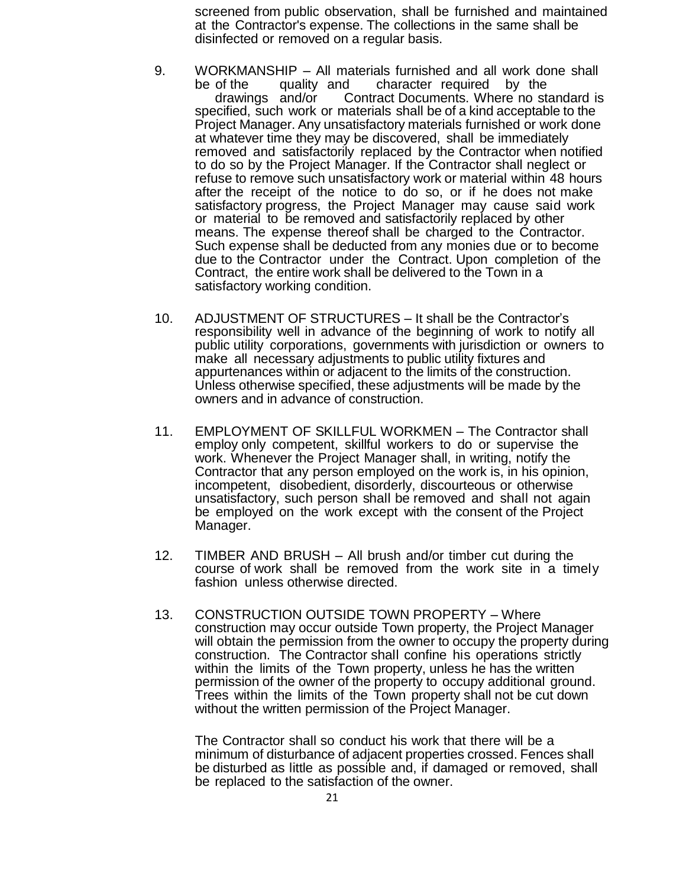screened from public observation, shall be furnished and maintained at the Contractor's expense. The collections in the same shall be disinfected or removed on a regular basis.

9. WORKMANSHIP – All materials furnished and all work done shall be of the quality and character required by the drawings and/or Contract Documents. Where no standard is specified, such work or materials shall be of a kind acceptable to the Project Manager. Any unsatisfactory materials furnished or work done at whatever time they may be discovered, shall be immediately removed and satisfactorily replaced by the Contractor when notified to do so by the Project Manager. If the Contractor shall neglect or refuse to remove such unsatisfactory work or material within 48 hours after the receipt of the notice to do so, or if he does not make satisfactory progress, the Project Manager may cause said work or material to be removed and satisfactorily replaced by other means. The expense thereof shall be charged to the Contractor. Such expense shall be deducted from any monies due or to become due to the Contractor under the Contract. Upon completion of the Contract, the entire work shall be delivered to the Town in a satisfactory working condition.

10. ADJUSTMENT OF STRUCTURES – It shall be the Contractor's responsibility well in advance of the beginning of work to notify all public utility corporations, governments with jurisdiction or owners to make all necessary adjustments to public utility fixtures and appurtenances within or adjacent to the limits of the construction. Unless otherwise specified, these adjustments will be made by the owners and in advance of construction.

11. EMPLOYMENT OF SKILLFUL WORKMEN – The Contractor shall employ only competent, skillful workers to do or supervise the work. Whenever the Project Manager shall, in writing, notify the Contractor that any person employed on the work is, in his opinion, incompetent, disobedient, disorderly, discourteous or otherwise unsatisfactory, such person shall be removed and shall not again be employed on the work except with the consent of the Project Manager.

12. TIMBER AND BRUSH – All brush and/or timber cut during the course of work shall be removed from the work site in a timely fashion unless otherwise directed.

13. CONSTRUCTION OUTSIDE TOWN PROPERTY – Where construction may occur outside Town property, the Project Manager will obtain the permission from the owner to occupy the property during construction. The Contractor shall confine his operations strictly within the limits of the Town property, unless he has the written permission of the owner of the property to occupy additional ground. Trees within the limits of the Town property shall not be cut down without the written permission of the Project Manager.

    The Contractor shall so conduct his work that there will be a minimum of disturbance of adjacent properties crossed. Fences shall be disturbed as little as possible and, if damaged or removed, shall be replaced to the satisfaction of the owner.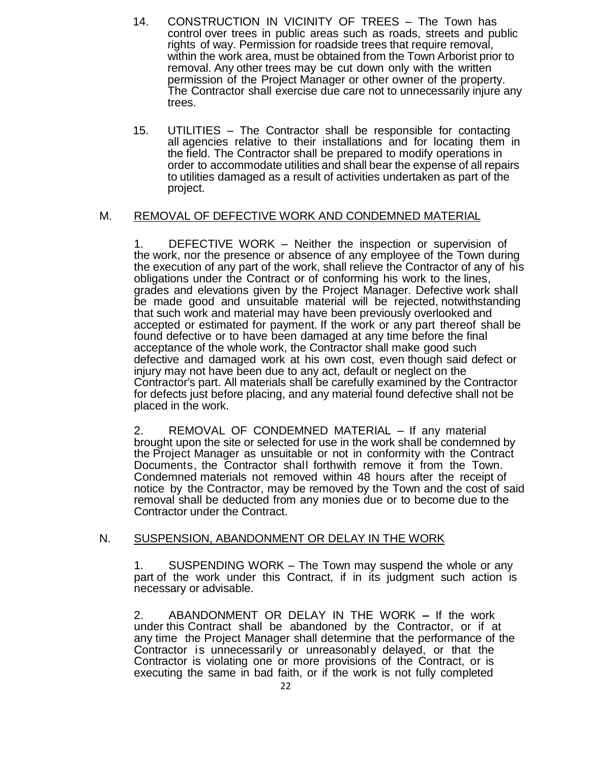14. CONSTRUCTION IN VICINITY OF TREES – The Town has control over trees in public areas such as roads, streets and public rights of way. Permission for roadside trees that require removal, within the work area, must be obtained from the Town Arborist prior to removal. Any other trees may be cut down only with the written permission of the Project Manager or other owner of the property. The Contractor shall exercise due care not to unnecessarily injure any trees.

15. UTILITIES – The Contractor shall be responsible for contacting all agencies relative to their installations and for locating them in the field. The Contractor shall be prepared to modify operations in order to accommodate utilities and shall bear the expense of all repairs to utilities damaged as a result of activities undertaken as part of the project.

## M. REMOVAL OF DEFECTIVE WORK AND CONDEMNED MATERIAL

1. DEFECTIVE WORK – Neither the inspection or supervision of the work, nor the presence or absence of any employee of the Town during the execution of any part of the work, shall relieve the Contractor of any of his obligations under the Contract or of conforming his work to the lines, grades and elevations given by the Project Manager. Defective work shall be made good and unsuitable material will be rejected, notwithstanding that such work and material may have been previously overlooked and accepted or estimated for payment. If the work or any part thereof shall be found defective or to have been damaged at any time before the final acceptance of the whole work, the Contractor shall make good such defective and damaged work at his own cost, even though said defect or injury may not have been due to any act, default or neglect on the Contractor's part. All materials shall be carefully examined by the Contractor for defects just before placing, and any material found defective shall not be placed in the work.

2. REMOVAL OF CONDEMNED MATERIAL – If any material brought upon the site or selected for use in the work shall be condemned by the Project Manager as unsuitable or not in conformity with the Contract Documents, the Contractor shall forthwith remove it from the Town. Condemned materials not removed within 48 hours after the receipt of notice by the Contractor, may be removed by the Town and the cost of said removal shall be deducted from any monies due or to become due to the Contractor under the Contract.

## N. SUSPENSION, ABANDONMENT OR DELAY IN THE WORK

1. SUSPENDING WORK – The Town may suspend the whole or any part of the work under this Contract, if in its judgment such action is necessary or advisable.

2. ABANDONMENT OR DELAY IN THE WORK – If the work under this Contract shall be abandoned by the Contractor, or if at any time the Project Manager shall determine that the performance of the Contractor is unnecessarily or unreasonably delayed, or that the Contractor is violating one or more provisions of the Contract, or is executing the same in bad faith, or if the work is not fully completed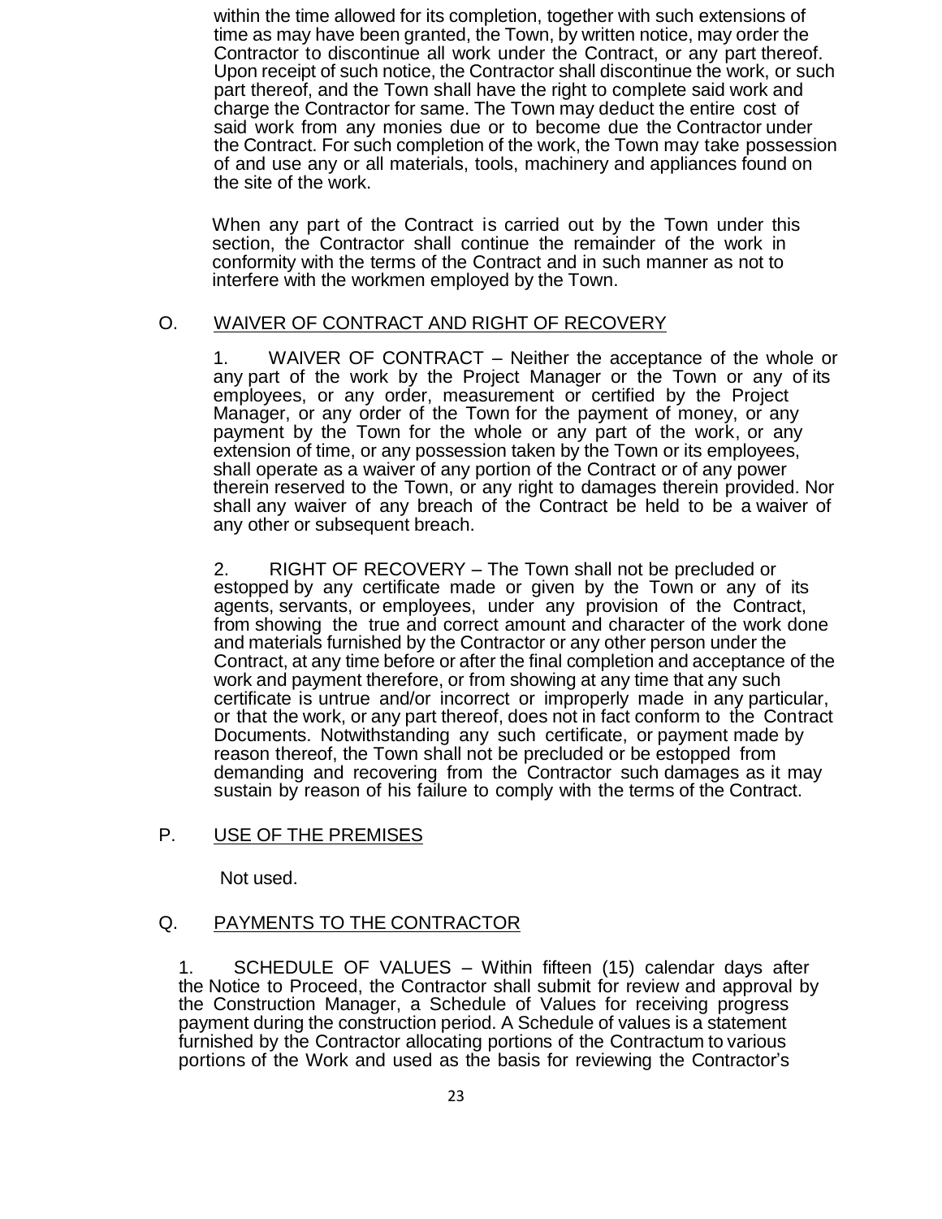within the time allowed for its completion, together with such extensions of time as may have been granted, the Town, by written notice, may order the Contractor to discontinue all work under the Contract, or any part thereof. Upon receipt of such notice, the Contractor shall discontinue the work, or such part thereof, and the Town shall have the right to complete said work and charge the Contractor for same. The Town may deduct the entire cost of said work from any monies due or to become due the Contractor under the Contract. For such completion of the work, the Town may take possession of and use any or all materials, tools, machinery and appliances found on the site of the work.

When any part of the Contract is carried out by the Town under this section, the Contractor shall continue the remainder of the work in conformity with the terms of the Contract and in such manner as not to interfere with the workmen employed by the Town.

## O. WAIVER OF CONTRACT AND RIGHT OF RECOVERY

1. WAIVER OF CONTRACT – Neither the acceptance of the whole or any part of the work by the Project Manager or the Town or any of its employees, or any order, measurement or certified by the Project Manager, or any order of the Town for the payment of money, or any payment by the Town for the whole or any part of the work, or any extension of time, or any possession taken by the Town or its employees, shall operate as a waiver of any portion of the Contract or of any power therein reserved to the Town, or any right to damages therein provided. Nor shall any waiver of any breach of the Contract be held to be a waiver of any other or subsequent breach.

2. RIGHT OF RECOVERY – The Town shall not be precluded or estopped by any certificate made or given by the Town or any of its agents, servants, or employees, under any provision of the Contract, from showing the true and correct amount and character of the work done and materials furnished by the Contractor or any other person under the Contract, at any time before or after the final completion and acceptance of the work and payment therefore, or from showing at any time that any such certificate is untrue and/or incorrect or improperly made in any particular, or that the work, or any part thereof, does not in fact conform to the Contract Documents. Notwithstanding any such certificate, or payment made by reason thereof, the Town shall not be precluded or be estopped from demanding and recovering from the Contractor such damages as it may sustain by reason of his failure to comply with the terms of the Contract.

## P. USE OF THE PREMISES

Not used.

## Q. PAYMENTS TO THE CONTRACTOR

1. SCHEDULE OF VALUES – Within fifteen (15) calendar days after the Notice to Proceed, the Contractor shall submit for review and approval by the Construction Manager, a Schedule of Values for receiving progress payment during the construction period. A Schedule of values is a statement furnished by the Contractor allocating portions of the Contractum to various portions of the Work and used as the basis for reviewing the Contractor's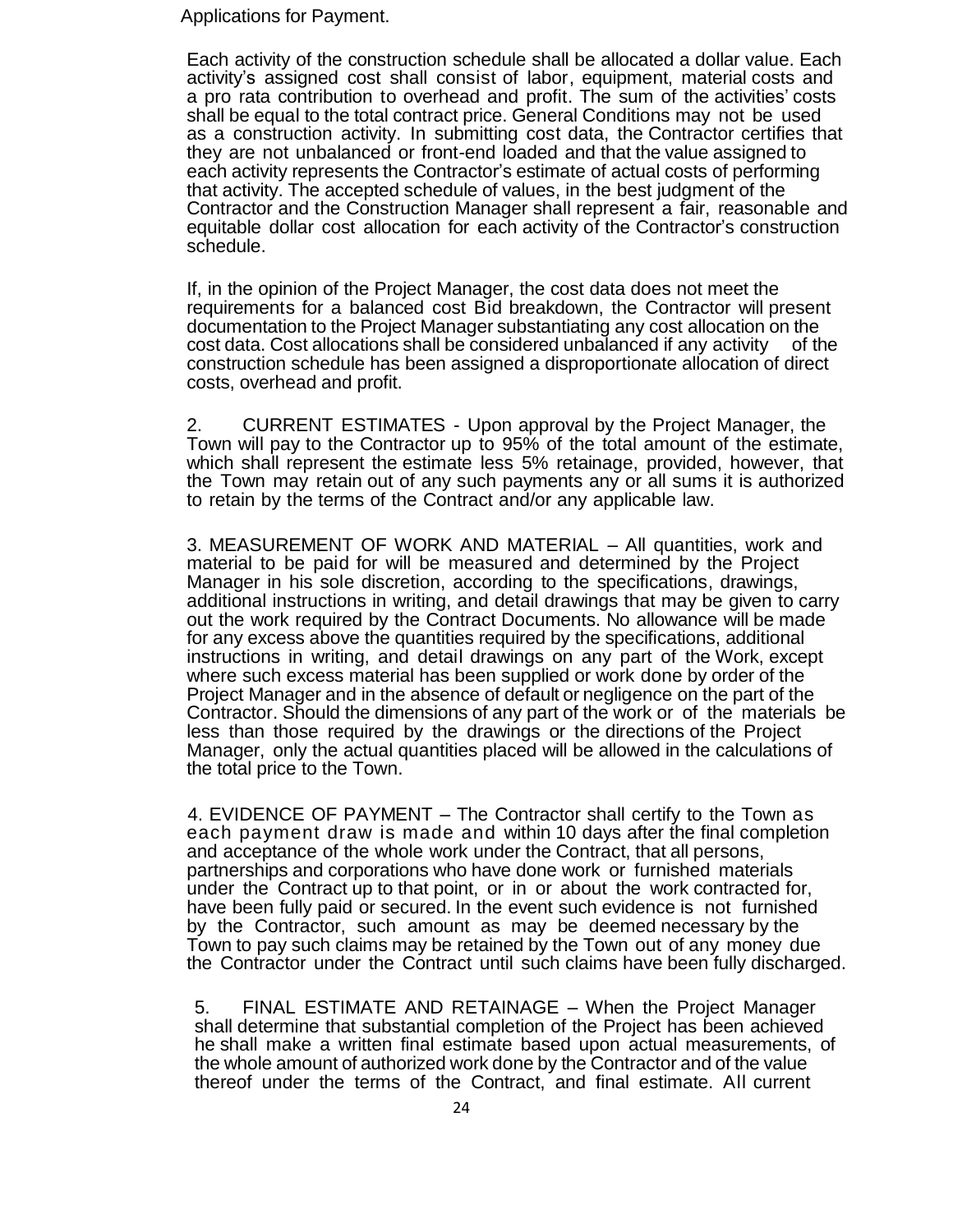Applications for Payment.

Each activity of the construction schedule shall be allocated a dollar value. Each activity's assigned cost shall consist of labor, equipment, material costs and a pro rata contribution to overhead and profit. The sum of the activities' costs shall be equal to the total contract price. General Conditions may not be used as a construction activity. In submitting cost data, the Contractor certifies that they are not unbalanced or front-end loaded and that the value assigned to each activity represents the Contractor's estimate of actual costs of performing that activity. The accepted schedule of values, in the best judgment of the Contractor and the Construction Manager shall represent a fair, reasonable and equitable dollar cost allocation for each activity of the Contractor's construction schedule.

If, in the opinion of the Project Manager, the cost data does not meet the requirements for a balanced cost Bid breakdown, the Contractor will present documentation to the Project Manager substantiating any cost allocation on the cost data. Cost allocations shall be considered unbalanced if any activity of the construction schedule has been assigned a disproportionate allocation of direct costs, overhead and profit.

2. CURRENT ESTIMATES - Upon approval by the Project Manager, the Town will pay to the Contractor up to 95% of the total amount of the estimate, which shall represent the estimate less 5% retainage, provided, however, that the Town may retain out of any such payments any or all sums it is authorized to retain by the terms of the Contract and/or any applicable law.

3. MEASUREMENT OF WORK AND MATERIAL – All quantities, work and material to be paid for will be measured and determined by the Project Manager in his sole discretion, according to the specifications, drawings, additional instructions in writing, and detail drawings that may be given to carry out the work required by the Contract Documents. No allowance will be made for any excess above the quantities required by the specifications, additional instructions in writing, and detail drawings on any part of the Work, except where such excess material has been supplied or work done by order of the Project Manager and in the absence of default or negligence on the part of the Contractor. Should the dimensions of any part of the work or of the materials be less than those required by the drawings or the directions of the Project Manager, only the actual quantities placed will be allowed in the calculations of the total price to the Town.

4. EVIDENCE OF PAYMENT – The Contractor shall certify to the Town as each payment draw is made and within 10 days after the final completion and acceptance of the whole work under the Contract, that all persons, partnerships and corporations who have done work or furnished materials under the Contract up to that point, or in or about the work contracted for, have been fully paid or secured. In the event such evidence is not furnished by the Contractor, such amount as may be deemed necessary by the Town to pay such claims may be retained by the Town out of any money due the Contractor under the Contract until such claims have been fully discharged.

5. FINAL ESTIMATE AND RETAINAGE – When the Project Manager shall determine that substantial completion of the Project has been achieved he shall make a written final estimate based upon actual measurements, of the whole amount of authorized work done by the Contractor and of the value thereof under the terms of the Contract, and final estimate. All current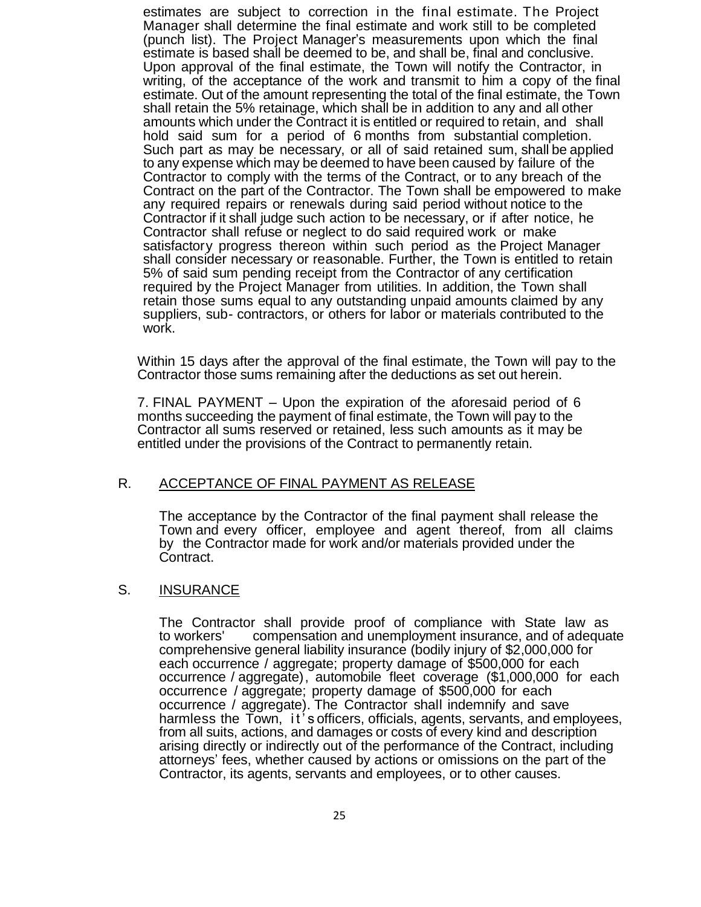estimates are subject to correction in the final estimate. The Project Manager shall determine the final estimate and work still to be completed (punch list). The Project Manager's measurements upon which the final estimate is based shall be deemed to be, and shall be, final and conclusive. Upon approval of the final estimate, the Town will notify the Contractor, in writing, of the acceptance of the work and transmit to him a copy of the final estimate. Out of the amount representing the total of the final estimate, the Town shall retain the 5% retainage, which shall be in addition to any and all other amounts which under the Contract it is entitled or required to retain, and shall hold said sum for a period of 6 months from substantial completion. Such part as may be necessary, or all of said retained sum, shall be applied to any expense which may be deemed to have been caused by failure of the Contractor to comply with the terms of the Contract, or to any breach of the Contract on the part of the Contractor. The Town shall be empowered to make any required repairs or renewals during said period without notice to the Contractor if it shall judge such action to be necessary, or if after notice, he Contractor shall refuse or neglect to do said required work or make satisfactory progress thereon within such period as the Project Manager shall consider necessary or reasonable. Further, the Town is entitled to retain 5% of said sum pending receipt from the Contractor of any certification required by the Project Manager from utilities. In addition, the Town shall retain those sums equal to any outstanding unpaid amounts claimed by any suppliers, sub- contractors, or others for labor or materials contributed to the work.

Within 15 days after the approval of the final estimate, the Town will pay to the Contractor those sums remaining after the deductions as set out herein.

7. FINAL PAYMENT – Upon the expiration of the aforesaid period of 6 months succeeding the payment of final estimate, the Town will pay to the Contractor all sums reserved or retained, less such amounts as it may be entitled under the provisions of the Contract to permanently retain.

## R. ACCEPTANCE OF FINAL PAYMENT AS RELEASE

The acceptance by the Contractor of the final payment shall release the Town and every officer, employee and agent thereof, from all claims by the Contractor made for work and/or materials provided under the Contract.

## S. INSURANCE

The Contractor shall provide proof of compliance with State law as to workers' compensation and unemployment insurance, and of adequate comprehensive general liability insurance (bodily injury of $2,000,000 for each occurrence / aggregate; property damage of $500,000 for each occurrence / aggregate), automobile fleet coverage ($1,000,000 for each occurrence / aggregate; property damage of $500,000 for each occurrence / aggregate). The Contractor shall indemnify and save harmless the Town, it's officers, officials, agents, servants, and employees, from all suits, actions, and damages or costs of every kind and description arising directly or indirectly out of the performance of the Contract, including attorneys' fees, whether caused by actions or omissions on the part of the Contractor, its agents, servants and employees, or to other causes.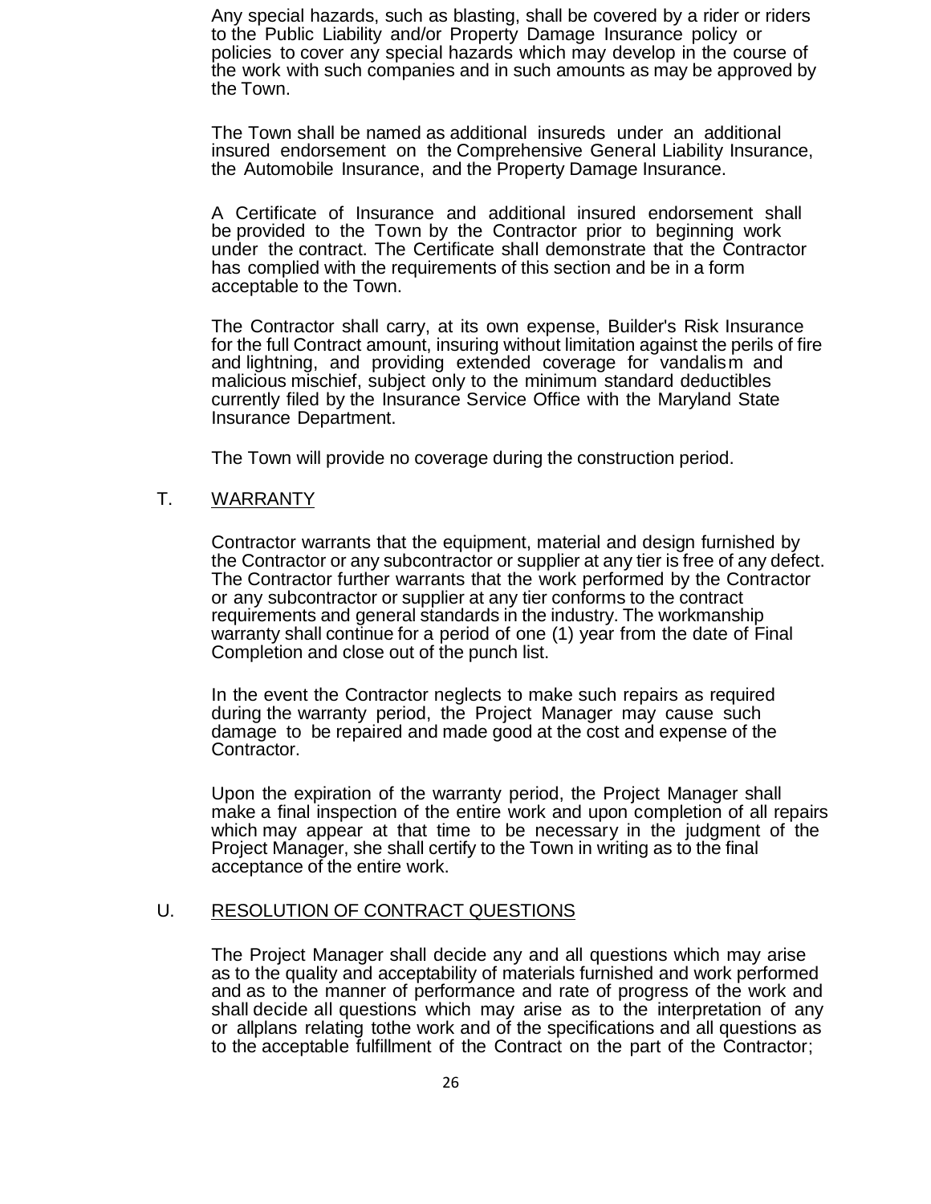Any special hazards, such as blasting, shall be covered by a rider or riders to the Public Liability and/or Property Damage Insurance policy or policies to cover any special hazards which may develop in the course of the work with such companies and in such amounts as may be approved by the Town.

The Town shall be named as additional insureds under an additional insured endorsement on the Comprehensive General Liability Insurance, the Automobile Insurance, and the Property Damage Insurance.

A Certificate of Insurance and additional insured endorsement shall be provided to the Town by the Contractor prior to beginning work under the contract. The Certificate shall demonstrate that the Contractor has complied with the requirements of this section and be in a form acceptable to the Town.

The Contractor shall carry, at its own expense, Builder's Risk Insurance for the full Contract amount, insuring without limitation against the perils of fire and lightning, and providing extended coverage for vandalism and malicious mischief, subject only to the minimum standard deductibles currently filed by the Insurance Service Office with the Maryland State Insurance Department.

The Town will provide no coverage during the construction period.

## T. WARRANTY

Contractor warrants that the equipment, material and design furnished by the Contractor or any subcontractor or supplier at any tier is free of any defect. The Contractor further warrants that the work performed by the Contractor or any subcontractor or supplier at any tier conforms to the contract requirements and general standards in the industry. The workmanship warranty shall continue for a period of one (1) year from the date of Final Completion and close out of the punch list.

In the event the Contractor neglects to make such repairs as required during the warranty period, the Project Manager may cause such damage to be repaired and made good at the cost and expense of the Contractor.

Upon the expiration of the warranty period, the Project Manager shall make a final inspection of the entire work and upon completion of all repairs which may appear at that time to be necessary in the judgment of the Project Manager, she shall certify to the Town in writing as to the final acceptance of the entire work.

## U. RESOLUTION OF CONTRACT QUESTIONS

The Project Manager shall decide any and all questions which may arise as to the quality and acceptability of materials furnished and work performed and as to the manner of performance and rate of progress of the work and shall decide all questions which may arise as to the interpretation of any or allplans relating tothe work and of the specifications and all questions as to the acceptable fulfillment of the Contract on the part of the Contractor;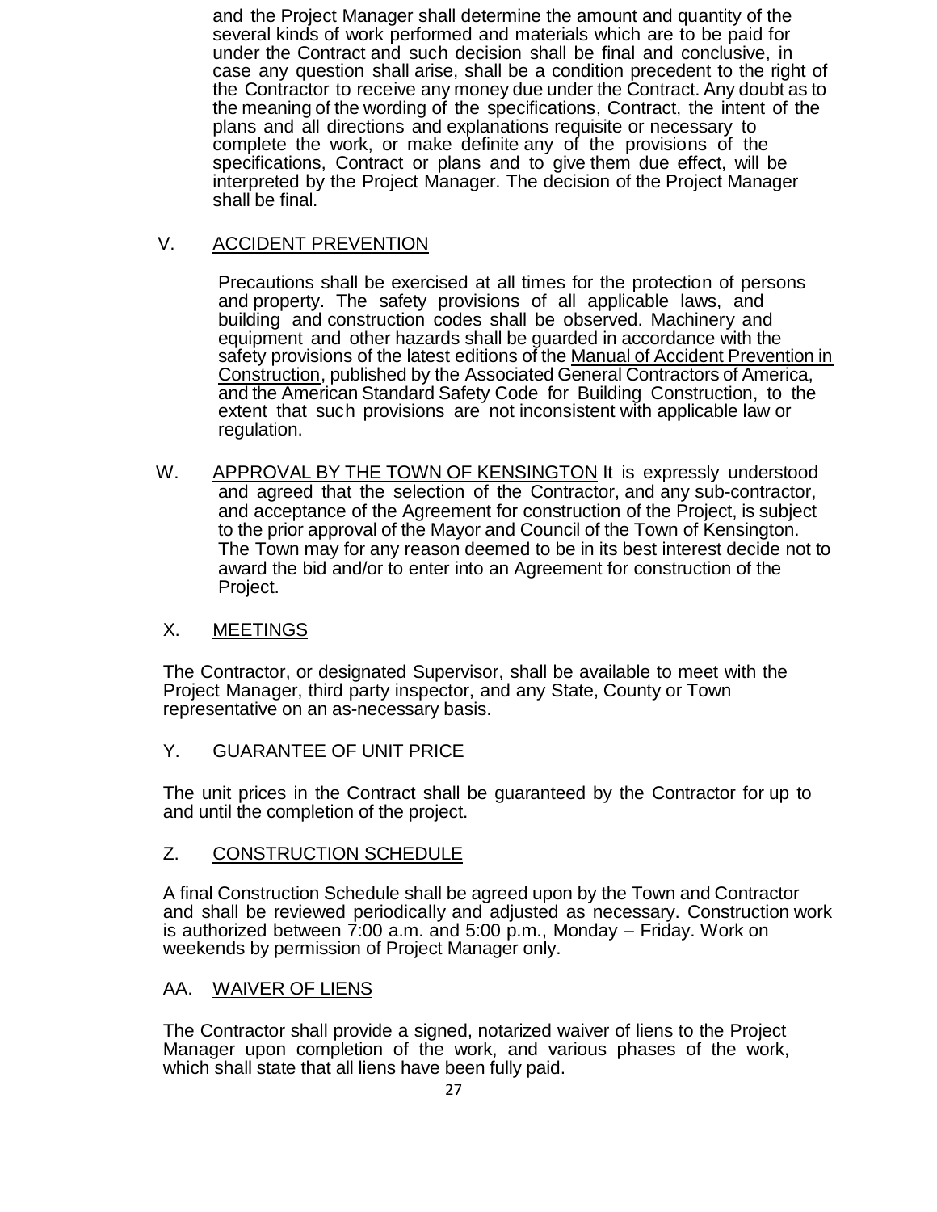and the Project Manager shall determine the amount and quantity of the several kinds of work performed and materials which are to be paid for under the Contract and such decision shall be final and conclusive, in case any question shall arise, shall be a condition precedent to the right of the Contractor to receive any money due under the Contract. Any doubt as to the meaning of the wording of the specifications, Contract, the intent of the plans and all directions and explanations requisite or necessary to complete the work, or make definite any of the provisions of the specifications, Contract or plans and to give them due effect, will be interpreted by the Project Manager. The decision of the Project Manager shall be final.

V. <u>ACCIDENT PREVENTION</u>

Precautions shall be exercised at all times for the protection of persons and property. The safety provisions of all applicable laws, and building and construction codes shall be observed. Machinery and equipment and other hazards shall be guarded in accordance with the safety provisions of the latest editions of the <u>Manual of Accident Prevention in Construction</u>, published by the Associated General Contractors of America, and the <u>American Standard Safety Code for Building Construction</u>, to the extent that such provisions are not inconsistent with applicable law or regulation.

W. <u>APPROVAL BY THE TOWN OF KENSINGTON</u> It is expressly understood and agreed that the selection of the Contractor, and any sub-contractor, and acceptance of the Agreement for construction of the Project, is subject to the prior approval of the Mayor and Council of the Town of Kensington. The Town may for any reason deemed to be in its best interest decide not to award the bid and/or to enter into an Agreement for construction of the Project.

X. <u>MEETINGS</u>

The Contractor, or designated Supervisor, shall be available to meet with the Project Manager, third party inspector, and any State, County or Town representative on an as-necessary basis.

Y. <u>GUARANTEE OF UNIT PRICE</u>

The unit prices in the Contract shall be guaranteed by the Contractor for up to and until the completion of the project.

Z. <u>CONSTRUCTION SCHEDULE</u>

A final Construction Schedule shall be agreed upon by the Town and Contractor and shall be reviewed periodically and adjusted as necessary. Construction work is authorized between 7:00 a.m. and 5:00 p.m., Monday – Friday. Work on weekends by permission of Project Manager only.

AA. <u>WAIVER OF LIENS</u>

The Contractor shall provide a signed, notarized waiver of liens to the Project Manager upon completion of the work, and various phases of the work, which shall state that all liens have been fully paid.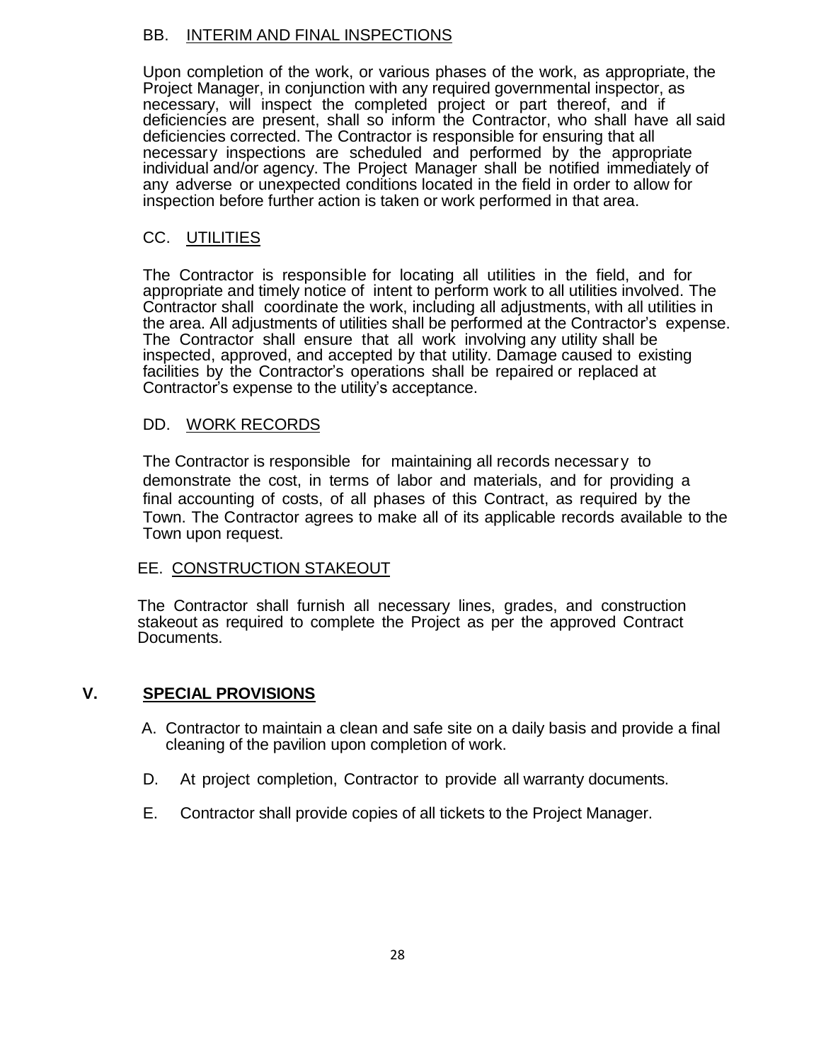### BB. INTERIM AND FINAL INSPECTIONS

Upon completion of the work, or various phases of the work, as appropriate, the Project Manager, in conjunction with any required governmental inspector, as necessary, will inspect the completed project or part thereof, and if deficiencies are present, shall so inform the Contractor, who shall have all said deficiencies corrected. The Contractor is responsible for ensuring that all necessary inspections are scheduled and performed by the appropriate individual and/or agency. The Project Manager shall be notified immediately of any adverse or unexpected conditions located in the field in order to allow for inspection before further action is taken or work performed in that area.

### CC. UTILITIES

The Contractor is responsible for locating all utilities in the field, and for appropriate and timely notice of intent to perform work to all utilities involved. The Contractor shall coordinate the work, including all adjustments, with all utilities in the area. All adjustments of utilities shall be performed at the Contractor's expense. The Contractor shall ensure that all work involving any utility shall be inspected, approved, and accepted by that utility. Damage caused to existing facilities by the Contractor's operations shall be repaired or replaced at Contractor's expense to the utility's acceptance.

### DD. WORK RECORDS

The Contractor is responsible for maintaining all records necessary to demonstrate the cost, in terms of labor and materials, and for providing a final accounting of costs, of all phases of this Contract, as required by the Town. The Contractor agrees to make all of its applicable records available to the Town upon request.

### EE. CONSTRUCTION STAKEOUT

The Contractor shall furnish all necessary lines, grades, and construction stakeout as required to complete the Project as per the approved Contract Documents.

## V. SPECIAL PROVISIONS

A. Contractor to maintain a clean and safe site on a daily basis and provide a final cleaning of the pavilion upon completion of work.

D. At project completion, Contractor to provide all warranty documents.

E. Contractor shall provide copies of all tickets to the Project Manager.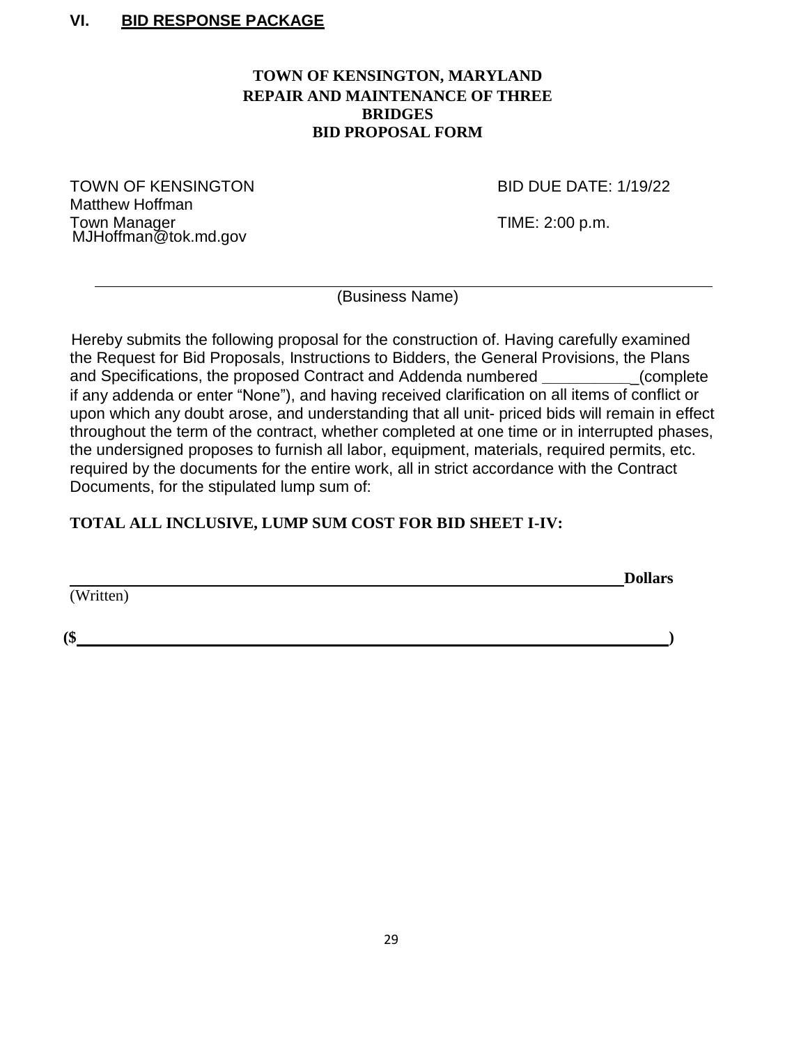## VI. BID RESPONSE PACKAGE

**TOWN OF KENSINGTON, MARYLAND**
**REPAIR AND MAINTENANCE OF THREE BRIDGES**
**BID PROPOSAL FORM**

TOWN OF KENSINGTON
Matthew Hoffman
Town Manager
MJHoffman@tok.md.gov

BID DUE DATE: 1/19/22

TIME: 2:00 p.m.

_______________________________________________
(Business Name)

Hereby submits the following proposal for the construction of. Having carefully examined the Request for Bid Proposals, Instructions to Bidders, the General Provisions, the Plans and Specifications, the proposed Contract and Addenda numbered __________(complete if any addenda or enter "None"), and having received clarification on all items of conflict or upon which any doubt arose, and understanding that all unit- priced bids will remain in effect throughout the term of the contract, whether completed at one time or in interrupted phases, the undersigned proposes to furnish all labor, equipment, materials, required permits, etc. required by the documents for the entire work, all in strict accordance with the Contract Documents, for the stipulated lump sum of:

**TOTAL ALL INCLUSIVE, LUMP SUM COST FOR BID SHEET I-IV:**

_______________________________________________ **Dollars**
(Written)

**($_______________________________________________)**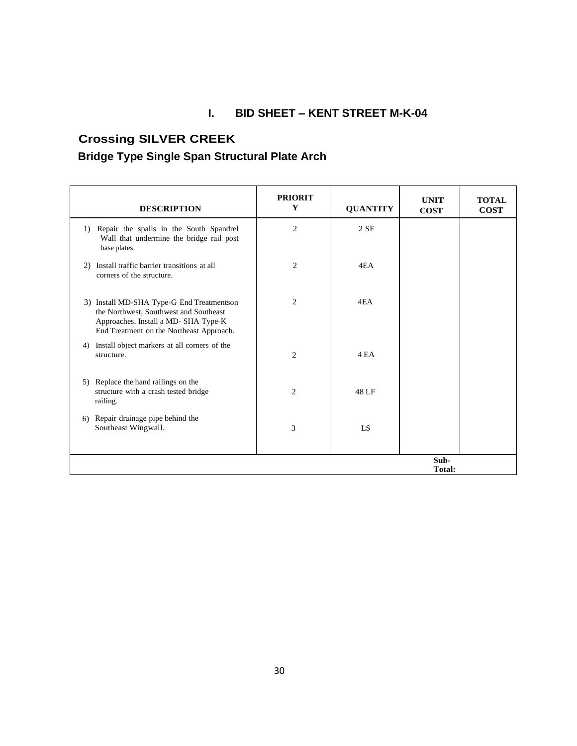# I. BID SHEET – KENT STREET M-K-04

## Crossing SILVER CREEK

## Bridge Type Single Span Structural Plate Arch

| DESCRIPTION | PRIORITY | QUANTITY | UNIT COST | TOTAL COST |
|---|---|---|---|---|
| 1) Repair the spalls in the South Spandrel Wall that undermine the bridge rail post base plates. | 2 | 2 SF | | |
| 2) Install traffic barrier transitions at all corners of the structure. | 2 | 4EA | | |
| 3) Install MD-SHA Type-G End Treatmentson the Northwest, Southwest and Southeast Approaches. Install a MD- SHA Type-K End Treatment on the Northeast Approach. | 2 | 4EA | | |
| 4) Install object markers at all corners of the structure. | 2 | 4 EA | | |
| 5) Replace the hand railings on the structure with a crash tested bridge railing. | 2 | 48 LF | | |
| 6) Repair drainage pipe behind the Southeast Wingwall. | 3 | LS | | |
| | | | Sub-Total: | |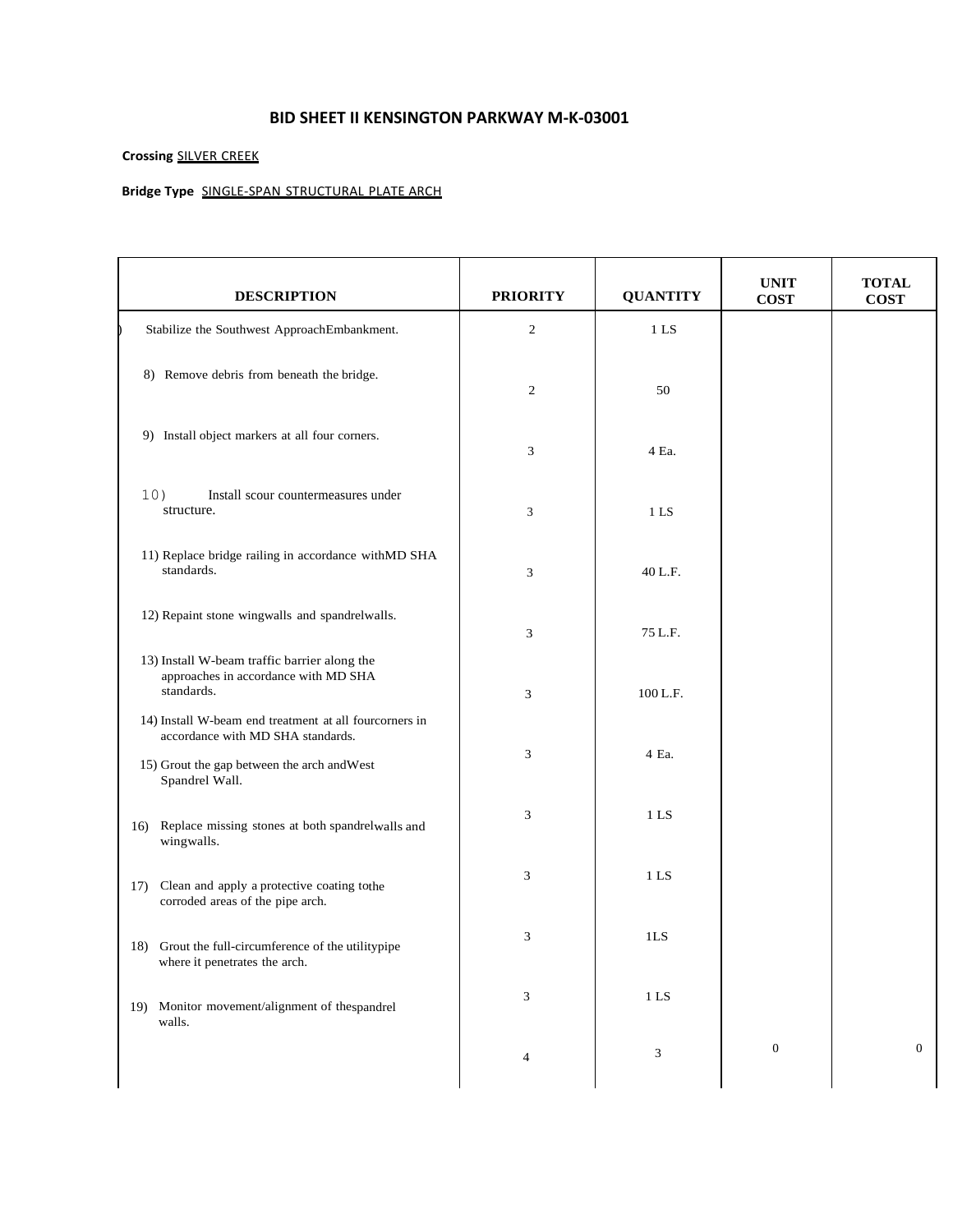# BID SHEET II KENSINGTON PARKWAY M-K-03001

**Crossing** SILVER CREEK

**Bridge Type** SINGLE-SPAN STRUCTURAL PLATE ARCH

| DESCRIPTION | PRIORITY | QUANTITY | UNIT COST | TOTAL COST |
|---|---|---|---|---|
| ) Stabilize the Southwest ApproachEmbankment. | 2 | 1 LS | | |
| 8) Remove debris from beneath the bridge. | 2 | 50 | | |
| 9) Install object markers at all four corners. | 3 | 4 Ea. | | |
| 10) Install scour countermeasures under structure. | 3 | 1 LS | | |
| 11) Replace bridge railing in accordance withMD SHA standards. | 3 | 40 L.F. | | |
| 12) Repaint stone wingwalls and spandrelwalls. | 3 | 75 L.F. | | |
| 13) Install W-beam traffic barrier along the approaches in accordance with MD SHA standards. | 3 | 100 L.F. | | |
| 14) Install W-beam end treatment at all fourcorners in accordance with MD SHA standards. | 3 | 4 Ea. | | |
| 15) Grout the gap between the arch andWest Spandrel Wall. | 3 | 1 LS | | |
| 16) Replace missing stones at both spandrelwalls and wingwalls. | 3 | 1 LS | | |
| 17) Clean and apply a protective coating tothe corroded areas of the pipe arch. | 3 | 1LS | | |
| 18) Grout the full-circumference of the utilitypipe where it penetrates the arch. | 3 | 1 LS | | |
| 19) Monitor movement/alignment of thespandrel walls. | 4 | 3 | 0 | 0 |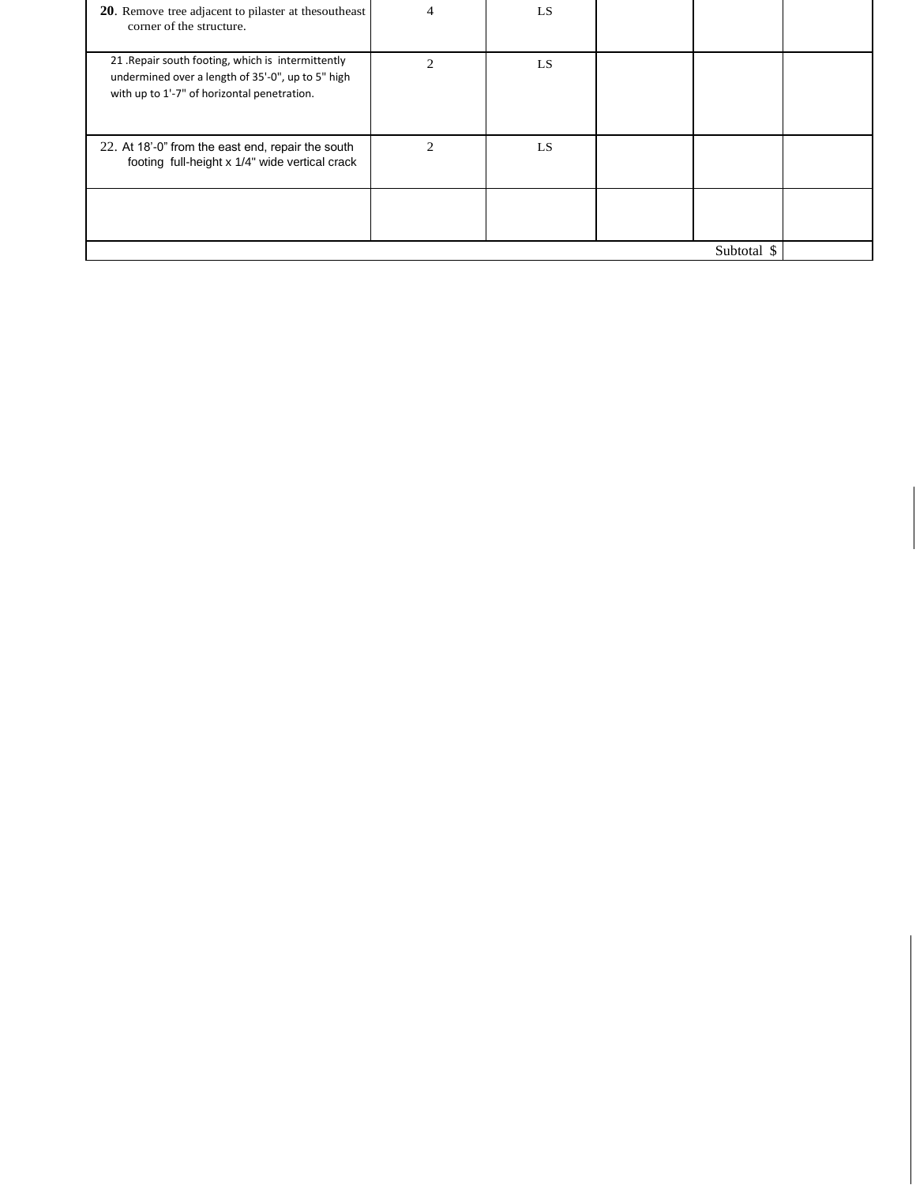| | | | | | |
|---|---|---|---|---|---|
| **20**. Remove tree adjacent to pilaster at thesoutheast corner of the structure. | 4 | LS | | | |
| 21 .Repair south footing, which is intermittently undermined over a length of 35'-0", up to 5" high with up to 1'-7" of horizontal penetration. | 2 | LS | | | |
| 22. At 18'-0" from the east end, repair the south footing full-height x 1/4" wide vertical crack | 2 | LS | | | |
| | | | | | |
| | | | | Subtotal $ | |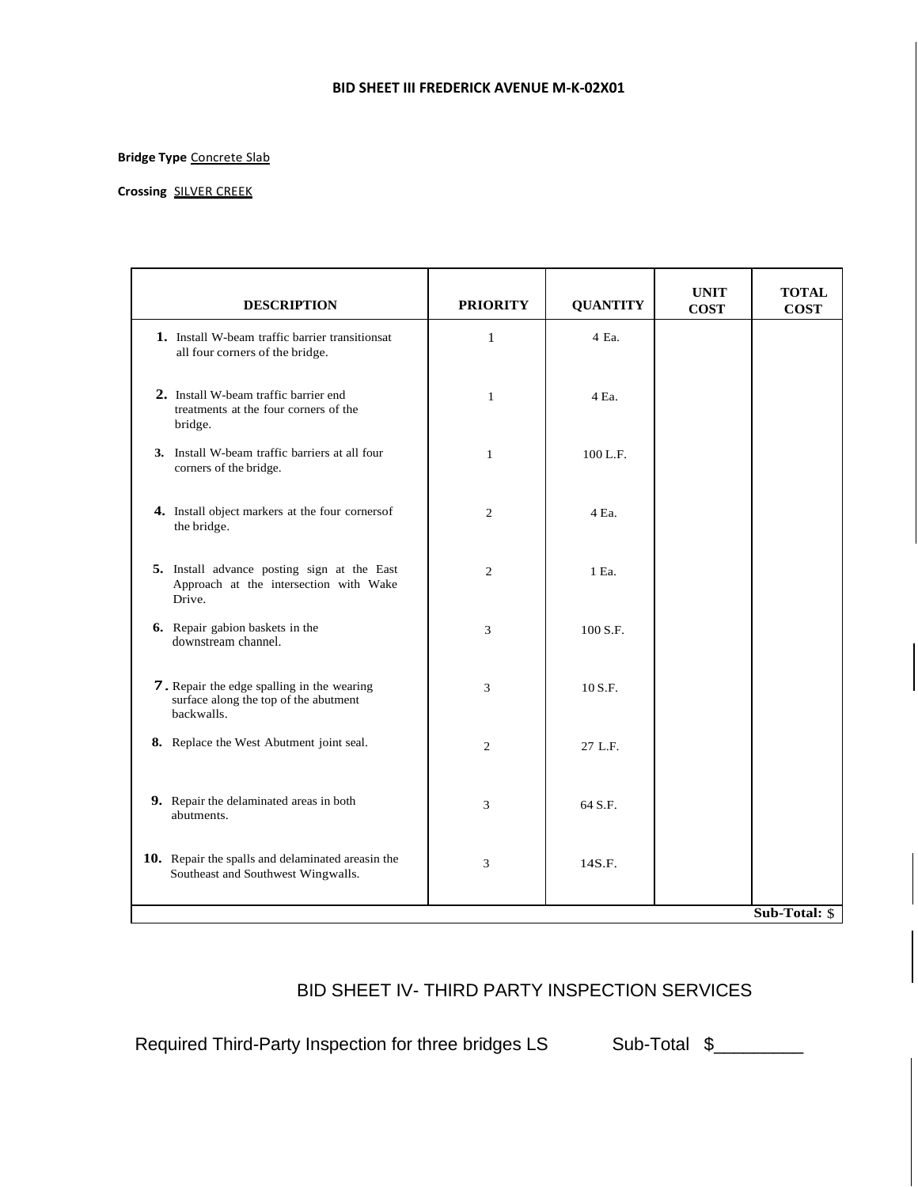## BID SHEET III FREDERICK AVENUE M-K-02X01

**Bridge Type** Concrete Slab

**Crossing** SILVER CREEK

| DESCRIPTION | PRIORITY | QUANTITY | UNIT COST | TOTAL COST |
|---|---|---|---|---|
| **1.** Install W-beam traffic barrier transitionsat all four corners of the bridge. | 1 | 4 Ea. | | |
| **2.** Install W-beam traffic barrier end treatments at the four corners of the bridge. | 1 | 4 Ea. | | |
| **3.** Install W-beam traffic barriers at all four corners of the bridge. | 1 | 100 L.F. | | |
| **4.** Install object markers at the four cornersof the bridge. | 2 | 4 Ea. | | |
| **5.** Install advance posting sign at the East Approach at the intersection with Wake Drive. | 2 | 1 Ea. | | |
| **6.** Repair gabion baskets in the downstream channel. | 3 | 100 S.F. | | |
| **7.** Repair the edge spalling in the wearing surface along the top of the abutment backwalls. | 3 | 10 S.F. | | |
| **8.** Replace the West Abutment joint seal. | 2 | 27 L.F. | | |
| **9.** Repair the delaminated areas in both abutments. | 3 | 64 S.F. | | |
| **10.** Repair the spalls and delaminated areasin the Southeast and Southwest Wingwalls. | 3 | 14S.F. | | |
| | | | | **Sub-Total:** $ |

## BID SHEET IV- THIRD PARTY INSPECTION SERVICES

Required Third-Party Inspection for three bridges LS Sub-Total $_________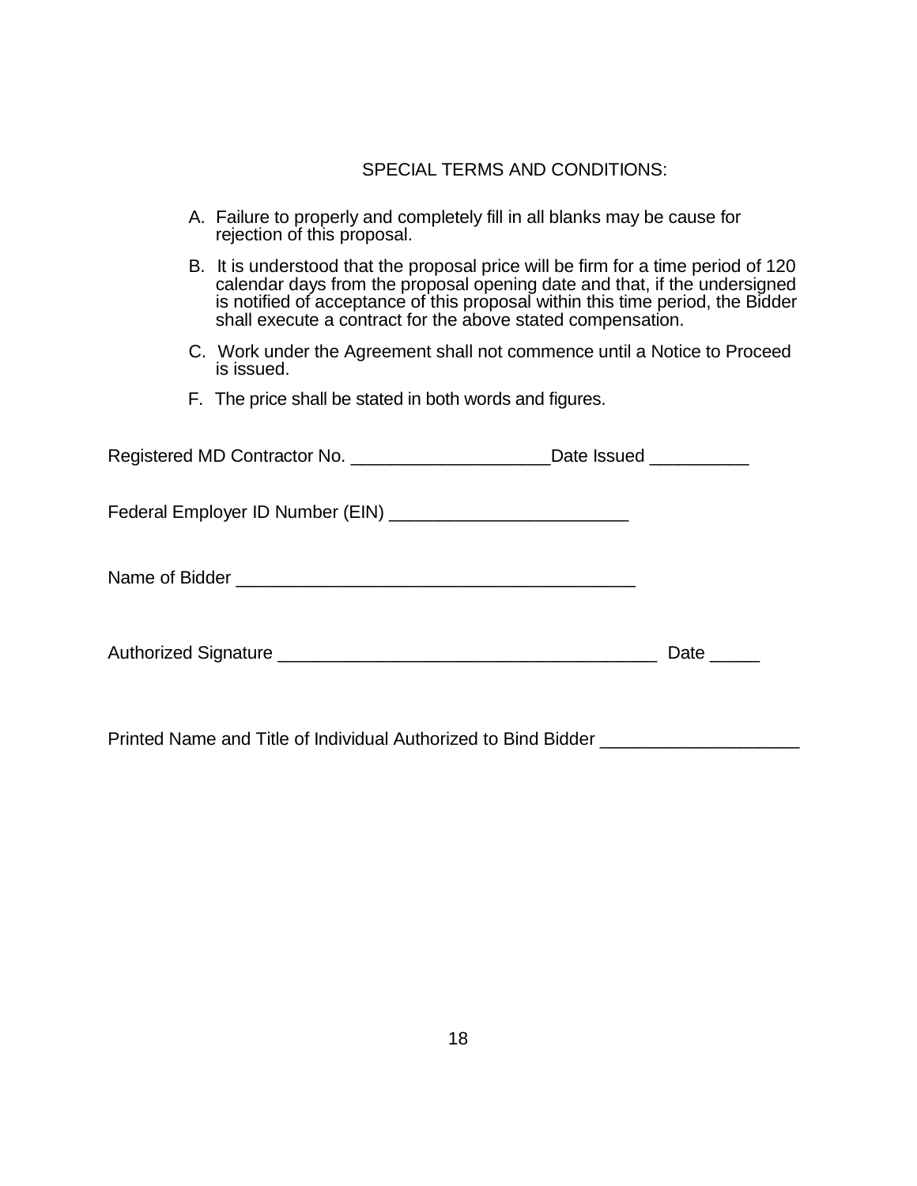## SPECIAL TERMS AND CONDITIONS:

A. Failure to properly and completely fill in all blanks may be cause for rejection of this proposal.

B. It is understood that the proposal price will be firm for a time period of 120 calendar days from the proposal opening date and that, if the undersigned is notified of acceptance of this proposal within this time period, the Bidder shall execute a contract for the above stated compensation.

C. Work under the Agreement shall not commence until a Notice to Proceed is issued.

F. The price shall be stated in both words and figures.

Registered MD Contractor No. ____________________Date Issued __________

Federal Employer ID Number (EIN) ________________________

Name of Bidder ________________________________________

Authorized Signature ______________________________________ Date _____

Printed Name and Title of Individual Authorized to Bind Bidder ____________________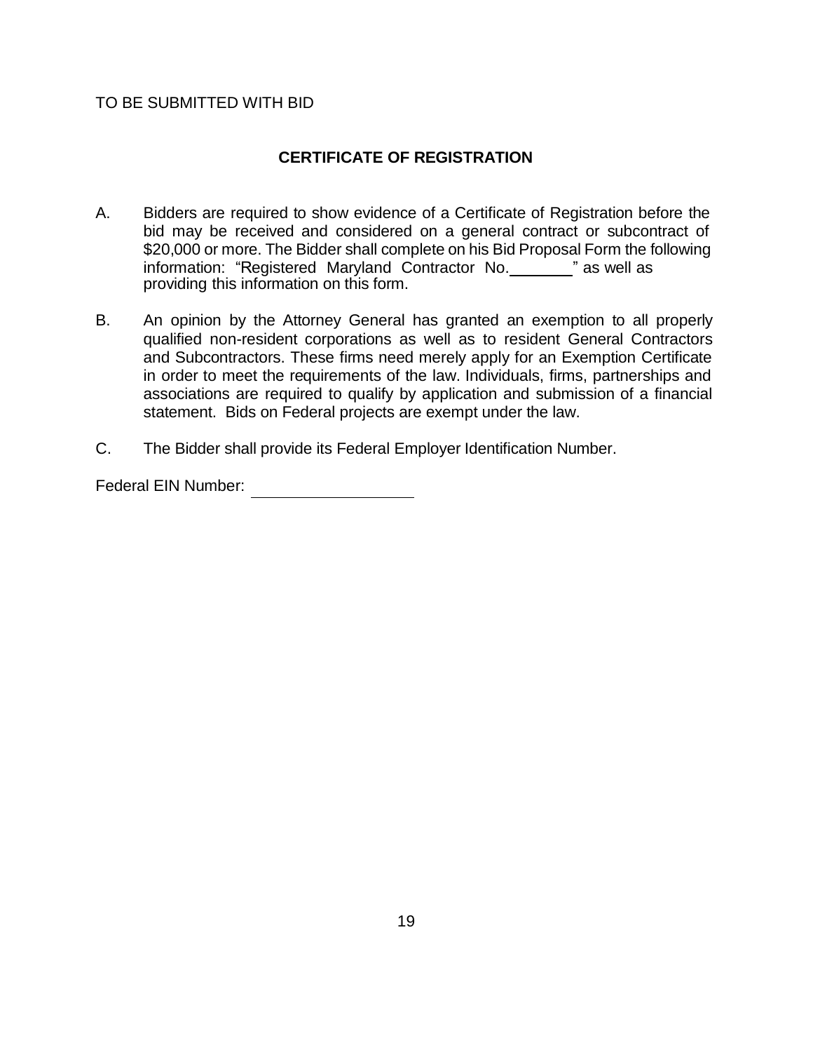TO BE SUBMITTED WITH BID

## CERTIFICATE OF REGISTRATION

A. Bidders are required to show evidence of a Certificate of Registration before the bid may be received and considered on a general contract or subcontract of $20,000 or more. The Bidder shall complete on his Bid Proposal Form the following information: "Registered Maryland Contractor No.________" as well as providing this information on this form.

B. An opinion by the Attorney General has granted an exemption to all properly qualified non-resident corporations as well as to resident General Contractors and Subcontractors. These firms need merely apply for an Exemption Certificate in order to meet the requirements of the law. Individuals, firms, partnerships and associations are required to qualify by application and submission of a financial statement. Bids on Federal projects are exempt under the law.

C. The Bidder shall provide its Federal Employer Identification Number.

Federal EIN Number: ____________________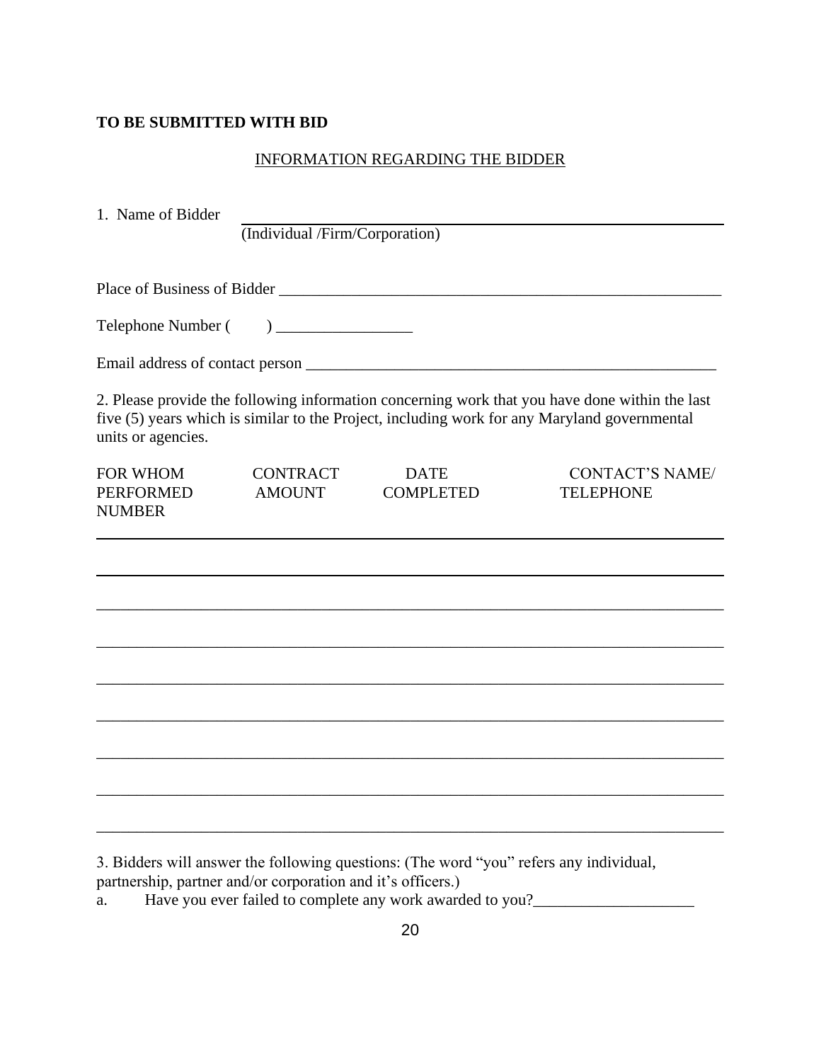**TO BE SUBMITTED WITH BID**

INFORMATION REGARDING THE BIDDER

1. Name of Bidder ______________________________________________
   (Individual /Firm/Corporation)

Place of Business of Bidder ______________________________________________

Telephone Number (       ) _________________

Email address of contact person ______________________________________________

2. Please provide the following information concerning work that you have done within the last five (5) years which is similar to the Project, including work for any Maryland governmental units or agencies.

| FOR WHOM PERFORMED | CONTRACT AMOUNT | DATE COMPLETED | CONTACT'S NAME/ TELEPHONE NUMBER |
|---|---|---|---|
| | | | |
| | | | |
| | | | |
| | | | |
| | | | |
| | | | |
| | | | |
| | | | |
| | | | |

3. Bidders will answer the following questions: (The word "you" refers any individual, partnership, partner and/or corporation and it's officers.)

a. Have you ever failed to complete any work awarded to you?____________________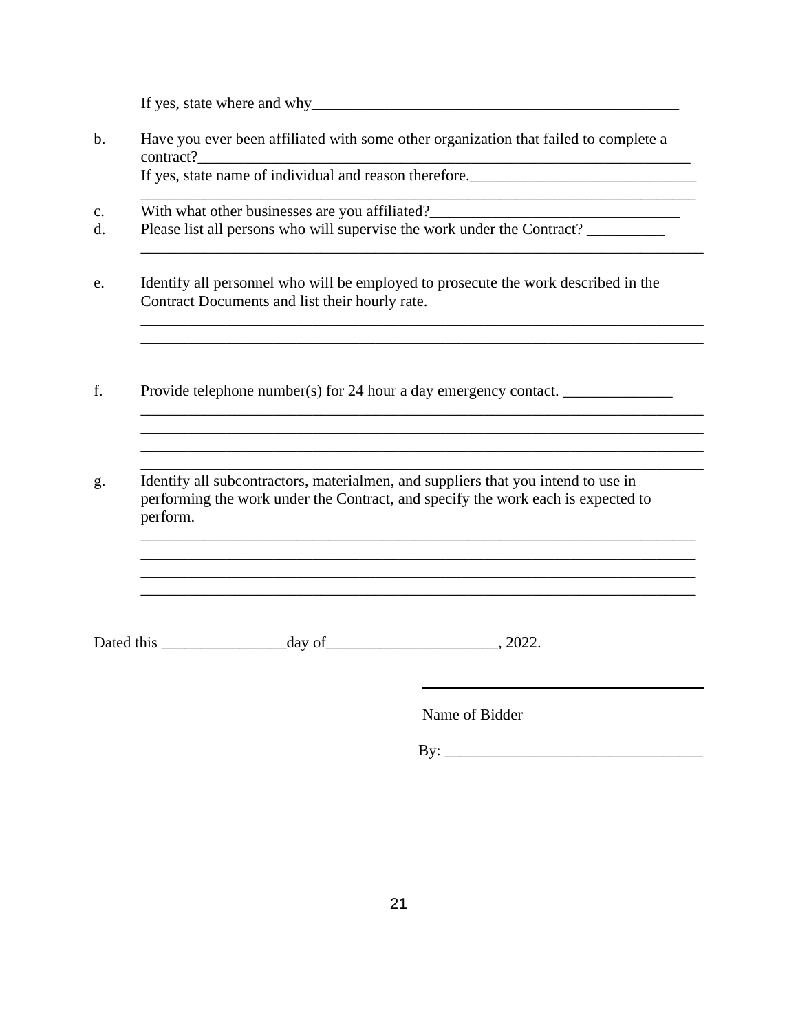If yes, state where and why_________________________________________________

b. Have you ever been affiliated with some other organization that failed to complete a contract?_________________________________________________________________
If yes, state name of individual and reason therefore._____________________________
___________________________________________________________________________

c. With what other businesses are you affiliated?________________________________

d. Please list all persons who will supervise the work under the Contract? __________
___________________________________________________________________________

e. Identify all personnel who will be employed to prosecute the work described in the Contract Documents and list their hourly rate.
___________________________________________________________________________
___________________________________________________________________________

f. Provide telephone number(s) for 24 hour a day emergency contact. ______________
___________________________________________________________________________
___________________________________________________________________________
___________________________________________________________________________
___________________________________________________________________________

g. Identify all subcontractors, materialmen, and suppliers that you intend to use in performing the work under the Contract, and specify the work each is expected to perform.
___________________________________________________________________________
___________________________________________________________________________
___________________________________________________________________________
___________________________________________________________________________

Dated this ________________day of______________________, 2022.

_____________________________________

Name of Bidder

By: _________________________________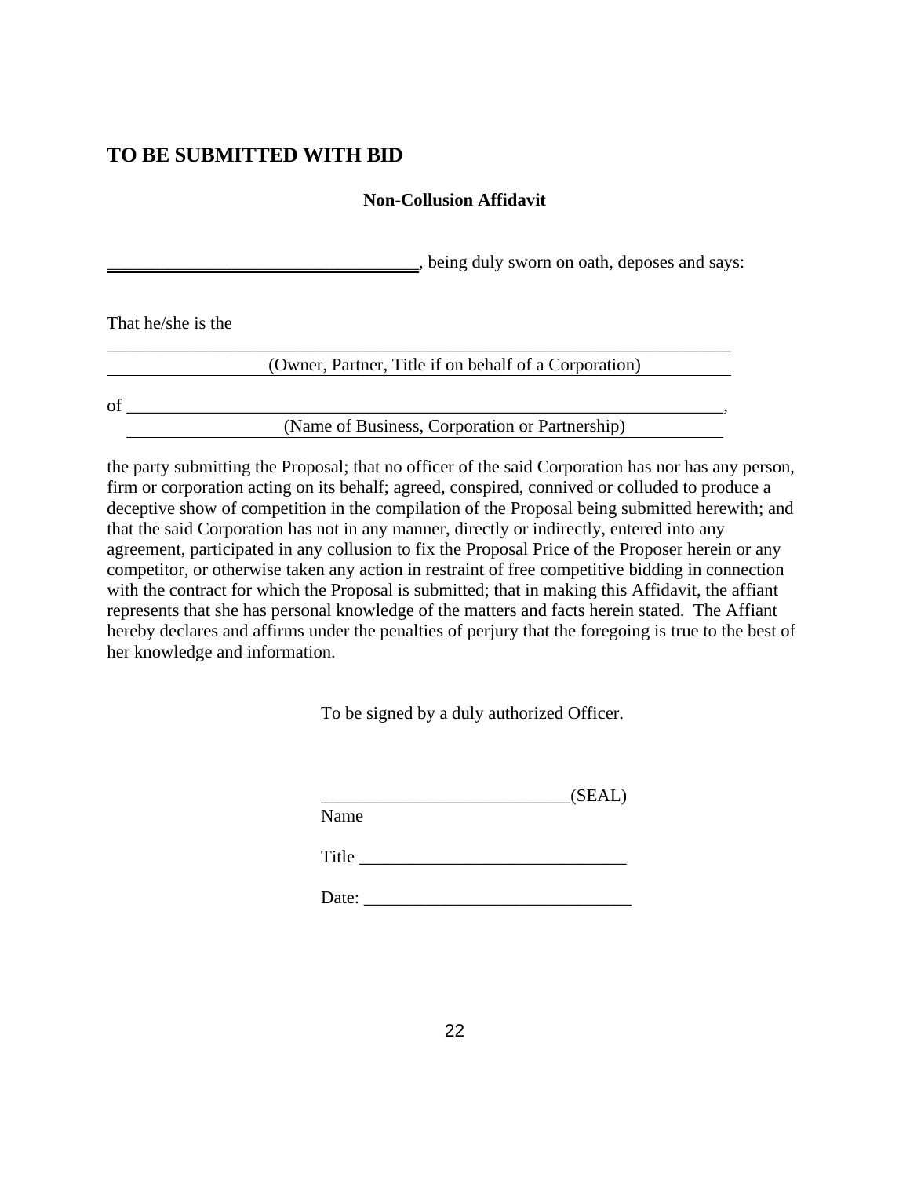## TO BE SUBMITTED WITH BID

**Non-Collusion Affidavit**

____________________________________, being duly sworn on oath, deposes and says:

That he/she is the

________________________________________________________________________
(Owner, Partner, Title if on behalf of a Corporation)

of ______________________________________________________________________,
(Name of Business, Corporation or Partnership)

the party submitting the Proposal; that no officer of the said Corporation has nor has any person, firm or corporation acting on its behalf; agreed, conspired, connived or colluded to produce a deceptive show of competition in the compilation of the Proposal being submitted herewith; and that the said Corporation has not in any manner, directly or indirectly, entered into any agreement, participated in any collusion to fix the Proposal Price of the Proposer herein or any competitor, or otherwise taken any action in restraint of free competitive bidding in connection with the contract for which the Proposal is submitted; that in making this Affidavit, the affiant represents that she has personal knowledge of the matters and facts herein stated. The Affiant hereby declares and affirms under the penalties of perjury that the foregoing is true to the best of her knowledge and information.

To be signed by a duly authorized Officer.

____________________________(SEAL)
Name

Title ______________________________

Date: ______________________________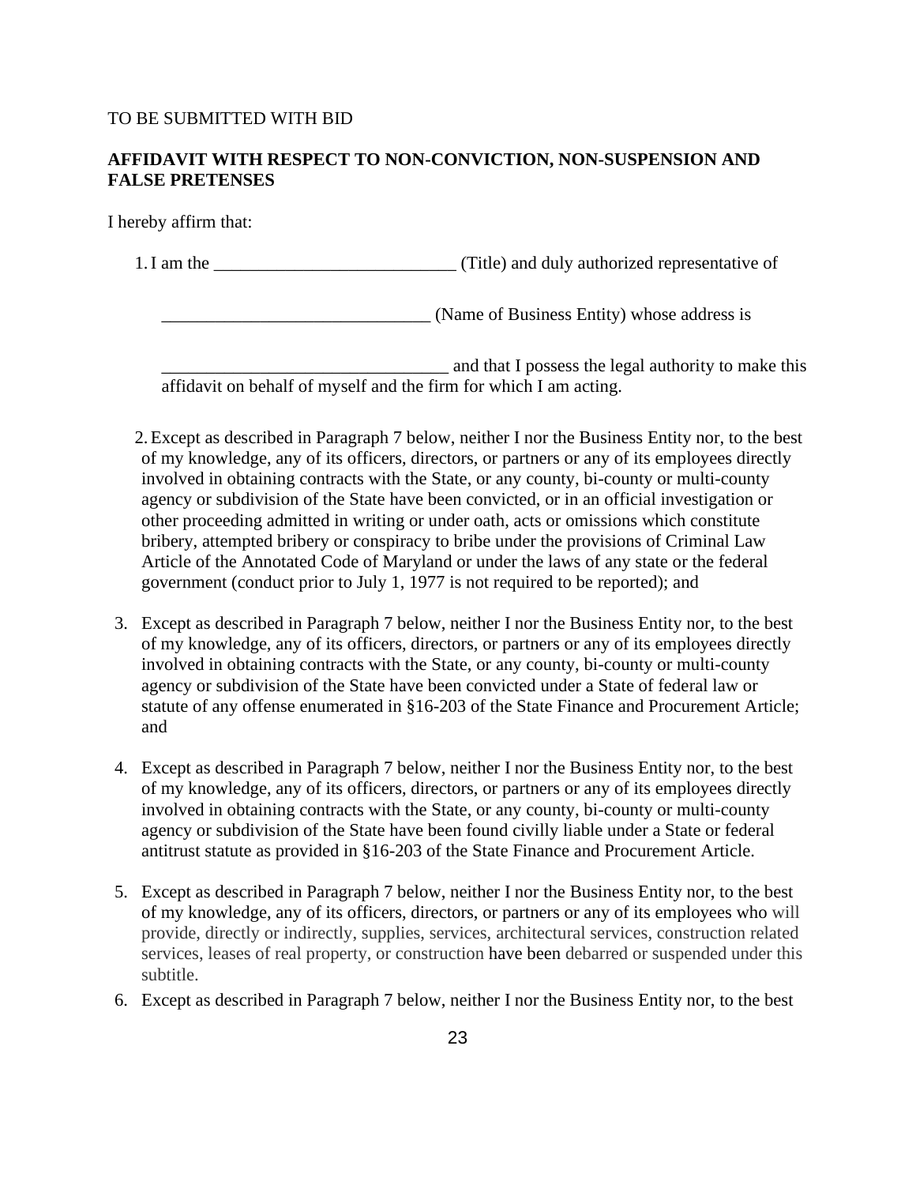TO BE SUBMITTED WITH BID

**AFFIDAVIT WITH RESPECT TO NON-CONVICTION, NON-SUSPENSION AND FALSE PRETENSES**

I hereby affirm that:

1. I am the ___________________________ (Title) and duly authorized representative of

   ______________________________ (Name of Business Entity) whose address is

   ________________________________ and that I possess the legal authority to make this affidavit on behalf of myself and the firm for which I am acting.

2. Except as described in Paragraph 7 below, neither I nor the Business Entity nor, to the best of my knowledge, any of its officers, directors, or partners or any of its employees directly involved in obtaining contracts with the State, or any county, bi-county or multi-county agency or subdivision of the State have been convicted, or in an official investigation or other proceeding admitted in writing or under oath, acts or omissions which constitute bribery, attempted bribery or conspiracy to bribe under the provisions of Criminal Law Article of the Annotated Code of Maryland or under the laws of any state or the federal government (conduct prior to July 1, 1977 is not required to be reported); and

3. Except as described in Paragraph 7 below, neither I nor the Business Entity nor, to the best of my knowledge, any of its officers, directors, or partners or any of its employees directly involved in obtaining contracts with the State, or any county, bi-county or multi-county agency or subdivision of the State have been convicted under a State of federal law or statute of any offense enumerated in §16-203 of the State Finance and Procurement Article; and

4. Except as described in Paragraph 7 below, neither I nor the Business Entity nor, to the best of my knowledge, any of its officers, directors, or partners or any of its employees directly involved in obtaining contracts with the State, or any county, bi-county or multi-county agency or subdivision of the State have been found civilly liable under a State or federal antitrust statute as provided in §16-203 of the State Finance and Procurement Article.

5. Except as described in Paragraph 7 below, neither I nor the Business Entity nor, to the best of my knowledge, any of its officers, directors, or partners or any of its employees who will provide, directly or indirectly, supplies, services, architectural services, construction related services, leases of real property, or construction have been debarred or suspended under this subtitle.

6. Except as described in Paragraph 7 below, neither I nor the Business Entity nor, to the best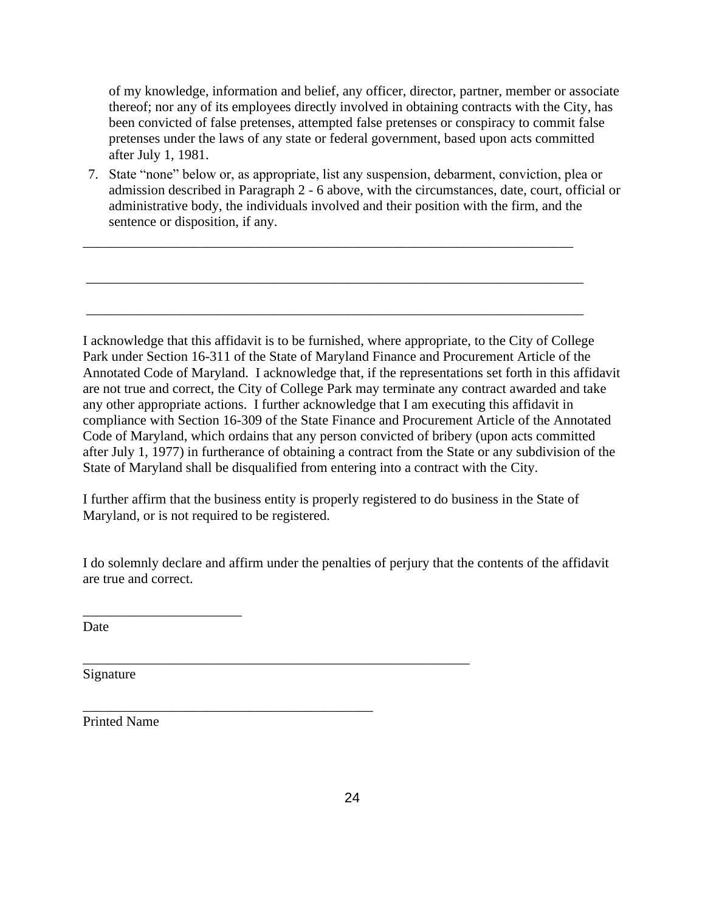of my knowledge, information and belief, any officer, director, partner, member or associate thereof; nor any of its employees directly involved in obtaining contracts with the City, has been convicted of false pretenses, attempted false pretenses or conspiracy to commit false pretenses under the laws of any state or federal government, based upon acts committed after July 1, 1981.

7. State "none" below or, as appropriate, list any suspension, debarment, conviction, plea or admission described in Paragraph 2 - 6 above, with the circumstances, date, court, official or administrative body, the individuals involved and their position with the firm, and the sentence or disposition, if any.

___________________________________________________________________________

___________________________________________________________________________

___________________________________________________________________________

I acknowledge that this affidavit is to be furnished, where appropriate, to the City of College Park under Section 16-311 of the State of Maryland Finance and Procurement Article of the Annotated Code of Maryland. I acknowledge that, if the representations set forth in this affidavit are not true and correct, the City of College Park may terminate any contract awarded and take any other appropriate actions. I further acknowledge that I am executing this affidavit in compliance with Section 16-309 of the State Finance and Procurement Article of the Annotated Code of Maryland, which ordains that any person convicted of bribery (upon acts committed after July 1, 1977) in furtherance of obtaining a contract from the State or any subdivision of the State of Maryland shall be disqualified from entering into a contract with the City.

I further affirm that the business entity is properly registered to do business in the State of Maryland, or is not required to be registered.

I do solemnly declare and affirm under the penalties of perjury that the contents of the affidavit are true and correct.

______________________
Date

___________________________________________________________
Signature

____________________________________________
Printed Name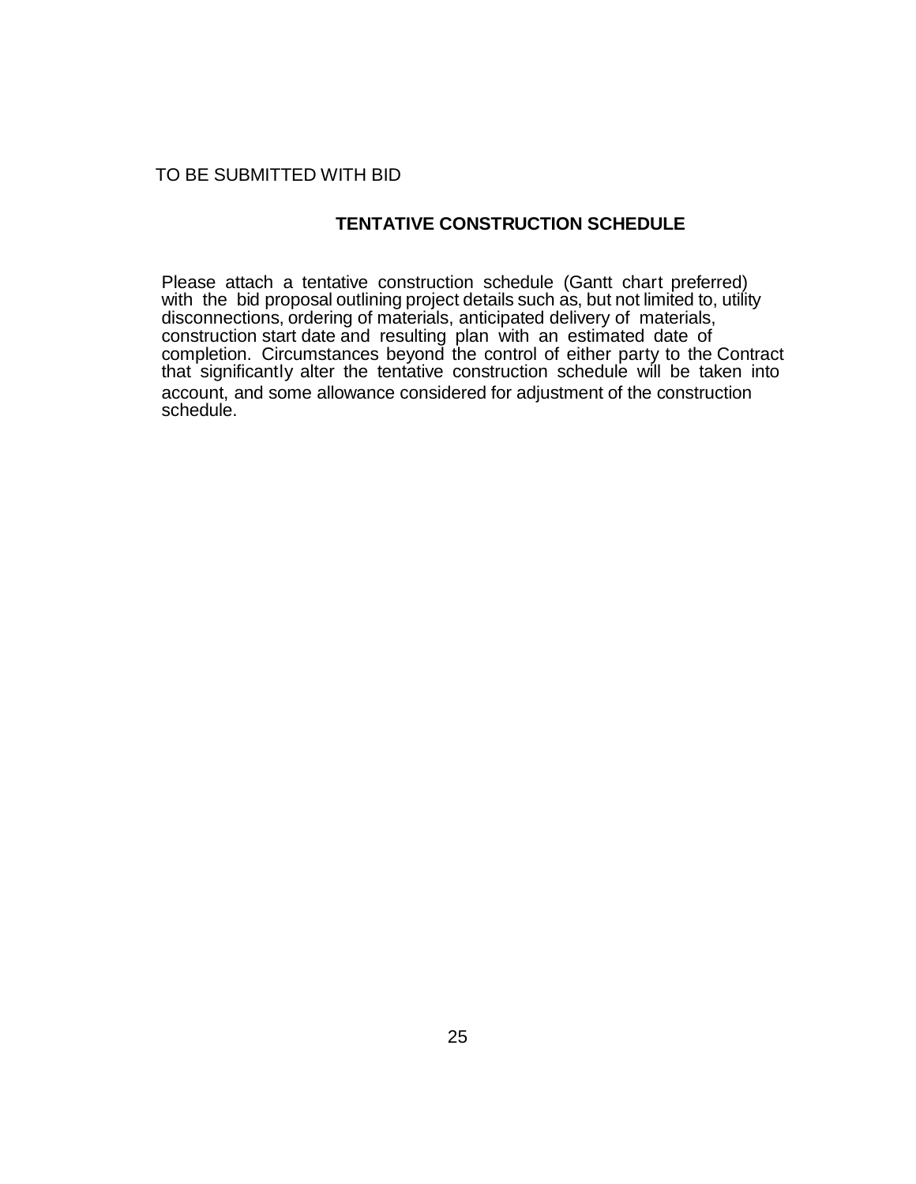TO BE SUBMITTED WITH BID

## TENTATIVE CONSTRUCTION SCHEDULE

Please attach a tentative construction schedule (Gantt chart preferred) with the bid proposal outlining project details such as, but not limited to, utility disconnections, ordering of materials, anticipated delivery of materials, construction start date and resulting plan with an estimated date of completion. Circumstances beyond the control of either party to the Contract that significantly alter the tentative construction schedule will be taken into account, and some allowance considered for adjustment of the construction schedule.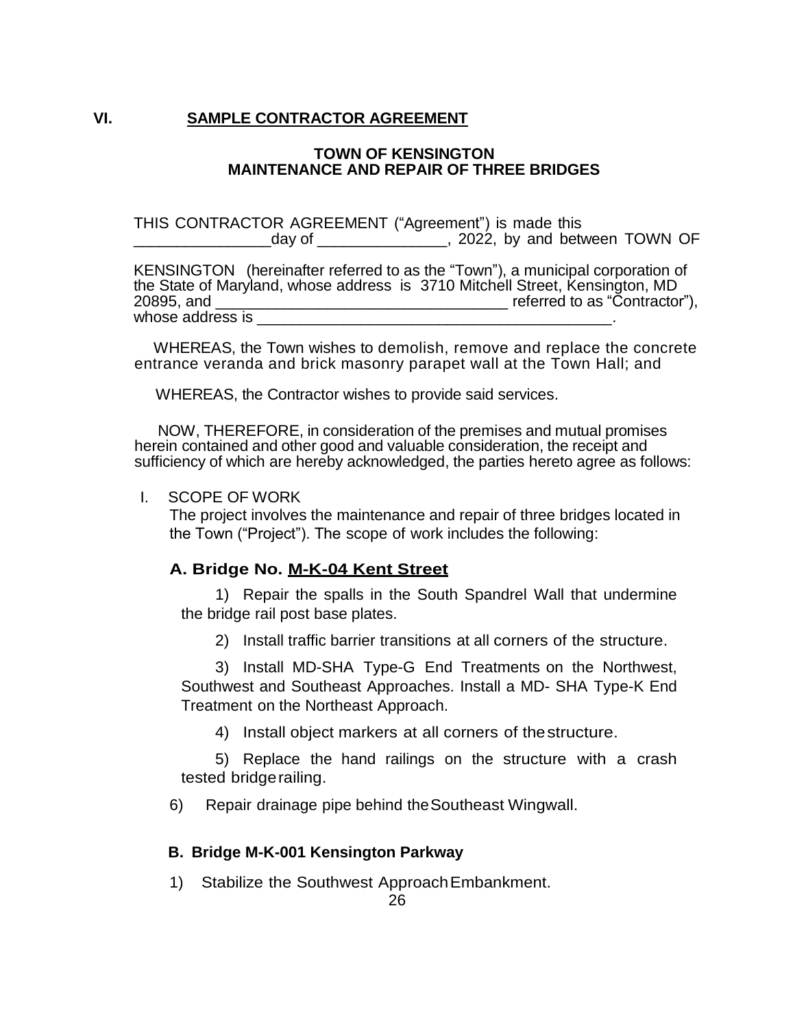## VI. SAMPLE CONTRACTOR AGREEMENT

**TOWN OF KENSINGTON**
**MAINTENANCE AND REPAIR OF THREE BRIDGES**

THIS CONTRACTOR AGREEMENT ("Agreement") is made this ________________day of _______________, 2022, by and between TOWN OF KENSINGTON (hereinafter referred to as the "Town"), a municipal corporation of the State of Maryland, whose address is 3710 Mitchell Street, Kensington, MD 20895, and __________________________________ referred to as "Contractor"), whose address is ___________________________________________.

WHEREAS, the Town wishes to demolish, remove and replace the concrete entrance veranda and brick masonry parapet wall at the Town Hall; and

WHEREAS, the Contractor wishes to provide said services.

NOW, THEREFORE, in consideration of the premises and mutual promises herein contained and other good and valuable consideration, the receipt and sufficiency of which are hereby acknowledged, the parties hereto agree as follows:

I. SCOPE OF WORK

The project involves the maintenance and repair of three bridges located in the Town ("Project"). The scope of work includes the following:

**A. Bridge No. M-K-04 Kent Street**

1) Repair the spalls in the South Spandrel Wall that undermine the bridge rail post base plates.

2) Install traffic barrier transitions at all corners of the structure.

3) Install MD-SHA Type-G End Treatments on the Northwest, Southwest and Southeast Approaches. Install a MD- SHA Type-K End Treatment on the Northeast Approach.

4) Install object markers at all corners of the structure.

5) Replace the hand railings on the structure with a crash tested bridge railing.

6) Repair drainage pipe behind the Southeast Wingwall.

**B. Bridge M-K-001 Kensington Parkway**

1) Stabilize the Southwest Approach Embankment.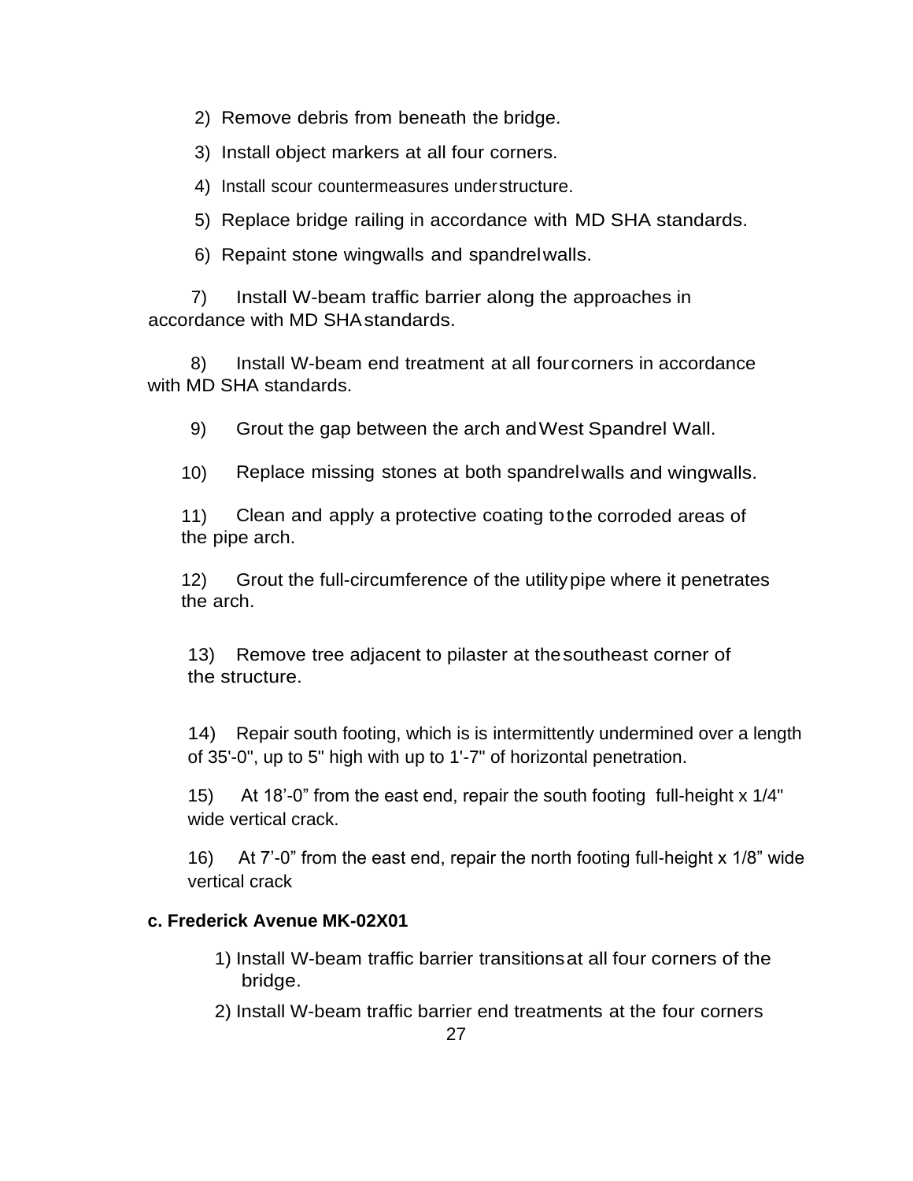2) Remove debris from beneath the bridge.

3) Install object markers at all four corners.

4) Install scour countermeasures understructure.

5) Replace bridge railing in accordance with MD SHA standards.

6) Repaint stone wingwalls and spandrelwalls.

7) Install W-beam traffic barrier along the approaches in accordance with MD SHAstandards.

8) Install W-beam end treatment at all fourcorners in accordance with MD SHA standards.

9) Grout the gap between the arch andWest Spandrel Wall.

10) Replace missing stones at both spandrelwalls and wingwalls.

11) Clean and apply a protective coating tothe corroded areas of the pipe arch.

12) Grout the full-circumference of the utilitypipe where it penetrates the arch.

13) Remove tree adjacent to pilaster at thesoutheast corner of the structure.

14) Repair south footing, which is is intermittently undermined over a length of 35'-0", up to 5" high with up to 1'-7" of horizontal penetration.

15) At 18’-0” from the east end, repair the south footing full-height x 1/4" wide vertical crack.

16) At 7’-0” from the east end, repair the north footing full-height x 1/8” wide vertical crack

**c. Frederick Avenue MK-02X01**

1) Install W-beam traffic barrier transitionsat all four corners of the bridge.

2) Install W-beam traffic barrier end treatments at the four corners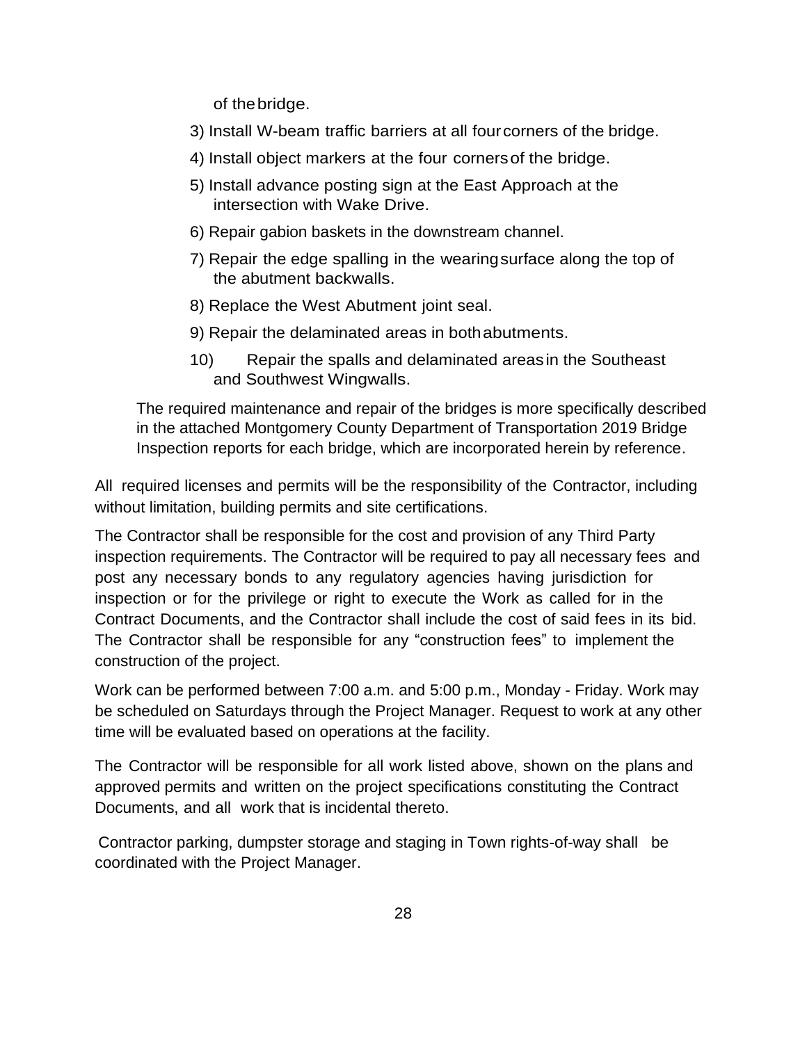of the bridge.

3) Install W-beam traffic barriers at all four corners of the bridge.

4) Install object markers at the four corners of the bridge.

5) Install advance posting sign at the East Approach at the intersection with Wake Drive.

6) Repair gabion baskets in the downstream channel.

7) Repair the edge spalling in the wearing surface along the top of the abutment backwalls.

8) Replace the West Abutment joint seal.

9) Repair the delaminated areas in both abutments.

10) Repair the spalls and delaminated areas in the Southeast and Southwest Wingwalls.

The required maintenance and repair of the bridges is more specifically described in the attached Montgomery County Department of Transportation 2019 Bridge Inspection reports for each bridge, which are incorporated herein by reference.

All required licenses and permits will be the responsibility of the Contractor, including without limitation, building permits and site certifications.

The Contractor shall be responsible for the cost and provision of any Third Party inspection requirements. The Contractor will be required to pay all necessary fees and post any necessary bonds to any regulatory agencies having jurisdiction for inspection or for the privilege or right to execute the Work as called for in the Contract Documents, and the Contractor shall include the cost of said fees in its bid. The Contractor shall be responsible for any "construction fees" to implement the construction of the project.

Work can be performed between 7:00 a.m. and 5:00 p.m., Monday - Friday. Work may be scheduled on Saturdays through the Project Manager. Request to work at any other time will be evaluated based on operations at the facility.

The Contractor will be responsible for all work listed above, shown on the plans and approved permits and written on the project specifications constituting the Contract Documents, and all work that is incidental thereto.

Contractor parking, dumpster storage and staging in Town rights-of-way shall be coordinated with the Project Manager.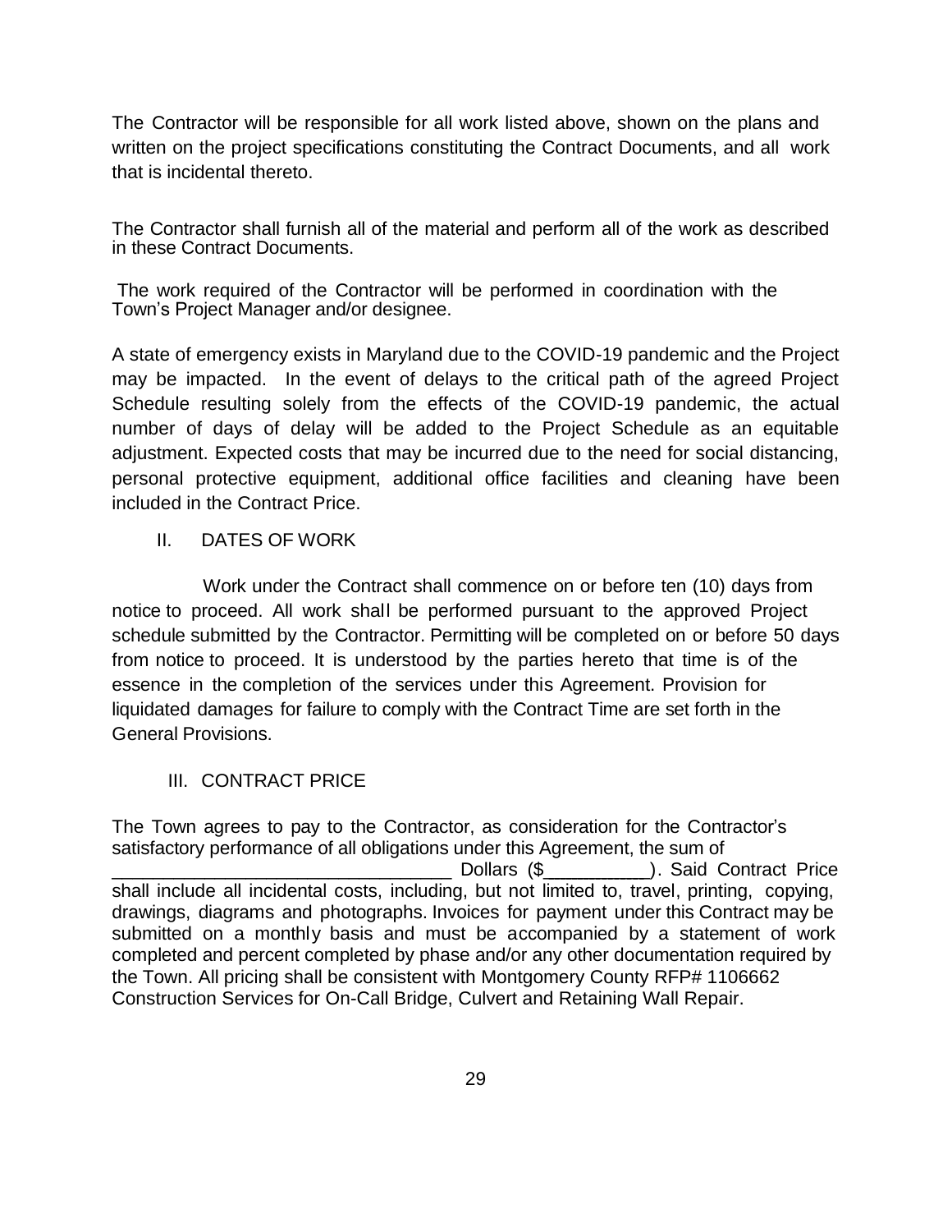The Contractor will be responsible for all work listed above, shown on the plans and written on the project specifications constituting the Contract Documents, and all work that is incidental thereto.

The Contractor shall furnish all of the material and perform all of the work as described in these Contract Documents.

The work required of the Contractor will be performed in coordination with the Town's Project Manager and/or designee.

A state of emergency exists in Maryland due to the COVID-19 pandemic and the Project may be impacted. In the event of delays to the critical path of the agreed Project Schedule resulting solely from the effects of the COVID-19 pandemic, the actual number of days of delay will be added to the Project Schedule as an equitable adjustment. Expected costs that may be incurred due to the need for social distancing, personal protective equipment, additional office facilities and cleaning have been included in the Contract Price.

## II. DATES OF WORK

Work under the Contract shall commence on or before ten (10) days from notice to proceed. All work shall be performed pursuant to the approved Project schedule submitted by the Contractor. Permitting will be completed on or before 50 days from notice to proceed. It is understood by the parties hereto that time is of the essence in the completion of the services under this Agreement. Provision for liquidated damages for failure to comply with the Contract Time are set forth in the General Provisions.

## III. CONTRACT PRICE

The Town agrees to pay to the Contractor, as consideration for the Contractor's satisfactory performance of all obligations under this Agreement, the sum of __________________________________ Dollars ($__________). Said Contract Price shall include all incidental costs, including, but not limited to, travel, printing, copying, drawings, diagrams and photographs. Invoices for payment under this Contract may be submitted on a monthly basis and must be accompanied by a statement of work completed and percent completed by phase and/or any other documentation required by the Town. All pricing shall be consistent with Montgomery County RFP# 1106662 Construction Services for On-Call Bridge, Culvert and Retaining Wall Repair.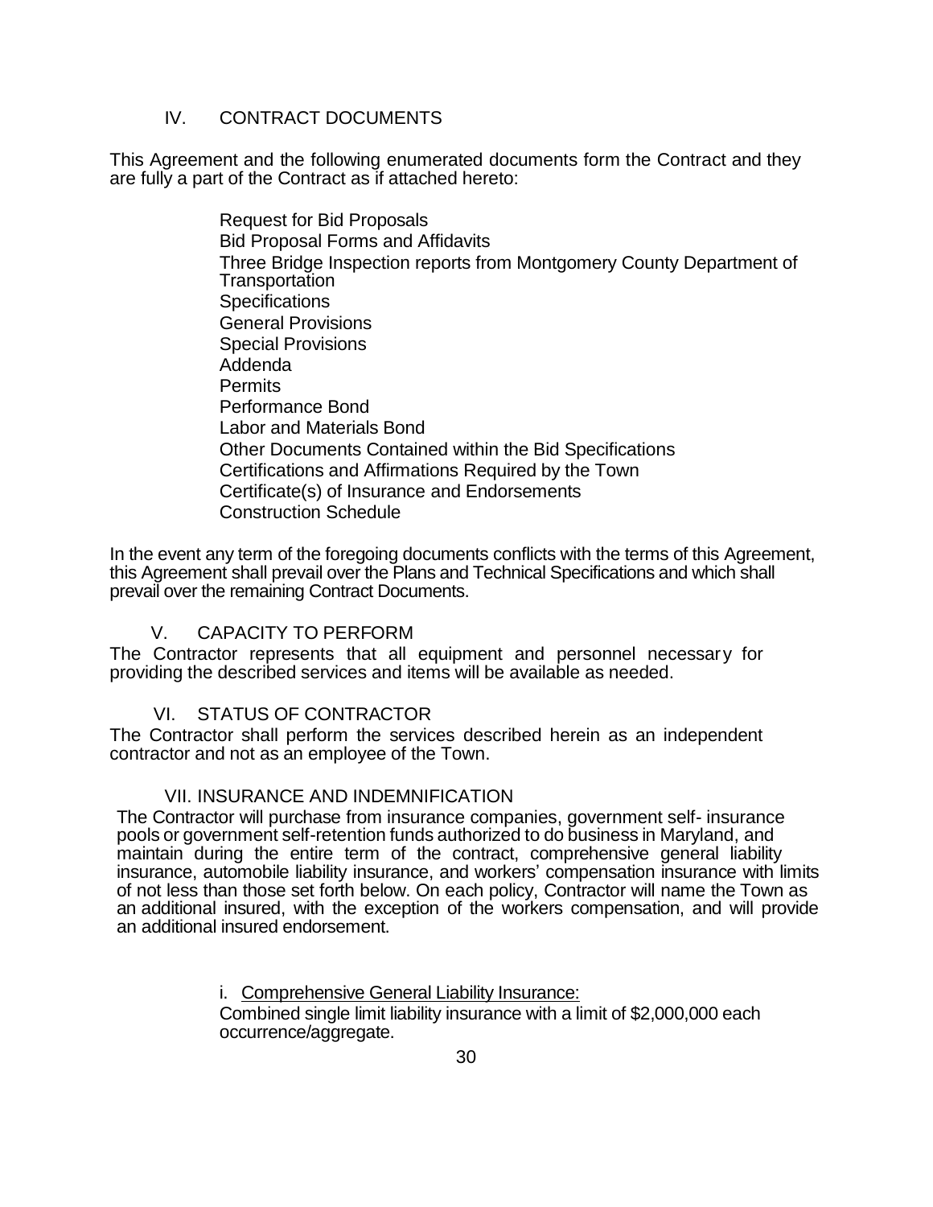## IV. CONTRACT DOCUMENTS

This Agreement and the following enumerated documents form the Contract and they are fully a part of the Contract as if attached hereto:

- Request for Bid Proposals
- Bid Proposal Forms and Affidavits
- Three Bridge Inspection reports from Montgomery County Department of Transportation
- Specifications
- General Provisions
- Special Provisions
- Addenda
- Permits
- Performance Bond
- Labor and Materials Bond
- Other Documents Contained within the Bid Specifications
- Certifications and Affirmations Required by the Town
- Certificate(s) of Insurance and Endorsements
- Construction Schedule

In the event any term of the foregoing documents conflicts with the terms of this Agreement, this Agreement shall prevail over the Plans and Technical Specifications and which shall prevail over the remaining Contract Documents.

## V. CAPACITY TO PERFORM

The Contractor represents that all equipment and personnel necessary for providing the described services and items will be available as needed.

## VI. STATUS OF CONTRACTOR

The Contractor shall perform the services described herein as an independent contractor and not as an employee of the Town.

## VII. INSURANCE AND INDEMNIFICATION

The Contractor will purchase from insurance companies, government self- insurance pools or government self-retention funds authorized to do business in Maryland, and maintain during the entire term of the contract, comprehensive general liability insurance, automobile liability insurance, and workers' compensation insurance with limits of not less than those set forth below. On each policy, Contractor will name the Town as an additional insured, with the exception of the workers compensation, and will provide an additional insured endorsement.

i. Comprehensive General Liability Insurance:
Combined single limit liability insurance with a limit of $2,000,000 each occurrence/aggregate.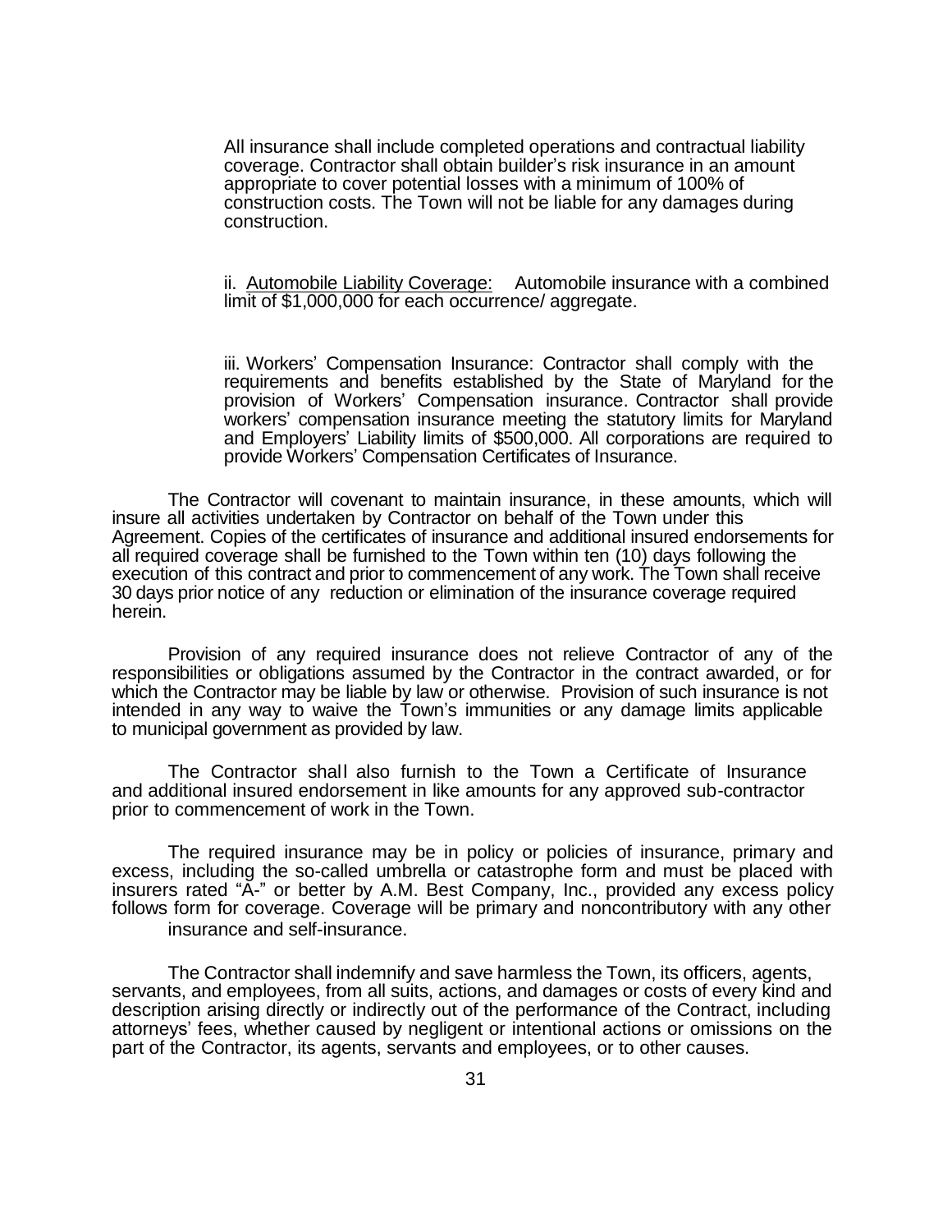All insurance shall include completed operations and contractual liability coverage. Contractor shall obtain builder's risk insurance in an amount appropriate to cover potential losses with a minimum of 100% of construction costs. The Town will not be liable for any damages during construction.

ii. Automobile Liability Coverage: Automobile insurance with a combined limit of $1,000,000 for each occurrence/ aggregate.

iii. Workers' Compensation Insurance: Contractor shall comply with the requirements and benefits established by the State of Maryland for the provision of Workers' Compensation insurance. Contractor shall provide workers' compensation insurance meeting the statutory limits for Maryland and Employers' Liability limits of $500,000. All corporations are required to provide Workers' Compensation Certificates of Insurance.

The Contractor will covenant to maintain insurance, in these amounts, which will insure all activities undertaken by Contractor on behalf of the Town under this Agreement. Copies of the certificates of insurance and additional insured endorsements for all required coverage shall be furnished to the Town within ten (10) days following the execution of this contract and prior to commencement of any work. The Town shall receive 30 days prior notice of any reduction or elimination of the insurance coverage required herein.

Provision of any required insurance does not relieve Contractor of any of the responsibilities or obligations assumed by the Contractor in the contract awarded, or for which the Contractor may be liable by law or otherwise. Provision of such insurance is not intended in any way to waive the Town's immunities or any damage limits applicable to municipal government as provided by law.

The Contractor shall also furnish to the Town a Certificate of Insurance and additional insured endorsement in like amounts for any approved sub-contractor prior to commencement of work in the Town.

The required insurance may be in policy or policies of insurance, primary and excess, including the so-called umbrella or catastrophe form and must be placed with insurers rated "A-" or better by A.M. Best Company, Inc., provided any excess policy follows form for coverage. Coverage will be primary and noncontributory with any other insurance and self-insurance.

The Contractor shall indemnify and save harmless the Town, its officers, agents, servants, and employees, from all suits, actions, and damages or costs of every kind and description arising directly or indirectly out of the performance of the Contract, including attorneys' fees, whether caused by negligent or intentional actions or omissions on the part of the Contractor, its agents, servants and employees, or to other causes.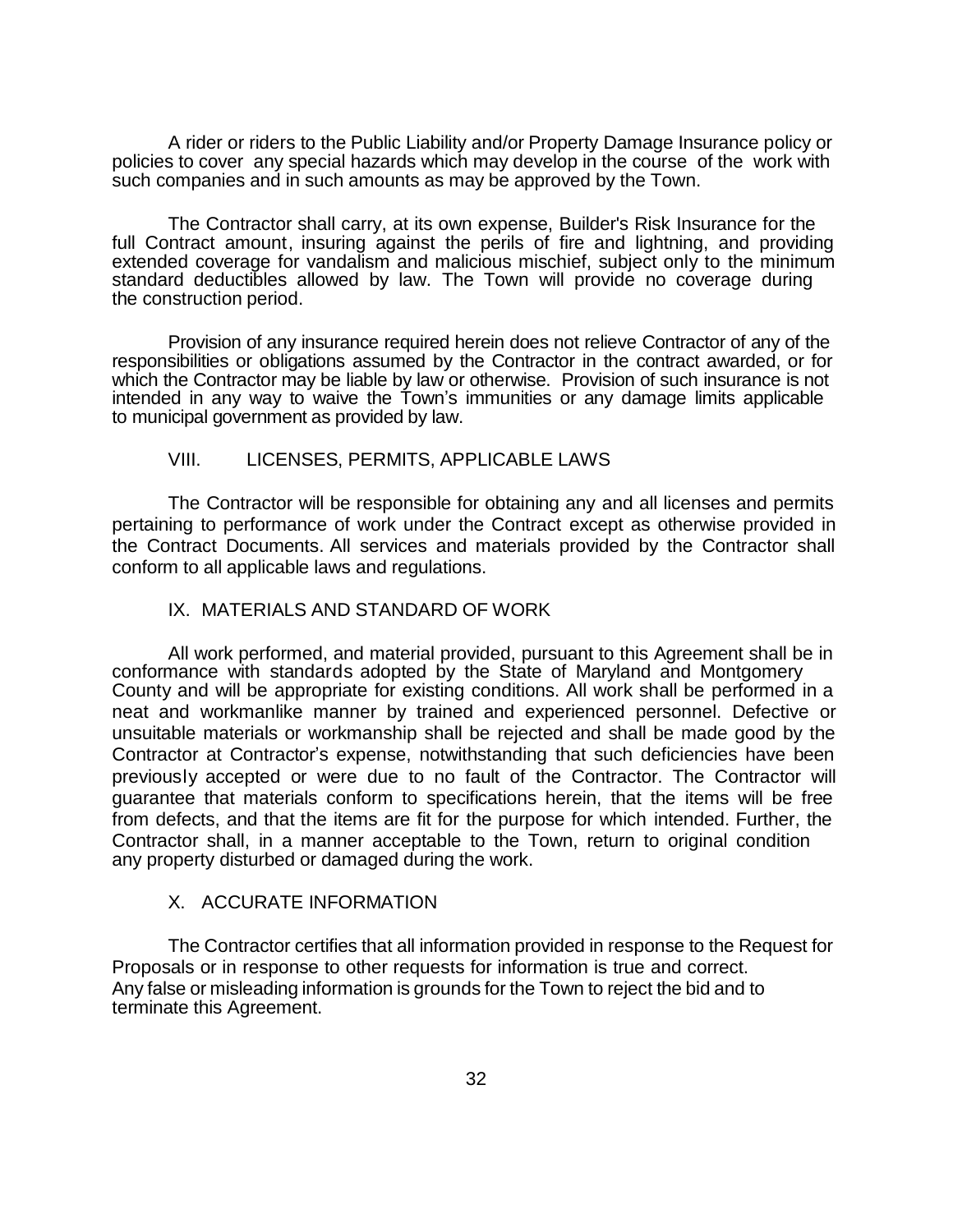A rider or riders to the Public Liability and/or Property Damage Insurance policy or policies to cover any special hazards which may develop in the course of the work with such companies and in such amounts as may be approved by the Town.

The Contractor shall carry, at its own expense, Builder's Risk Insurance for the full Contract amount, insuring against the perils of fire and lightning, and providing extended coverage for vandalism and malicious mischief, subject only to the minimum standard deductibles allowed by law. The Town will provide no coverage during the construction period.

Provision of any insurance required herein does not relieve Contractor of any of the responsibilities or obligations assumed by the Contractor in the contract awarded, or for which the Contractor may be liable by law or otherwise. Provision of such insurance is not intended in any way to waive the Town's immunities or any damage limits applicable to municipal government as provided by law.

## VIII. LICENSES, PERMITS, APPLICABLE LAWS

The Contractor will be responsible for obtaining any and all licenses and permits pertaining to performance of work under the Contract except as otherwise provided in the Contract Documents. All services and materials provided by the Contractor shall conform to all applicable laws and regulations.

## IX. MATERIALS AND STANDARD OF WORK

All work performed, and material provided, pursuant to this Agreement shall be in conformance with standards adopted by the State of Maryland and Montgomery County and will be appropriate for existing conditions. All work shall be performed in a neat and workmanlike manner by trained and experienced personnel. Defective or unsuitable materials or workmanship shall be rejected and shall be made good by the Contractor at Contractor's expense, notwithstanding that such deficiencies have been previously accepted or were due to no fault of the Contractor. The Contractor will guarantee that materials conform to specifications herein, that the items will be free from defects, and that the items are fit for the purpose for which intended. Further, the Contractor shall, in a manner acceptable to the Town, return to original condition any property disturbed or damaged during the work.

## X. ACCURATE INFORMATION

The Contractor certifies that all information provided in response to the Request for Proposals or in response to other requests for information is true and correct. Any false or misleading information is grounds for the Town to reject the bid and to terminate this Agreement.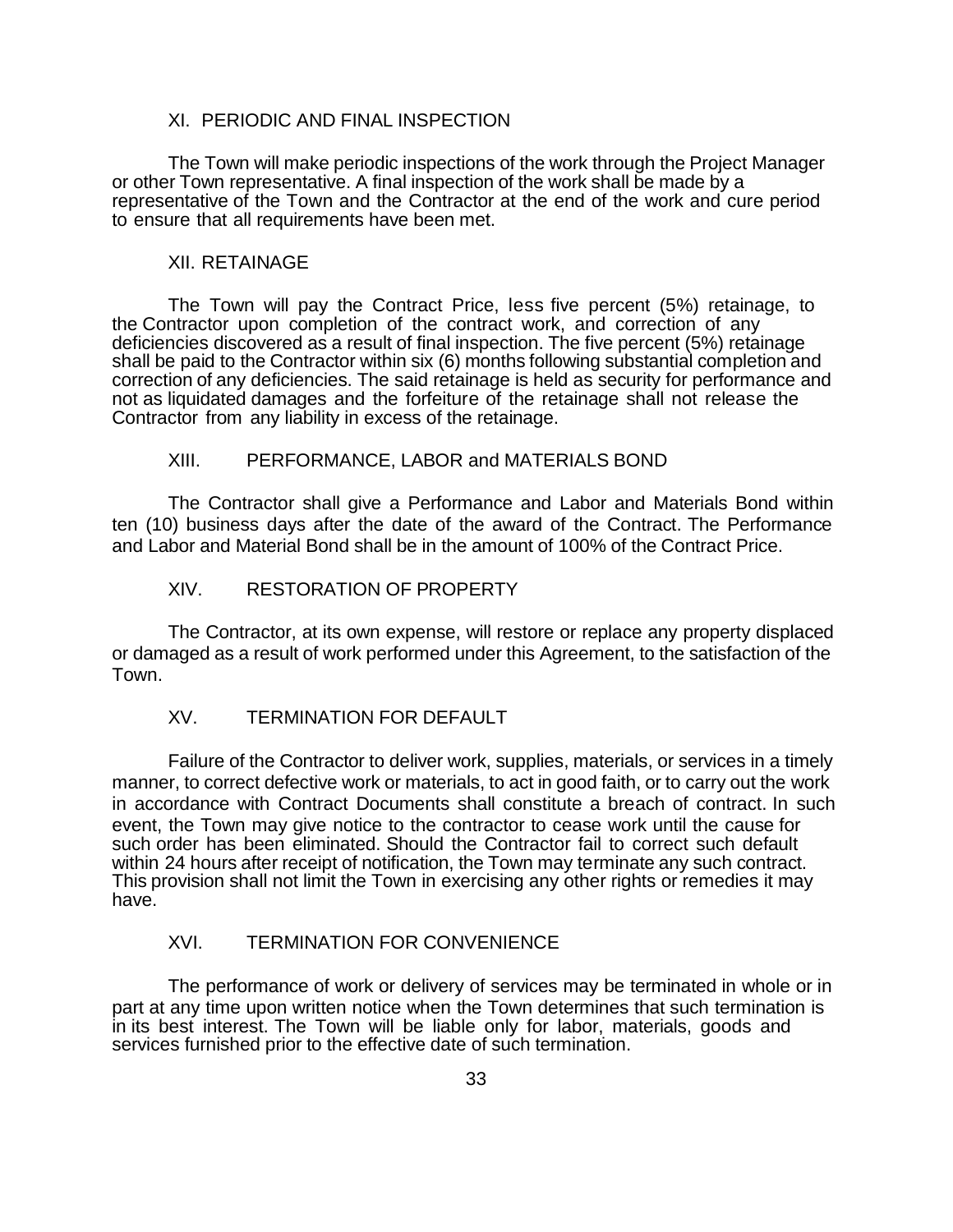## XI. PERIODIC AND FINAL INSPECTION

The Town will make periodic inspections of the work through the Project Manager or other Town representative. A final inspection of the work shall be made by a representative of the Town and the Contractor at the end of the work and cure period to ensure that all requirements have been met.

## XII. RETAINAGE

The Town will pay the Contract Price, less five percent (5%) retainage, to the Contractor upon completion of the contract work, and correction of any deficiencies discovered as a result of final inspection. The five percent (5%) retainage shall be paid to the Contractor within six (6) months following substantial completion and correction of any deficiencies. The said retainage is held as security for performance and not as liquidated damages and the forfeiture of the retainage shall not release the Contractor from any liability in excess of the retainage.

## XIII. PERFORMANCE, LABOR and MATERIALS BOND

The Contractor shall give a Performance and Labor and Materials Bond within ten (10) business days after the date of the award of the Contract. The Performance and Labor and Material Bond shall be in the amount of 100% of the Contract Price.

## XIV. RESTORATION OF PROPERTY

The Contractor, at its own expense, will restore or replace any property displaced or damaged as a result of work performed under this Agreement, to the satisfaction of the Town.

## XV. TERMINATION FOR DEFAULT

Failure of the Contractor to deliver work, supplies, materials, or services in a timely manner, to correct defective work or materials, to act in good faith, or to carry out the work in accordance with Contract Documents shall constitute a breach of contract. In such event, the Town may give notice to the contractor to cease work until the cause for such order has been eliminated. Should the Contractor fail to correct such default within 24 hours after receipt of notification, the Town may terminate any such contract. This provision shall not limit the Town in exercising any other rights or remedies it may have.

## XVI. TERMINATION FOR CONVENIENCE

The performance of work or delivery of services may be terminated in whole or in part at any time upon written notice when the Town determines that such termination is in its best interest. The Town will be liable only for labor, materials, goods and services furnished prior to the effective date of such termination.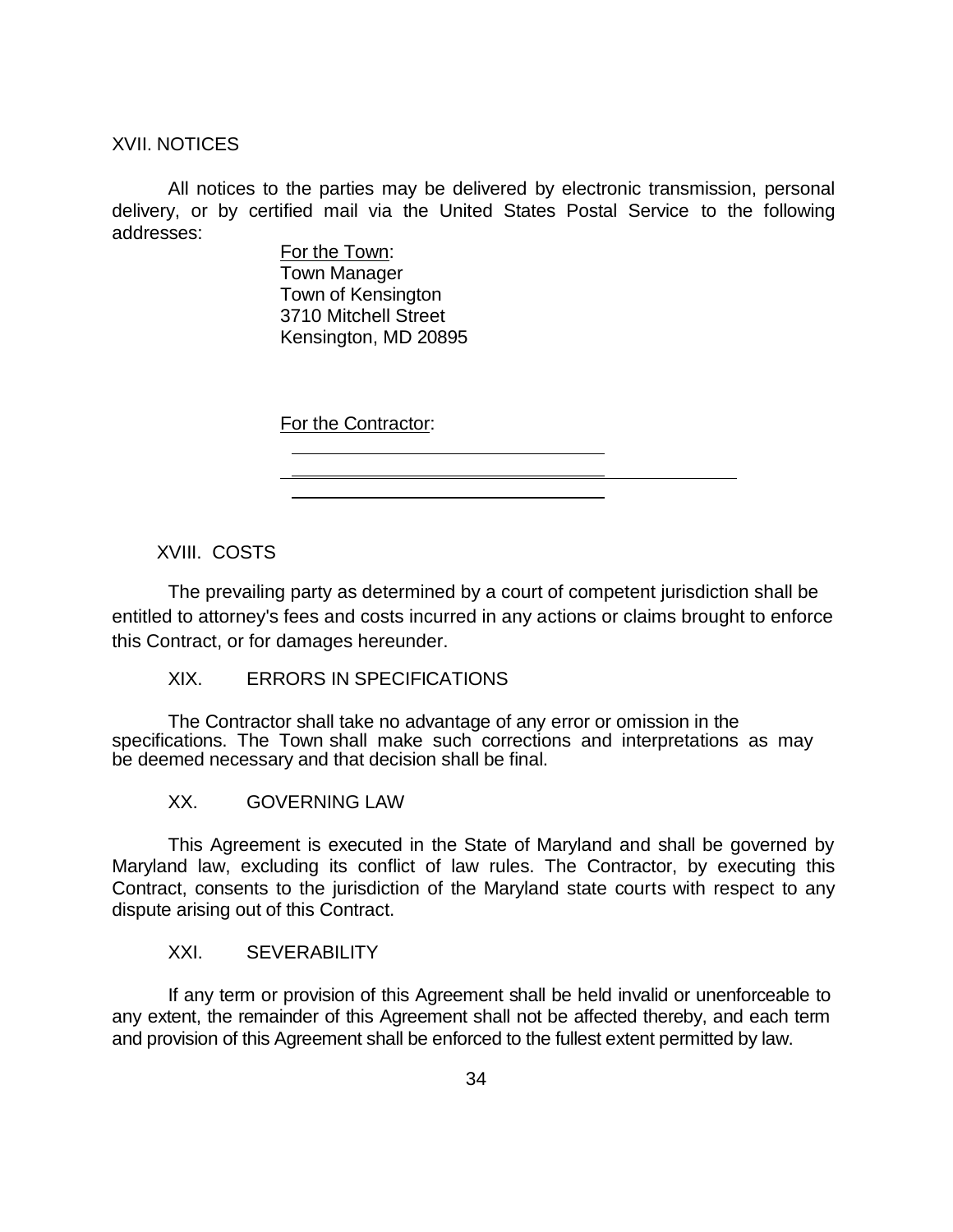## XVII. NOTICES

All notices to the parties may be delivered by electronic transmission, personal delivery, or by certified mail via the United States Postal Service to the following addresses:

> For the Town:
> Town Manager
> Town of Kensington
> 3710 Mitchell Street
> Kensington, MD 20895

> For the Contractor:
> \_\_\_\_\_\_\_\_\_\_\_\_\_\_\_\_\_\_\_\_\_\_\_\_\_\_\_\_\_\_\_\_
> \_\_\_\_\_\_\_\_\_\_\_\_\_\_\_\_\_\_\_\_\_\_\_\_\_\_\_\_\_\_\_\_
> \_\_\_\_\_\_\_\_\_\_\_\_\_\_\_\_\_\_\_\_\_\_\_\_\_\_\_\_\_\_\_\_

## XVIII. COSTS

The prevailing party as determined by a court of competent jurisdiction shall be entitled to attorney's fees and costs incurred in any actions or claims brought to enforce this Contract, or for damages hereunder.

## XIX. ERRORS IN SPECIFICATIONS

The Contractor shall take no advantage of any error or omission in the specifications. The Town shall make such corrections and interpretations as may be deemed necessary and that decision shall be final.

## XX. GOVERNING LAW

This Agreement is executed in the State of Maryland and shall be governed by Maryland law, excluding its conflict of law rules. The Contractor, by executing this Contract, consents to the jurisdiction of the Maryland state courts with respect to any dispute arising out of this Contract.

## XXI. SEVERABILITY

If any term or provision of this Agreement shall be held invalid or unenforceable to any extent, the remainder of this Agreement shall not be affected thereby, and each term and provision of this Agreement shall be enforced to the fullest extent permitted by law.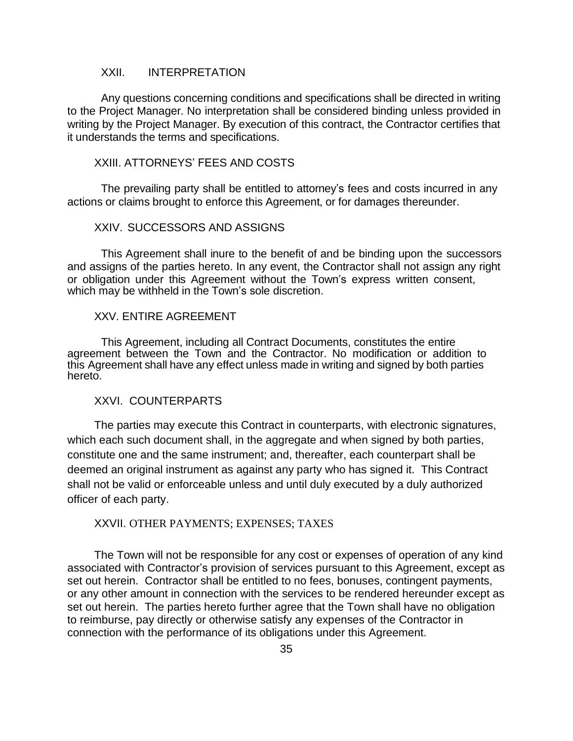## XXII. INTERPRETATION

Any questions concerning conditions and specifications shall be directed in writing to the Project Manager. No interpretation shall be considered binding unless provided in writing by the Project Manager. By execution of this contract, the Contractor certifies that it understands the terms and specifications.

## XXIII. ATTORNEYS' FEES AND COSTS

The prevailing party shall be entitled to attorney's fees and costs incurred in any actions or claims brought to enforce this Agreement, or for damages thereunder.

## XXIV. SUCCESSORS AND ASSIGNS

This Agreement shall inure to the benefit of and be binding upon the successors and assigns of the parties hereto. In any event, the Contractor shall not assign any right or obligation under this Agreement without the Town's express written consent, which may be withheld in the Town's sole discretion.

## XXV. ENTIRE AGREEMENT

This Agreement, including all Contract Documents, constitutes the entire agreement between the Town and the Contractor. No modification or addition to this Agreement shall have any effect unless made in writing and signed by both parties hereto.

## XXVI. COUNTERPARTS

The parties may execute this Contract in counterparts, with electronic signatures, which each such document shall, in the aggregate and when signed by both parties, constitute one and the same instrument; and, thereafter, each counterpart shall be deemed an original instrument as against any party who has signed it. This Contract shall not be valid or enforceable unless and until duly executed by a duly authorized officer of each party.

## XXVII. OTHER PAYMENTS; EXPENSES; TAXES

The Town will not be responsible for any cost or expenses of operation of any kind associated with Contractor's provision of services pursuant to this Agreement, except as set out herein. Contractor shall be entitled to no fees, bonuses, contingent payments, or any other amount in connection with the services to be rendered hereunder except as set out herein. The parties hereto further agree that the Town shall have no obligation to reimburse, pay directly or otherwise satisfy any expenses of the Contractor in connection with the performance of its obligations under this Agreement.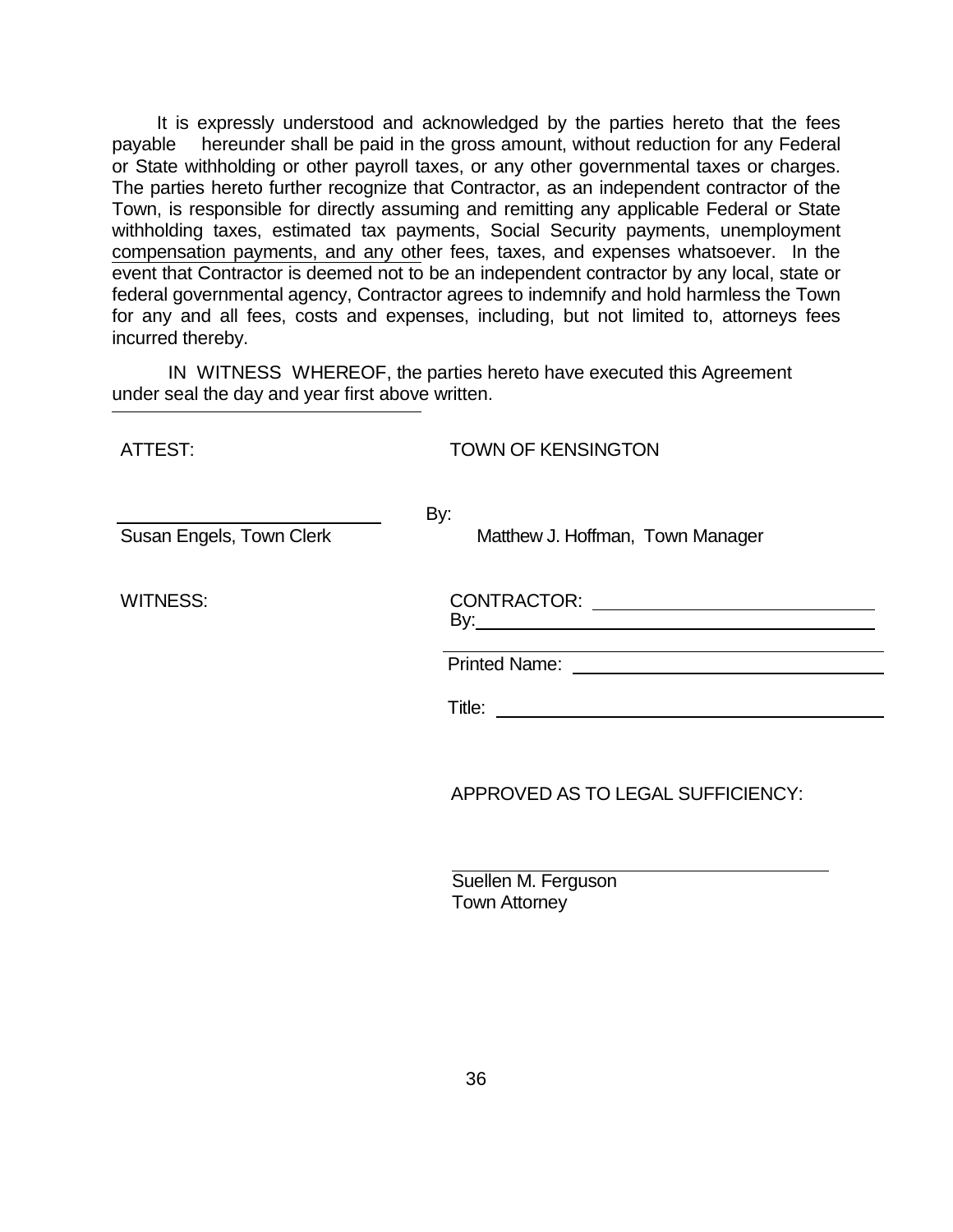It is expressly understood and acknowledged by the parties hereto that the fees payable hereunder shall be paid in the gross amount, without reduction for any Federal or State withholding or other payroll taxes, or any other governmental taxes or charges. The parties hereto further recognize that Contractor, as an independent contractor of the Town, is responsible for directly assuming and remitting any applicable Federal or State withholding taxes, estimated tax payments, Social Security payments, unemployment compensation payments, and any other fees, taxes, and expenses whatsoever. In the event that Contractor is deemed not to be an independent contractor by any local, state or federal governmental agency, Contractor agrees to indemnify and hold harmless the Town for any and all fees, costs and expenses, including, but not limited to, attorneys fees incurred thereby.

IN WITNESS WHEREOF, the parties hereto have executed this Agreement under seal the day and year first above written.

ATTEST: TOWN OF KENSINGTON

\_\_\_\_\_\_\_\_\_\_\_\_\_\_\_\_\_\_\_\_\_\_\_\_\_\_ By:

Susan Engels, Town Clerk Matthew J. Hoffman, Town Manager

WITNESS: CONTRACTOR: \_\_\_\_\_\_\_\_\_\_\_\_\_\_\_\_\_\_\_\_\_\_\_\_\_\_

By: \_\_\_\_\_\_\_\_\_\_\_\_\_\_\_\_\_\_\_\_\_\_\_\_\_\_\_\_\_\_\_\_\_\_\_\_

Printed Name: \_\_\_\_\_\_\_\_\_\_\_\_\_\_\_\_\_\_\_\_\_\_\_\_\_\_\_\_

Title: \_\_\_\_\_\_\_\_\_\_\_\_\_\_\_\_\_\_\_\_\_\_\_\_\_\_\_\_\_\_\_\_\_\_\_\_

APPROVED AS TO LEGAL SUFFICIENCY:

\_\_\_\_\_\_\_\_\_\_\_\_\_\_\_\_\_\_\_\_\_\_\_\_\_\_\_\_\_\_\_\_\_\_\_\_

Suellen M. Ferguson
Town Attorney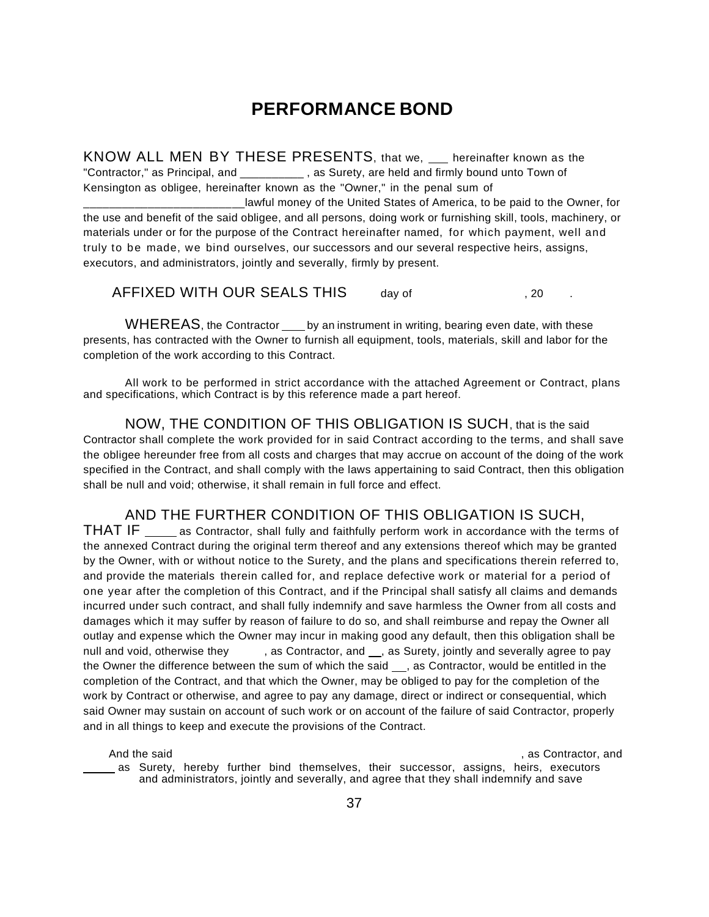# PERFORMANCE BOND

KNOW ALL MEN BY THESE PRESENTS, that we, ___ hereinafter known as the "Contractor," as Principal, and __________ , as Surety, are held and firmly bound unto Town of Kensington as obligee, hereinafter known as the "Owner," in the penal sum of _________________________lawful money of the United States of America, to be paid to the Owner, for the use and benefit of the said obligee, and all persons, doing work or furnishing skill, tools, machinery, or materials under or for the purpose of the Contract hereinafter named, for which payment, well and truly to be made, we bind ourselves, our successors and our several respective heirs, assigns, executors, and administrators, jointly and severally, firmly by present.

AFFIXED WITH OUR SEALS THIS day of , 20 .

WHEREAS, the Contractor ____ by an instrument in writing, bearing even date, with these presents, has contracted with the Owner to furnish all equipment, tools, materials, skill and labor for the completion of the work according to this Contract.

All work to be performed in strict accordance with the attached Agreement or Contract, plans and specifications, which Contract is by this reference made a part hereof.

NOW, THE CONDITION OF THIS OBLIGATION IS SUCH, that is the said Contractor shall complete the work provided for in said Contract according to the terms, and shall save the obligee hereunder free from all costs and charges that may accrue on account of the doing of the work specified in the Contract, and shall comply with the laws appertaining to said Contract, then this obligation shall be null and void; otherwise, it shall remain in full force and effect.

AND THE FURTHER CONDITION OF THIS OBLIGATION IS SUCH, THAT IF _____ as Contractor, shall fully and faithfully perform work in accordance with the terms of the annexed Contract during the original term thereof and any extensions thereof which may be granted by the Owner, with or without notice to the Surety, and the plans and specifications therein referred to, and provide the materials therein called for, and replace defective work or material for a period of one year after the completion of this Contract, and if the Principal shall satisfy all claims and demands incurred under such contract, and shall fully indemnify and save harmless the Owner from all costs and damages which it may suffer by reason of failure to do so, and shall reimburse and repay the Owner all outlay and expense which the Owner may incur in making good any default, then this obligation shall be null and void, otherwise they , as Contractor, and __, as Surety, jointly and severally agree to pay the Owner the difference between the sum of which the said __, as Contractor, would be entitled in the completion of the Contract, and that which the Owner, may be obliged to pay for the completion of the work by Contract or otherwise, and agree to pay any damage, direct or indirect or consequential, which said Owner may sustain on account of such work or on account of the failure of said Contractor, properly and in all things to keep and execute the provisions of the Contract.

And the said , as Contractor, and _____ as Surety, hereby further bind themselves, their successor, assigns, heirs, executors and administrators, jointly and severally, and agree that they shall indemnify and save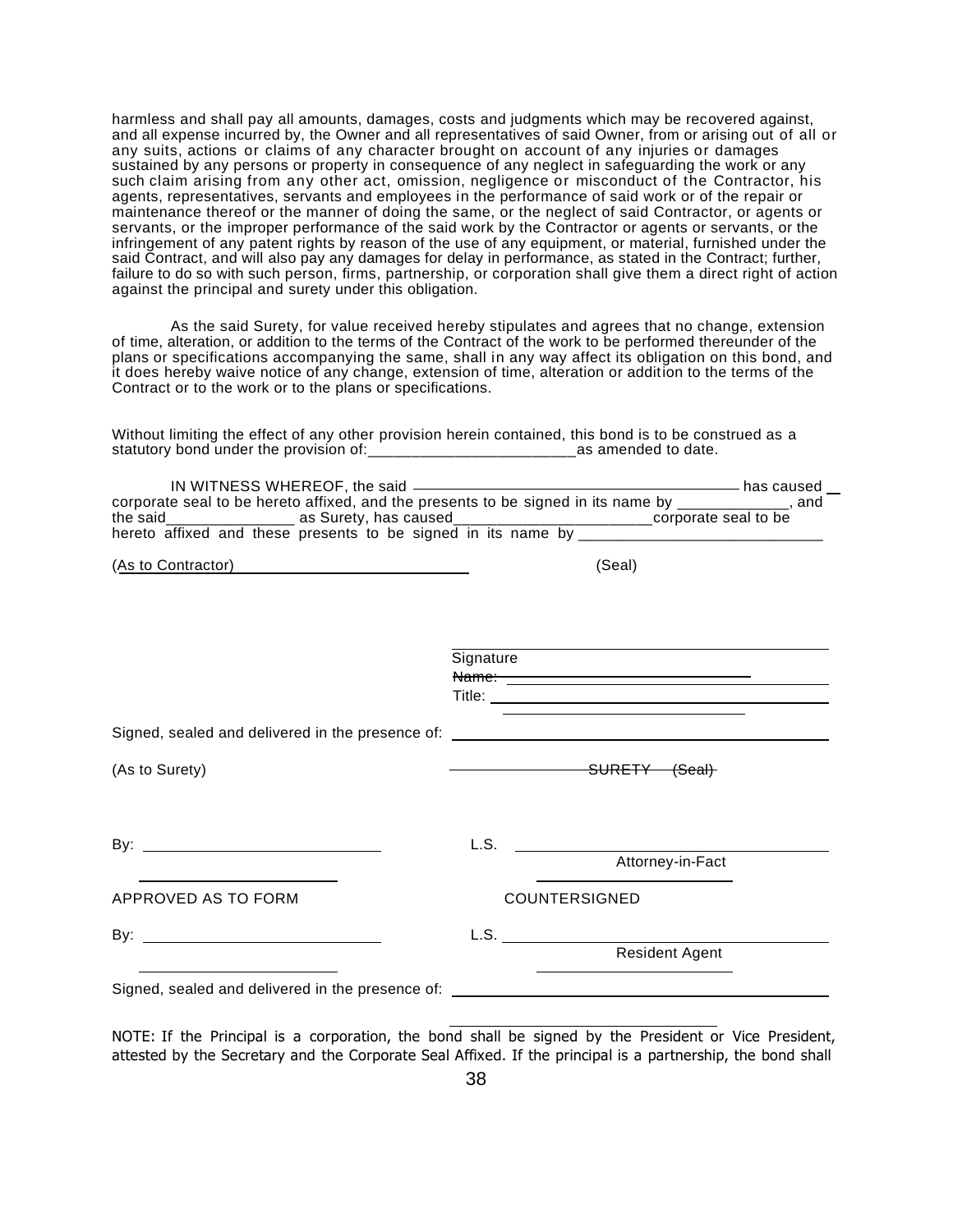harmless and shall pay all amounts, damages, costs and judgments which may be recovered against, and all expense incurred by, the Owner and all representatives of said Owner, from or arising out of all or any suits, actions or claims of any character brought on account of any injuries or damages sustained by any persons or property in consequence of any neglect in safeguarding the work or any such claim arising from any other act, omission, negligence or misconduct of the Contractor, his agents, representatives, servants and employees in the performance of said work or of the repair or maintenance thereof or the manner of doing the same, or the neglect of said Contractor, or agents or servants, or the improper performance of the said work by the Contractor or agents or servants, or the infringement of any patent rights by reason of the use of any equipment, or material, furnished under the said Contract, and will also pay any damages for delay in performance, as stated in the Contract; further, failure to do so with such person, firms, partnership, or corporation shall give them a direct right of action against the principal and surety under this obligation.

As the said Surety, for value received hereby stipulates and agrees that no change, extension of time, alteration, or addition to the terms of the Contract of the work to be performed thereunder of the plans or specifications accompanying the same, shall in any way affect its obligation on this bond, and it does hereby waive notice of any change, extension of time, alteration or addition to the terms of the Contract or to the work or to the plans or specifications.

Without limiting the effect of any other provision herein contained, this bond is to be construed as a statutory bond under the provision of:________________________as amended to date.

IN WITNESS WHEREOF, the said ________________________________________ has caused __ corporate seal to be hereto affixed, and the presents to be signed in its name by _____________, and the said_______________ as Surety, has caused_______________________corporate seal to be hereto affixed and these presents to be signed in its name by _____________________________

(As to Contractor) ____________________________ (Seal)

______________________________
Signature
~~Name:~~ ______________________________
Title: ______________________________

Signed, sealed and delivered in the presence of: ______________________________

(As to Surety) ~~SURETY (Seal)~~

By: ____________________________ L.S. ______________________________
Attorney-in-Fact

APPROVED AS TO FORM COUNTERSIGNED

By: ____________________________ L.S. ______________________________
Resident Agent

Signed, sealed and delivered in the presence of: ______________________________

NOTE: If the Principal is a corporation, the bond shall be signed by the President or Vice President, attested by the Secretary and the Corporate Seal Affixed. If the principal is a partnership, the bond shall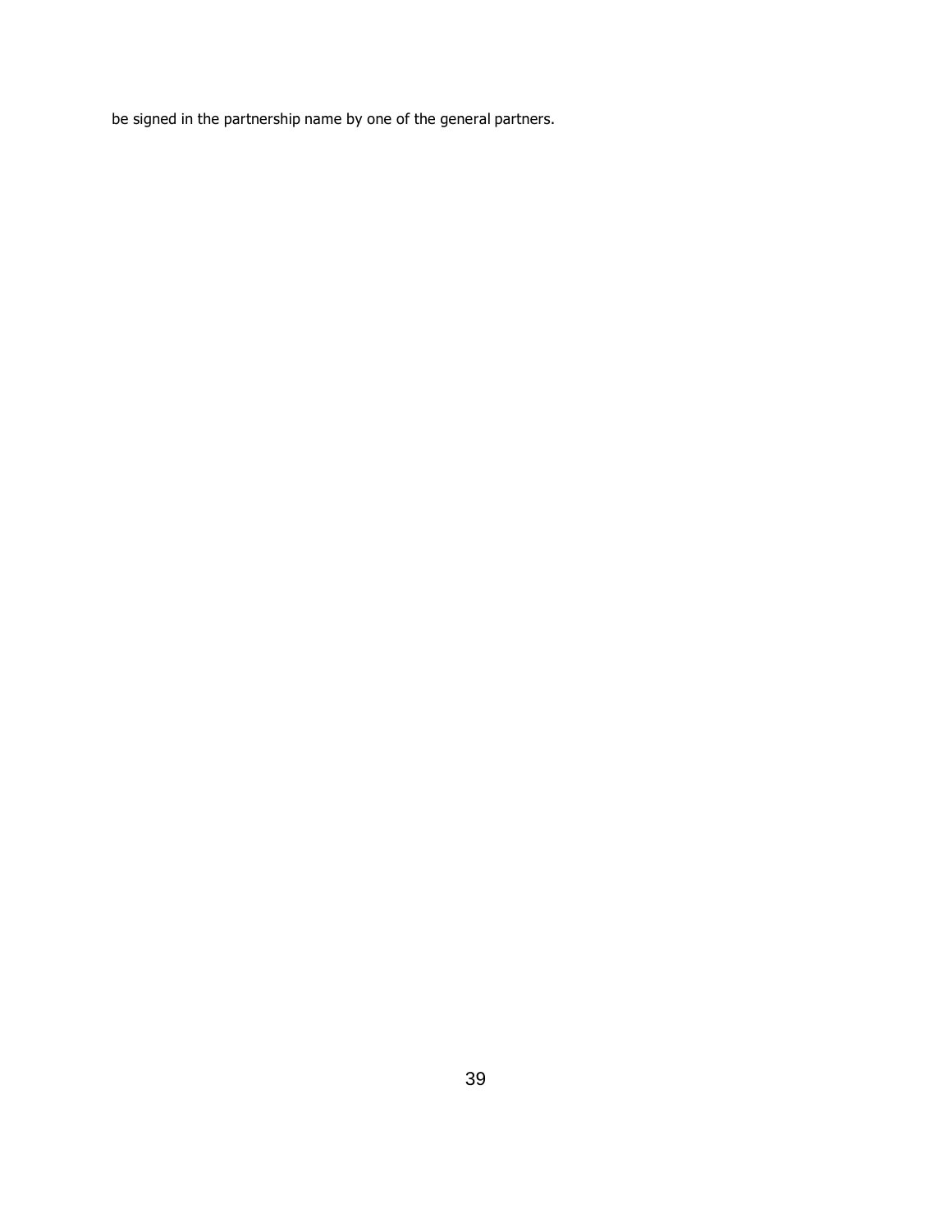be signed in the partnership name by one of the general partners.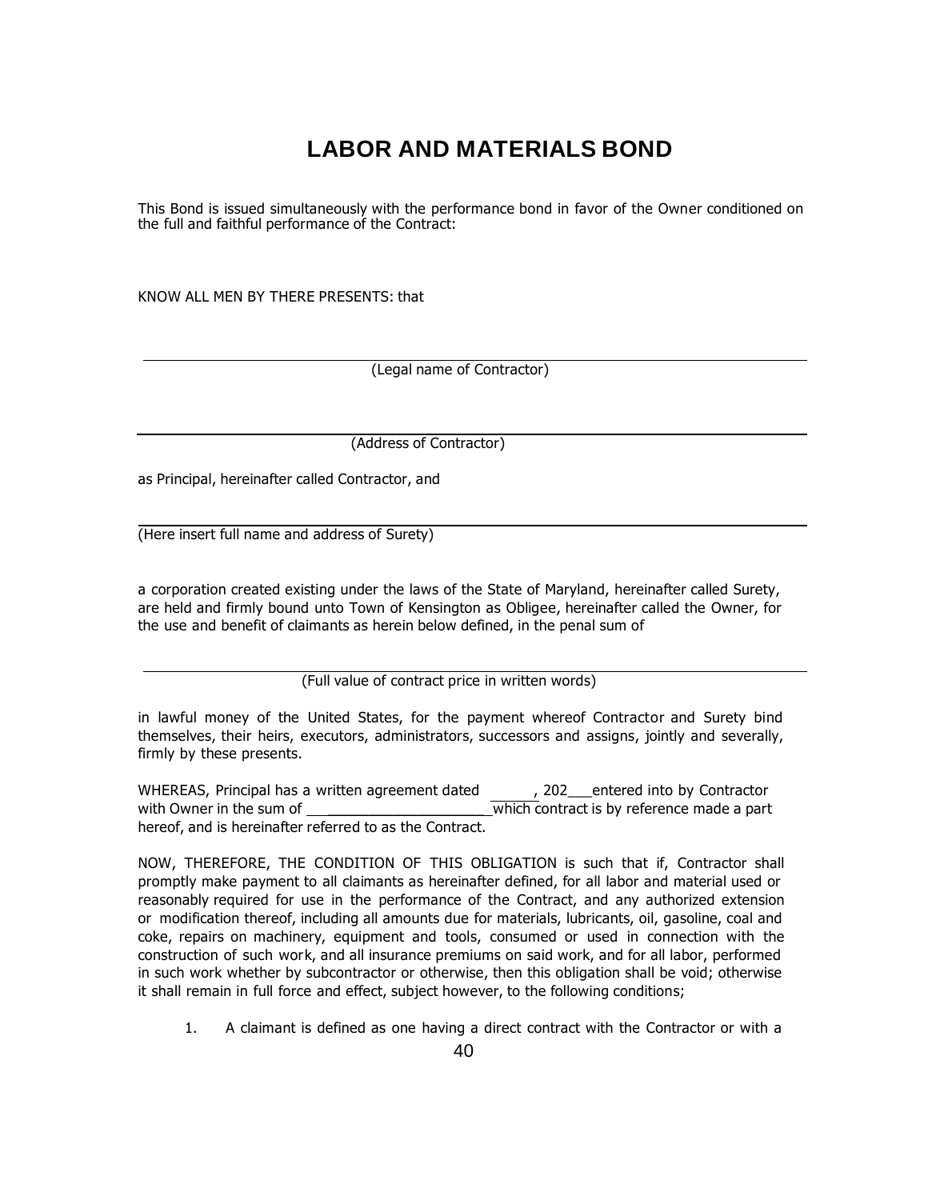# LABOR AND MATERIALS BOND

This Bond is issued simultaneously with the performance bond in favor of the Owner conditioned on the full and faithful performance of the Contract:

KNOW ALL MEN BY THERE PRESENTS: that

______________________________________________________________
(Legal name of Contractor)

______________________________________________________________
(Address of Contractor)

as Principal, hereinafter called Contractor, and

______________________________________________________________
(Here insert full name and address of Surety)

a corporation created existing under the laws of the State of Maryland, hereinafter called Surety, are held and firmly bound unto Town of Kensington as Obligee, hereinafter called the Owner, for the use and benefit of claimants as herein below defined, in the penal sum of

______________________________________________________________
(Full value of contract price in written words)

in lawful money of the United States, for the payment whereof Contractor and Surety bind themselves, their heirs, executors, administrators, successors and assigns, jointly and severally, firmly by these presents.

WHEREAS, Principal has a written agreement dated ______, 202___ entered into by Contractor with Owner in the sum of ______________________ which contract is by reference made a part hereof, and is hereinafter referred to as the Contract.

NOW, THEREFORE, THE CONDITION OF THIS OBLIGATION is such that if, Contractor shall promptly make payment to all claimants as hereinafter defined, for all labor and material used or reasonably required for use in the performance of the Contract, and any authorized extension or modification thereof, including all amounts due for materials, lubricants, oil, gasoline, coal and coke, repairs on machinery, equipment and tools, consumed or used in connection with the construction of such work, and all insurance premiums on said work, and for all labor, performed in such work whether by subcontractor or otherwise, then this obligation shall be void; otherwise it shall remain in full force and effect, subject however, to the following conditions;

1. A claimant is defined as one having a direct contract with the Contractor or with a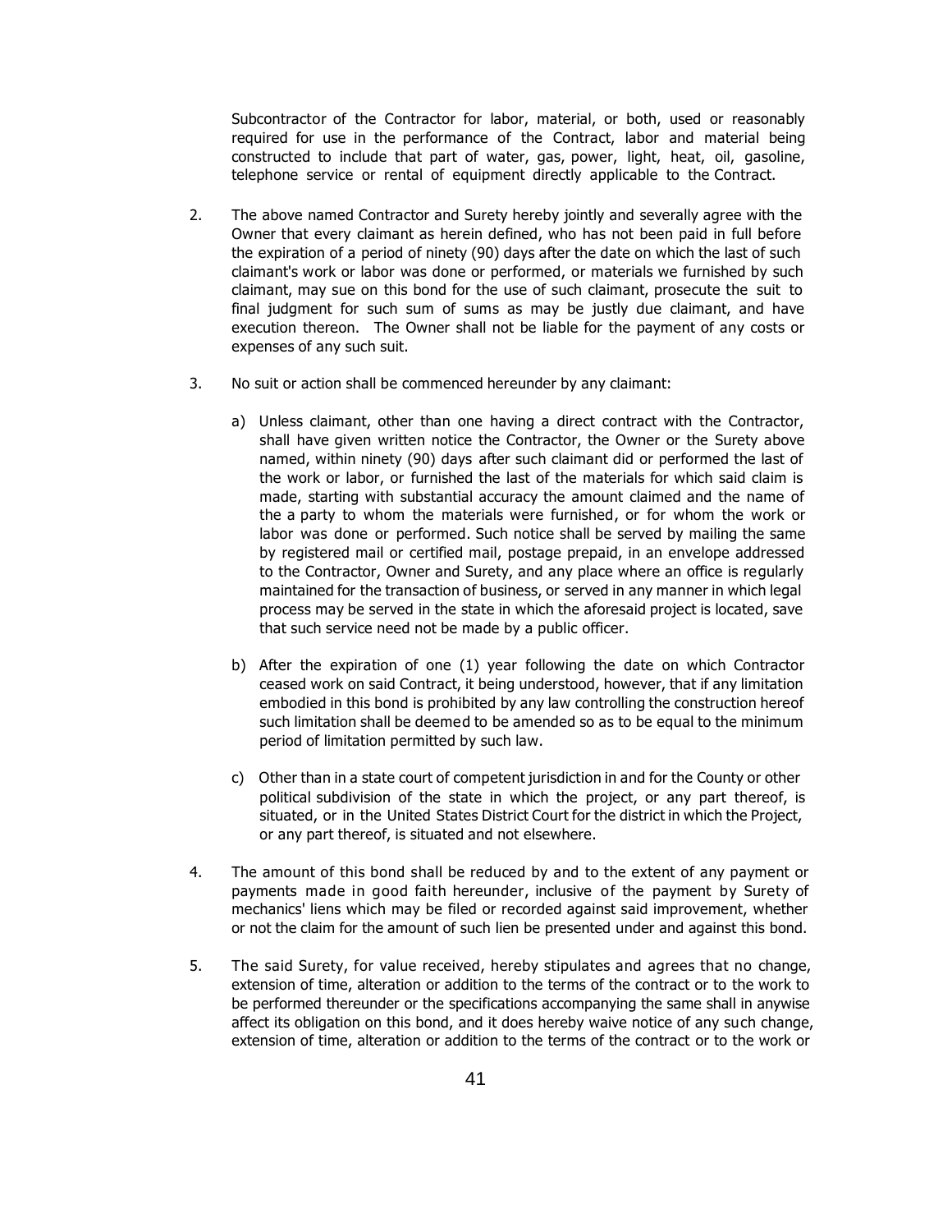Subcontractor of the Contractor for labor, material, or both, used or reasonably required for use in the performance of the Contract, labor and material being constructed to include that part of water, gas, power, light, heat, oil, gasoline, telephone service or rental of equipment directly applicable to the Contract.

2. The above named Contractor and Surety hereby jointly and severally agree with the Owner that every claimant as herein defined, who has not been paid in full before the expiration of a period of ninety (90) days after the date on which the last of such claimant's work or labor was done or performed, or materials we furnished by such claimant, may sue on this bond for the use of such claimant, prosecute the suit to final judgment for such sum of sums as may be justly due claimant, and have execution thereon. The Owner shall not be liable for the payment of any costs or expenses of any such suit.

3. No suit or action shall be commenced hereunder by any claimant:

   a) Unless claimant, other than one having a direct contract with the Contractor, shall have given written notice the Contractor, the Owner or the Surety above named, within ninety (90) days after such claimant did or performed the last of the work or labor, or furnished the last of the materials for which said claim is made, starting with substantial accuracy the amount claimed and the name of the a party to whom the materials were furnished, or for whom the work or labor was done or performed. Such notice shall be served by mailing the same by registered mail or certified mail, postage prepaid, in an envelope addressed to the Contractor, Owner and Surety, and any place where an office is regularly maintained for the transaction of business, or served in any manner in which legal process may be served in the state in which the aforesaid project is located, save that such service need not be made by a public officer.

   b) After the expiration of one (1) year following the date on which Contractor ceased work on said Contract, it being understood, however, that if any limitation embodied in this bond is prohibited by any law controlling the construction hereof such limitation shall be deemed to be amended so as to be equal to the minimum period of limitation permitted by such law.

   c) Other than in a state court of competent jurisdiction in and for the County or other political subdivision of the state in which the project, or any part thereof, is situated, or in the United States District Court for the district in which the Project, or any part thereof, is situated and not elsewhere.

4. The amount of this bond shall be reduced by and to the extent of any payment or payments made in good faith hereunder, inclusive of the payment by Surety of mechanics' liens which may be filed or recorded against said improvement, whether or not the claim for the amount of such lien be presented under and against this bond.

5. The said Surety, for value received, hereby stipulates and agrees that no change, extension of time, alteration or addition to the terms of the contract or to the work to be performed thereunder or the specifications accompanying the same shall in anywise affect its obligation on this bond, and it does hereby waive notice of any such change, extension of time, alteration or addition to the terms of the contract or to the work or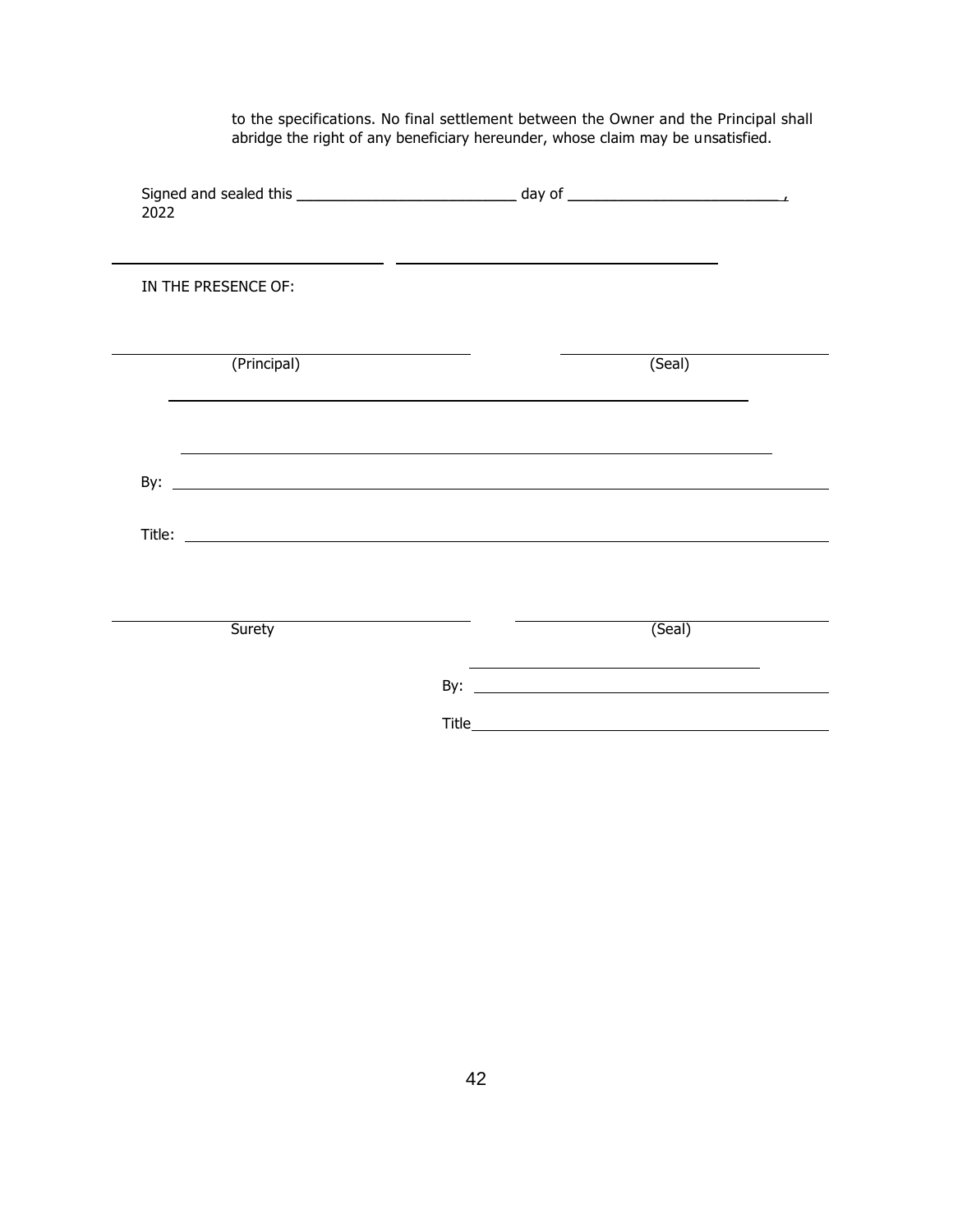to the specifications. No final settlement between the Owner and the Principal shall abridge the right of any beneficiary hereunder, whose claim may be unsatisfied.

Signed and sealed this ___________________________ day of __________________________ , 2022

______________________________ ____________________________________

IN THE PRESENCE OF:

________________________________________ ______________________________

(Principal) (Seal)

______________________________________________________________

______________________________________________________________

By: ______________________________________________________________

Title: ______________________________________________________________

________________________________________ ______________________________

Surety (Seal)

________________________________

By: ________________________________

Title________________________________